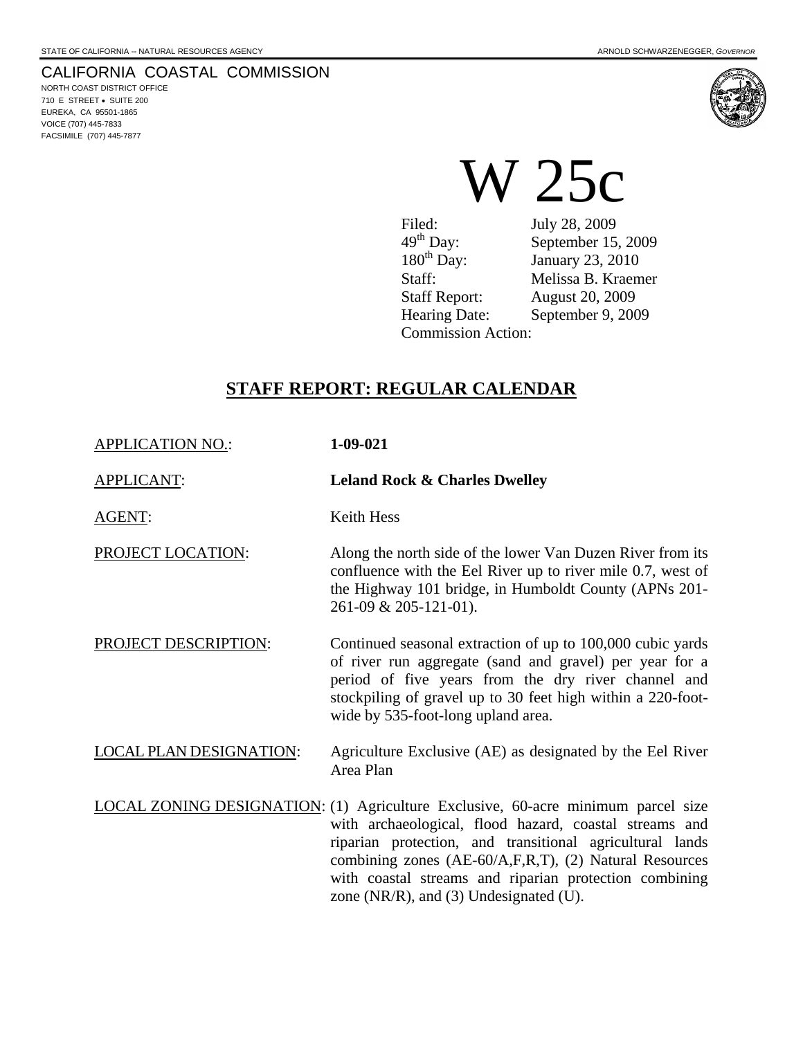STATE OF CALIFORNIA -- NATURAL RESOURCES AGENCY

ARNOLD SCHWARZENEGGER, *GOVERNOR*

CALIFORNIA COASTAL COMMISSION
NORTH COAST DISTRICT OFFICE
710 E STREET • SUITE 200
EUREKA, CA 95501-1865
VOICE (707) 445-7833
FACSIMILE (707) 445-7877

# W 25c

| | |
|---|---|
| Filed: | July 28, 2009 |
| 49th Day: | September 15, 2009 |
| 180th Day: | January 23, 2010 |
| Staff: | Melissa B. Kraemer |
| Staff Report: | August 20, 2009 |
| Hearing Date: | September 9, 2009 |
| Commission Action: | |

## STAFF REPORT: REGULAR CALENDAR

| | |
|---|---|
| APPLICATION NO.: | **1-09-021** |
| APPLICANT: | **Leland Rock & Charles Dwelley** |
| AGENT: | Keith Hess |
| PROJECT LOCATION: | Along the north side of the lower Van Duzen River from its confluence with the Eel River up to river mile 0.7, west of the Highway 101 bridge, in Humboldt County (APNs 201-261-09 & 205-121-01). |
| PROJECT DESCRIPTION: | Continued seasonal extraction of up to 100,000 cubic yards of river run aggregate (sand and gravel) per year for a period of five years from the dry river channel and stockpiling of gravel up to 30 feet high within a 220-foot-wide by 535-foot-long upland area. |
| LOCAL PLAN DESIGNATION: | Agriculture Exclusive (AE) as designated by the Eel River Area Plan |
| LOCAL ZONING DESIGNATION: | (1) Agriculture Exclusive, 60-acre minimum parcel size with archaeological, flood hazard, coastal streams and riparian protection, and transitional agricultural lands combining zones (AE-60/A,F,R,T), (2) Natural Resources with coastal streams and riparian protection combining zone (NR/R), and (3) Undesignated (U). |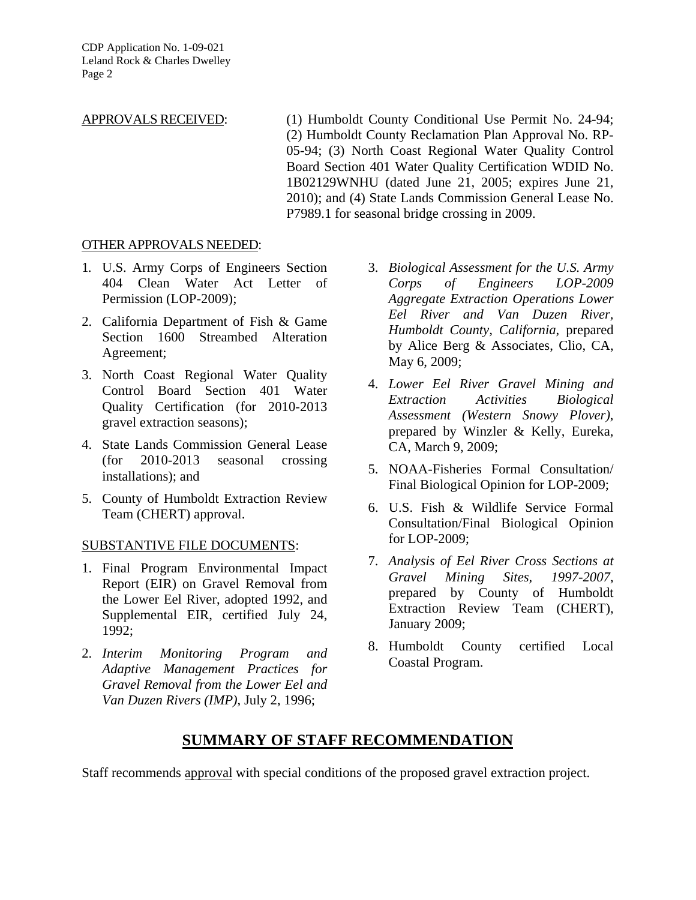APPROVALS RECEIVED: (1) Humboldt County Conditional Use Permit No. 24-94; (2) Humboldt County Reclamation Plan Approval No. RP-05-94; (3) North Coast Regional Water Quality Control Board Section 401 Water Quality Certification WDID No. 1B02129WNHU (dated June 21, 2005; expires June 21, 2010); and (4) State Lands Commission General Lease No. P7989.1 for seasonal bridge crossing in 2009.

OTHER APPROVALS NEEDED:

1. U.S. Army Corps of Engineers Section 404 Clean Water Act Letter of Permission (LOP-2009);
2. California Department of Fish & Game Section 1600 Streambed Alteration Agreement;
3. North Coast Regional Water Quality Control Board Section 401 Water Quality Certification (for 2010-2013 gravel extraction seasons);
4. State Lands Commission General Lease (for 2010-2013 seasonal crossing installations); and
5. County of Humboldt Extraction Review Team (CHERT) approval.

SUBSTANTIVE FILE DOCUMENTS:

1. Final Program Environmental Impact Report (EIR) on Gravel Removal from the Lower Eel River, adopted 1992, and Supplemental EIR, certified July 24, 1992;
2. *Interim Monitoring Program and Adaptive Management Practices for Gravel Removal from the Lower Eel and Van Duzen Rivers (IMP)*, July 2, 1996;
3. *Biological Assessment for the U.S. Army Corps of Engineers LOP-2009 Aggregate Extraction Operations Lower Eel River and Van Duzen River, Humboldt County, California*, prepared by Alice Berg & Associates, Clio, CA, May 6, 2009;
4. *Lower Eel River Gravel Mining and Extraction Activities Biological Assessment (Western Snowy Plover)*, prepared by Winzler & Kelly, Eureka, CA, March 9, 2009;
5. NOAA-Fisheries Formal Consultation/ Final Biological Opinion for LOP-2009;
6. U.S. Fish & Wildlife Service Formal Consultation/Final Biological Opinion for LOP-2009;
7. *Analysis of Eel River Cross Sections at Gravel Mining Sites, 1997-2007*, prepared by County of Humboldt Extraction Review Team (CHERT), January 2009;
8. Humboldt County certified Local Coastal Program.

## SUMMARY OF STAFF RECOMMENDATION

Staff recommends approval with special conditions of the proposed gravel extraction project.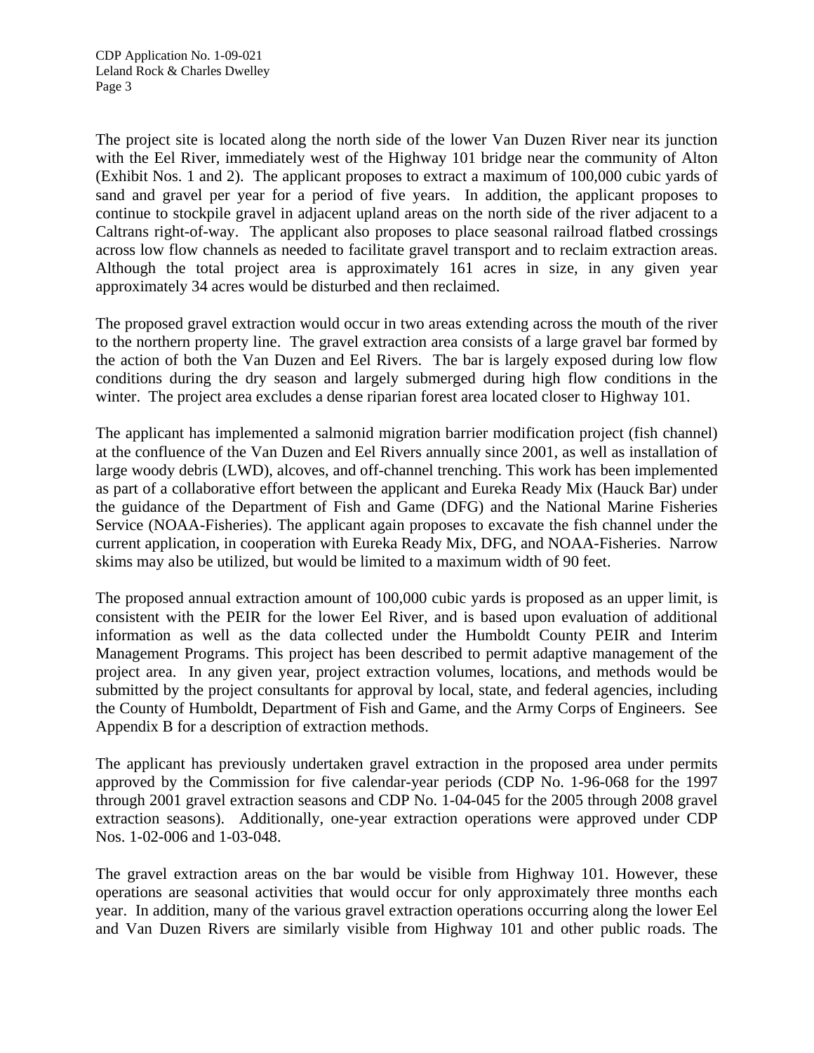The project site is located along the north side of the lower Van Duzen River near its junction with the Eel River, immediately west of the Highway 101 bridge near the community of Alton (Exhibit Nos. 1 and 2). The applicant proposes to extract a maximum of 100,000 cubic yards of sand and gravel per year for a period of five years. In addition, the applicant proposes to continue to stockpile gravel in adjacent upland areas on the north side of the river adjacent to a Caltrans right-of-way. The applicant also proposes to place seasonal railroad flatbed crossings across low flow channels as needed to facilitate gravel transport and to reclaim extraction areas. Although the total project area is approximately 161 acres in size, in any given year approximately 34 acres would be disturbed and then reclaimed.

The proposed gravel extraction would occur in two areas extending across the mouth of the river to the northern property line. The gravel extraction area consists of a large gravel bar formed by the action of both the Van Duzen and Eel Rivers. The bar is largely exposed during low flow conditions during the dry season and largely submerged during high flow conditions in the winter. The project area excludes a dense riparian forest area located closer to Highway 101.

The applicant has implemented a salmonid migration barrier modification project (fish channel) at the confluence of the Van Duzen and Eel Rivers annually since 2001, as well as installation of large woody debris (LWD), alcoves, and off-channel trenching. This work has been implemented as part of a collaborative effort between the applicant and Eureka Ready Mix (Hauck Bar) under the guidance of the Department of Fish and Game (DFG) and the National Marine Fisheries Service (NOAA-Fisheries). The applicant again proposes to excavate the fish channel under the current application, in cooperation with Eureka Ready Mix, DFG, and NOAA-Fisheries. Narrow skims may also be utilized, but would be limited to a maximum width of 90 feet.

The proposed annual extraction amount of 100,000 cubic yards is proposed as an upper limit, is consistent with the PEIR for the lower Eel River, and is based upon evaluation of additional information as well as the data collected under the Humboldt County PEIR and Interim Management Programs. This project has been described to permit adaptive management of the project area. In any given year, project extraction volumes, locations, and methods would be submitted by the project consultants for approval by local, state, and federal agencies, including the County of Humboldt, Department of Fish and Game, and the Army Corps of Engineers. See Appendix B for a description of extraction methods.

The applicant has previously undertaken gravel extraction in the proposed area under permits approved by the Commission for five calendar-year periods (CDP No. 1-96-068 for the 1997 through 2001 gravel extraction seasons and CDP No. 1-04-045 for the 2005 through 2008 gravel extraction seasons). Additionally, one-year extraction operations were approved under CDP Nos. 1-02-006 and 1-03-048.

The gravel extraction areas on the bar would be visible from Highway 101. However, these operations are seasonal activities that would occur for only approximately three months each year. In addition, many of the various gravel extraction operations occurring along the lower Eel and Van Duzen Rivers are similarly visible from Highway 101 and other public roads. The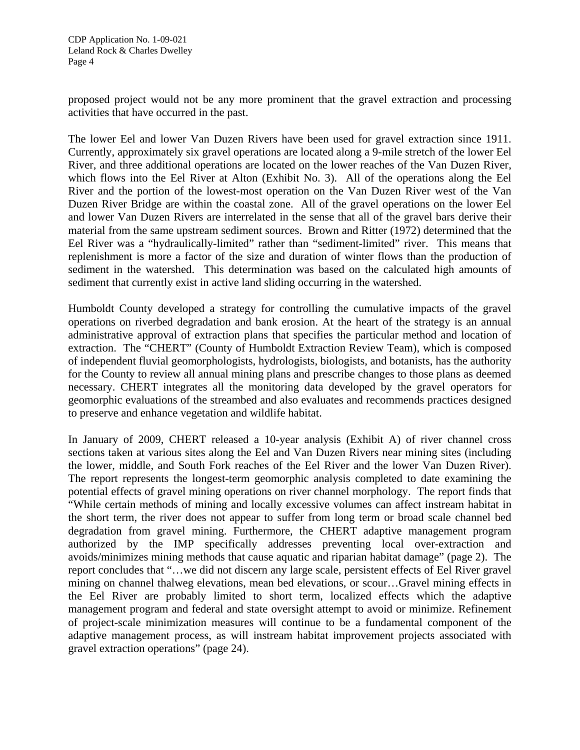proposed project would not be any more prominent that the gravel extraction and processing activities that have occurred in the past.

The lower Eel and lower Van Duzen Rivers have been used for gravel extraction since 1911. Currently, approximately six gravel operations are located along a 9-mile stretch of the lower Eel River, and three additional operations are located on the lower reaches of the Van Duzen River, which flows into the Eel River at Alton (Exhibit No. 3). All of the operations along the Eel River and the portion of the lowest-most operation on the Van Duzen River west of the Van Duzen River Bridge are within the coastal zone. All of the gravel operations on the lower Eel and lower Van Duzen Rivers are interrelated in the sense that all of the gravel bars derive their material from the same upstream sediment sources. Brown and Ritter (1972) determined that the Eel River was a "hydraulically-limited" rather than "sediment-limited" river. This means that replenishment is more a factor of the size and duration of winter flows than the production of sediment in the watershed. This determination was based on the calculated high amounts of sediment that currently exist in active land sliding occurring in the watershed.

Humboldt County developed a strategy for controlling the cumulative impacts of the gravel operations on riverbed degradation and bank erosion. At the heart of the strategy is an annual administrative approval of extraction plans that specifies the particular method and location of extraction. The "CHERT" (County of Humboldt Extraction Review Team), which is composed of independent fluvial geomorphologists, hydrologists, biologists, and botanists, has the authority for the County to review all annual mining plans and prescribe changes to those plans as deemed necessary. CHERT integrates all the monitoring data developed by the gravel operators for geomorphic evaluations of the streambed and also evaluates and recommends practices designed to preserve and enhance vegetation and wildlife habitat.

In January of 2009, CHERT released a 10-year analysis (Exhibit A) of river channel cross sections taken at various sites along the Eel and Van Duzen Rivers near mining sites (including the lower, middle, and South Fork reaches of the Eel River and the lower Van Duzen River). The report represents the longest-term geomorphic analysis completed to date examining the potential effects of gravel mining operations on river channel morphology. The report finds that "While certain methods of mining and locally excessive volumes can affect instream habitat in the short term, the river does not appear to suffer from long term or broad scale channel bed degradation from gravel mining. Furthermore, the CHERT adaptive management program authorized by the IMP specifically addresses preventing local over-extraction and avoids/minimizes mining methods that cause aquatic and riparian habitat damage" (page 2). The report concludes that "…we did not discern any large scale, persistent effects of Eel River gravel mining on channel thalweg elevations, mean bed elevations, or scour…Gravel mining effects in the Eel River are probably limited to short term, localized effects which the adaptive management program and federal and state oversight attempt to avoid or minimize. Refinement of project-scale minimization measures will continue to be a fundamental component of the adaptive management process, as will instream habitat improvement projects associated with gravel extraction operations" (page 24).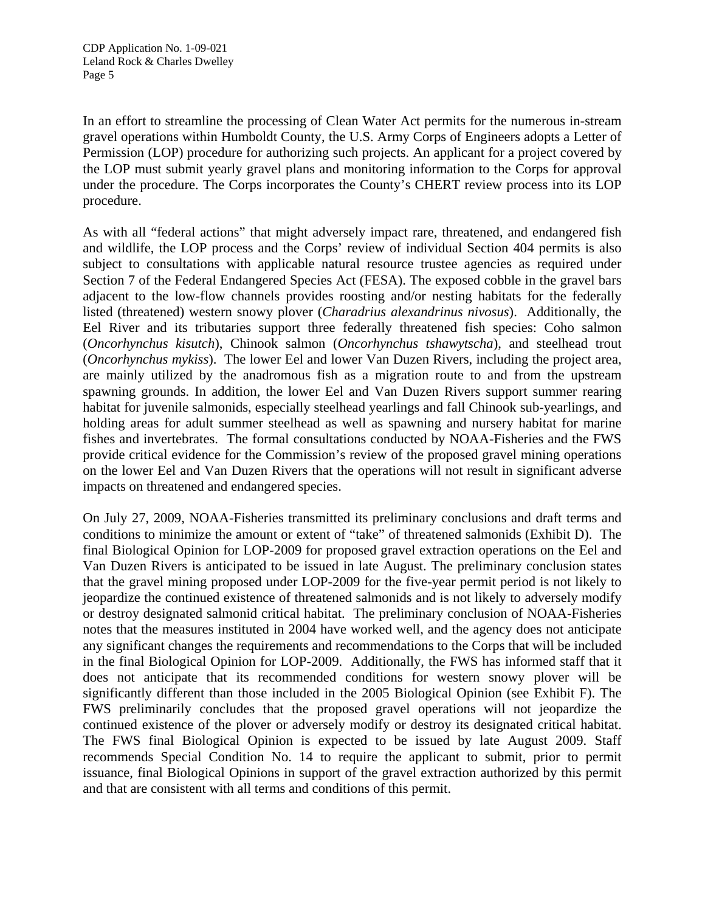In an effort to streamline the processing of Clean Water Act permits for the numerous in-stream gravel operations within Humboldt County, the U.S. Army Corps of Engineers adopts a Letter of Permission (LOP) procedure for authorizing such projects. An applicant for a project covered by the LOP must submit yearly gravel plans and monitoring information to the Corps for approval under the procedure. The Corps incorporates the County's CHERT review process into its LOP procedure.

As with all "federal actions" that might adversely impact rare, threatened, and endangered fish and wildlife, the LOP process and the Corps' review of individual Section 404 permits is also subject to consultations with applicable natural resource trustee agencies as required under Section 7 of the Federal Endangered Species Act (FESA). The exposed cobble in the gravel bars adjacent to the low-flow channels provides roosting and/or nesting habitats for the federally listed (threatened) western snowy plover (*Charadrius alexandrinus nivosus*). Additionally, the Eel River and its tributaries support three federally threatened fish species: Coho salmon (*Oncorhynchus kisutch*), Chinook salmon (*Oncorhynchus tshawytscha*), and steelhead trout (*Oncorhynchus mykiss*). The lower Eel and lower Van Duzen Rivers, including the project area, are mainly utilized by the anadromous fish as a migration route to and from the upstream spawning grounds. In addition, the lower Eel and Van Duzen Rivers support summer rearing habitat for juvenile salmonids, especially steelhead yearlings and fall Chinook sub-yearlings, and holding areas for adult summer steelhead as well as spawning and nursery habitat for marine fishes and invertebrates. The formal consultations conducted by NOAA-Fisheries and the FWS provide critical evidence for the Commission's review of the proposed gravel mining operations on the lower Eel and Van Duzen Rivers that the operations will not result in significant adverse impacts on threatened and endangered species.

On July 27, 2009, NOAA-Fisheries transmitted its preliminary conclusions and draft terms and conditions to minimize the amount or extent of "take" of threatened salmonids (Exhibit D). The final Biological Opinion for LOP-2009 for proposed gravel extraction operations on the Eel and Van Duzen Rivers is anticipated to be issued in late August. The preliminary conclusion states that the gravel mining proposed under LOP-2009 for the five-year permit period is not likely to jeopardize the continued existence of threatened salmonids and is not likely to adversely modify or destroy designated salmonid critical habitat. The preliminary conclusion of NOAA-Fisheries notes that the measures instituted in 2004 have worked well, and the agency does not anticipate any significant changes the requirements and recommendations to the Corps that will be included in the final Biological Opinion for LOP-2009. Additionally, the FWS has informed staff that it does not anticipate that its recommended conditions for western snowy plover will be significantly different than those included in the 2005 Biological Opinion (see Exhibit F). The FWS preliminarily concludes that the proposed gravel operations will not jeopardize the continued existence of the plover or adversely modify or destroy its designated critical habitat. The FWS final Biological Opinion is expected to be issued by late August 2009. Staff recommends Special Condition No. 14 to require the applicant to submit, prior to permit issuance, final Biological Opinions in support of the gravel extraction authorized by this permit and that are consistent with all terms and conditions of this permit.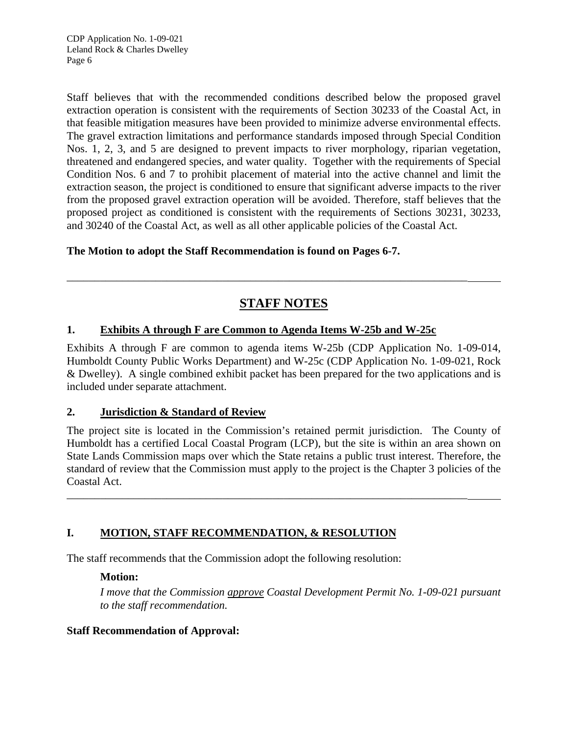Staff believes that with the recommended conditions described below the proposed gravel extraction operation is consistent with the requirements of Section 30233 of the Coastal Act, in that feasible mitigation measures have been provided to minimize adverse environmental effects. The gravel extraction limitations and performance standards imposed through Special Condition Nos. 1, 2, 3, and 5 are designed to prevent impacts to river morphology, riparian vegetation, threatened and endangered species, and water quality. Together with the requirements of Special Condition Nos. 6 and 7 to prohibit placement of material into the active channel and limit the extraction season, the project is conditioned to ensure that significant adverse impacts to the river from the proposed gravel extraction operation will be avoided. Therefore, staff believes that the proposed project as conditioned is consistent with the requirements of Sections 30231, 30233, and 30240 of the Coastal Act, as well as all other applicable policies of the Coastal Act.

**The Motion to adopt the Staff Recommendation is found on Pages 6-7.**

---

## STAFF NOTES

### 1. Exhibits A through F are Common to Agenda Items W-25b and W-25c

Exhibits A through F are common to agenda items W-25b (CDP Application No. 1-09-014, Humboldt County Public Works Department) and W-25c (CDP Application No. 1-09-021, Rock & Dwelley). A single combined exhibit packet has been prepared for the two applications and is included under separate attachment.

### 2. Jurisdiction & Standard of Review

The project site is located in the Commission's retained permit jurisdiction. The County of Humboldt has a certified Local Coastal Program (LCP), but the site is within an area shown on State Lands Commission maps over which the State retains a public trust interest. Therefore, the standard of review that the Commission must apply to the project is the Chapter 3 policies of the Coastal Act.

---

## I. MOTION, STAFF RECOMMENDATION, & RESOLUTION

The staff recommends that the Commission adopt the following resolution:

**Motion:**

*I move that the Commission approve Coastal Development Permit No. 1-09-021 pursuant to the staff recommendation.*

**Staff Recommendation of Approval:**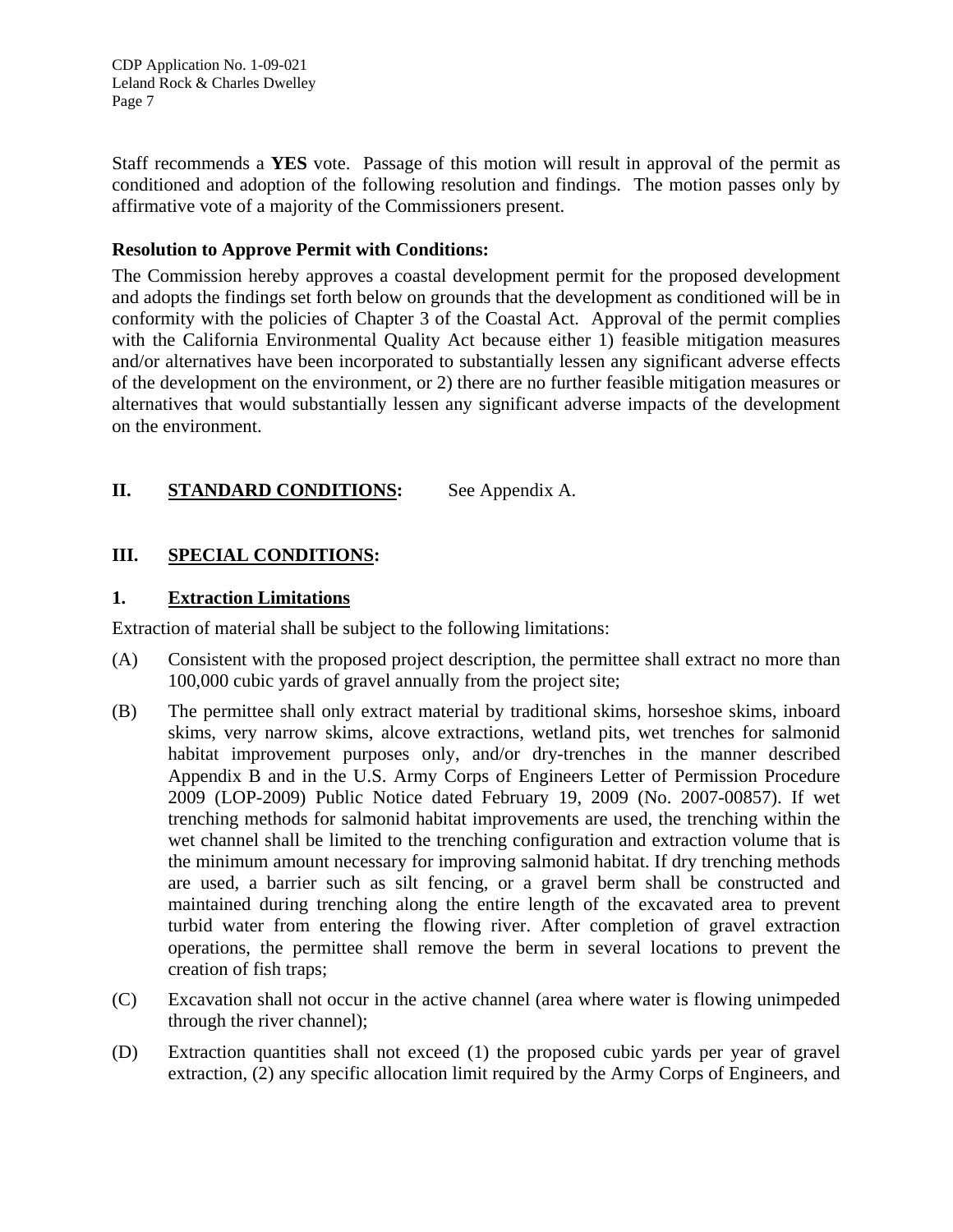Staff recommends a **YES** vote. Passage of this motion will result in approval of the permit as conditioned and adoption of the following resolution and findings. The motion passes only by affirmative vote of a majority of the Commissioners present.

**Resolution to Approve Permit with Conditions:**

The Commission hereby approves a coastal development permit for the proposed development and adopts the findings set forth below on grounds that the development as conditioned will be in conformity with the policies of Chapter 3 of the Coastal Act. Approval of the permit complies with the California Environmental Quality Act because either 1) feasible mitigation measures and/or alternatives have been incorporated to substantially lessen any significant adverse effects of the development on the environment, or 2) there are no further feasible mitigation measures or alternatives that would substantially lessen any significant adverse impacts of the development on the environment.

## II. STANDARD CONDITIONS: See Appendix A.

## III. SPECIAL CONDITIONS:

### 1. Extraction Limitations

Extraction of material shall be subject to the following limitations:

(A) Consistent with the proposed project description, the permittee shall extract no more than 100,000 cubic yards of gravel annually from the project site;

(B) The permittee shall only extract material by traditional skims, horseshoe skims, inboard skims, very narrow skims, alcove extractions, wetland pits, wet trenches for salmonid habitat improvement purposes only, and/or dry-trenches in the manner described Appendix B and in the U.S. Army Corps of Engineers Letter of Permission Procedure 2009 (LOP-2009) Public Notice dated February 19, 2009 (No. 2007-00857). If wet trenching methods for salmonid habitat improvements are used, the trenching within the wet channel shall be limited to the trenching configuration and extraction volume that is the minimum amount necessary for improving salmonid habitat. If dry trenching methods are used, a barrier such as silt fencing, or a gravel berm shall be constructed and maintained during trenching along the entire length of the excavated area to prevent turbid water from entering the flowing river. After completion of gravel extraction operations, the permittee shall remove the berm in several locations to prevent the creation of fish traps;

(C) Excavation shall not occur in the active channel (area where water is flowing unimpeded through the river channel);

(D) Extraction quantities shall not exceed (1) the proposed cubic yards per year of gravel extraction, (2) any specific allocation limit required by the Army Corps of Engineers, and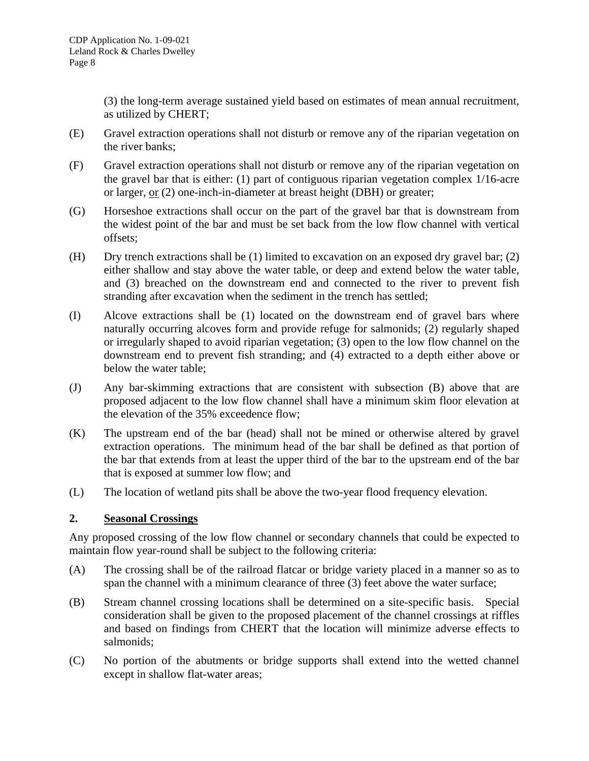(3) the long-term average sustained yield based on estimates of mean annual recruitment, as utilized by CHERT;

(E) Gravel extraction operations shall not disturb or remove any of the riparian vegetation on the river banks;

(F) Gravel extraction operations shall not disturb or remove any of the riparian vegetation on the gravel bar that is either: (1) part of contiguous riparian vegetation complex 1/16-acre or larger, <u>or</u> (2) one-inch-in-diameter at breast height (DBH) or greater;

(G) Horseshoe extractions shall occur on the part of the gravel bar that is downstream from the widest point of the bar and must be set back from the low flow channel with vertical offsets;

(H) Dry trench extractions shall be (1) limited to excavation on an exposed dry gravel bar; (2) either shallow and stay above the water table, or deep and extend below the water table, and (3) breached on the downstream end and connected to the river to prevent fish stranding after excavation when the sediment in the trench has settled;

(I) Alcove extractions shall be (1) located on the downstream end of gravel bars where naturally occurring alcoves form and provide refuge for salmonids; (2) regularly shaped or irregularly shaped to avoid riparian vegetation; (3) open to the low flow channel on the downstream end to prevent fish stranding; and (4) extracted to a depth either above or below the water table;

(J) Any bar-skimming extractions that are consistent with subsection (B) above that are proposed adjacent to the low flow channel shall have a minimum skim floor elevation at the elevation of the 35% exceedence flow;

(K) The upstream end of the bar (head) shall not be mined or otherwise altered by gravel extraction operations. The minimum head of the bar shall be defined as that portion of the bar that extends from at least the upper third of the bar to the upstream end of the bar that is exposed at summer low flow; and

(L) The location of wetland pits shall be above the two-year flood frequency elevation.

## 2. <u>Seasonal Crossings</u>

Any proposed crossing of the low flow channel or secondary channels that could be expected to maintain flow year-round shall be subject to the following criteria:

(A) The crossing shall be of the railroad flatcar or bridge variety placed in a manner so as to span the channel with a minimum clearance of three (3) feet above the water surface;

(B) Stream channel crossing locations shall be determined on a site-specific basis. Special consideration shall be given to the proposed placement of the channel crossings at riffles and based on findings from CHERT that the location will minimize adverse effects to salmonids;

(C) No portion of the abutments or bridge supports shall extend into the wetted channel except in shallow flat-water areas;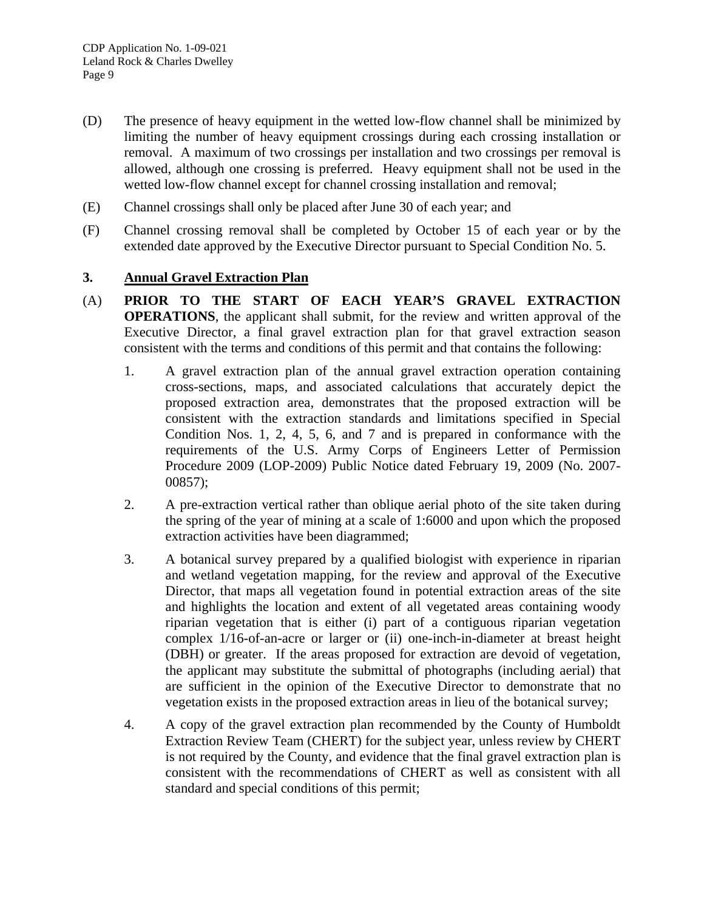(D) The presence of heavy equipment in the wetted low-flow channel shall be minimized by limiting the number of heavy equipment crossings during each crossing installation or removal. A maximum of two crossings per installation and two crossings per removal is allowed, although one crossing is preferred. Heavy equipment shall not be used in the wetted low-flow channel except for channel crossing installation and removal;

(E) Channel crossings shall only be placed after June 30 of each year; and

(F) Channel crossing removal shall be completed by October 15 of each year or by the extended date approved by the Executive Director pursuant to Special Condition No. 5.

**3. Annual Gravel Extraction Plan**

(A) **PRIOR TO THE START OF EACH YEAR'S GRAVEL EXTRACTION OPERATIONS**, the applicant shall submit, for the review and written approval of the Executive Director, a final gravel extraction plan for that gravel extraction season consistent with the terms and conditions of this permit and that contains the following:

1. A gravel extraction plan of the annual gravel extraction operation containing cross-sections, maps, and associated calculations that accurately depict the proposed extraction area, demonstrates that the proposed extraction will be consistent with the extraction standards and limitations specified in Special Condition Nos. 1, 2, 4, 5, 6, and 7 and is prepared in conformance with the requirements of the U.S. Army Corps of Engineers Letter of Permission Procedure 2009 (LOP-2009) Public Notice dated February 19, 2009 (No. 2007-00857);

2. A pre-extraction vertical rather than oblique aerial photo of the site taken during the spring of the year of mining at a scale of 1:6000 and upon which the proposed extraction activities have been diagrammed;

3. A botanical survey prepared by a qualified biologist with experience in riparian and wetland vegetation mapping, for the review and approval of the Executive Director, that maps all vegetation found in potential extraction areas of the site and highlights the location and extent of all vegetated areas containing woody riparian vegetation that is either (i) part of a contiguous riparian vegetation complex 1/16-of-an-acre or larger or (ii) one-inch-in-diameter at breast height (DBH) or greater. If the areas proposed for extraction are devoid of vegetation, the applicant may substitute the submittal of photographs (including aerial) that are sufficient in the opinion of the Executive Director to demonstrate that no vegetation exists in the proposed extraction areas in lieu of the botanical survey;

4. A copy of the gravel extraction plan recommended by the County of Humboldt Extraction Review Team (CHERT) for the subject year, unless review by CHERT is not required by the County, and evidence that the final gravel extraction plan is consistent with the recommendations of CHERT as well as consistent with all standard and special conditions of this permit;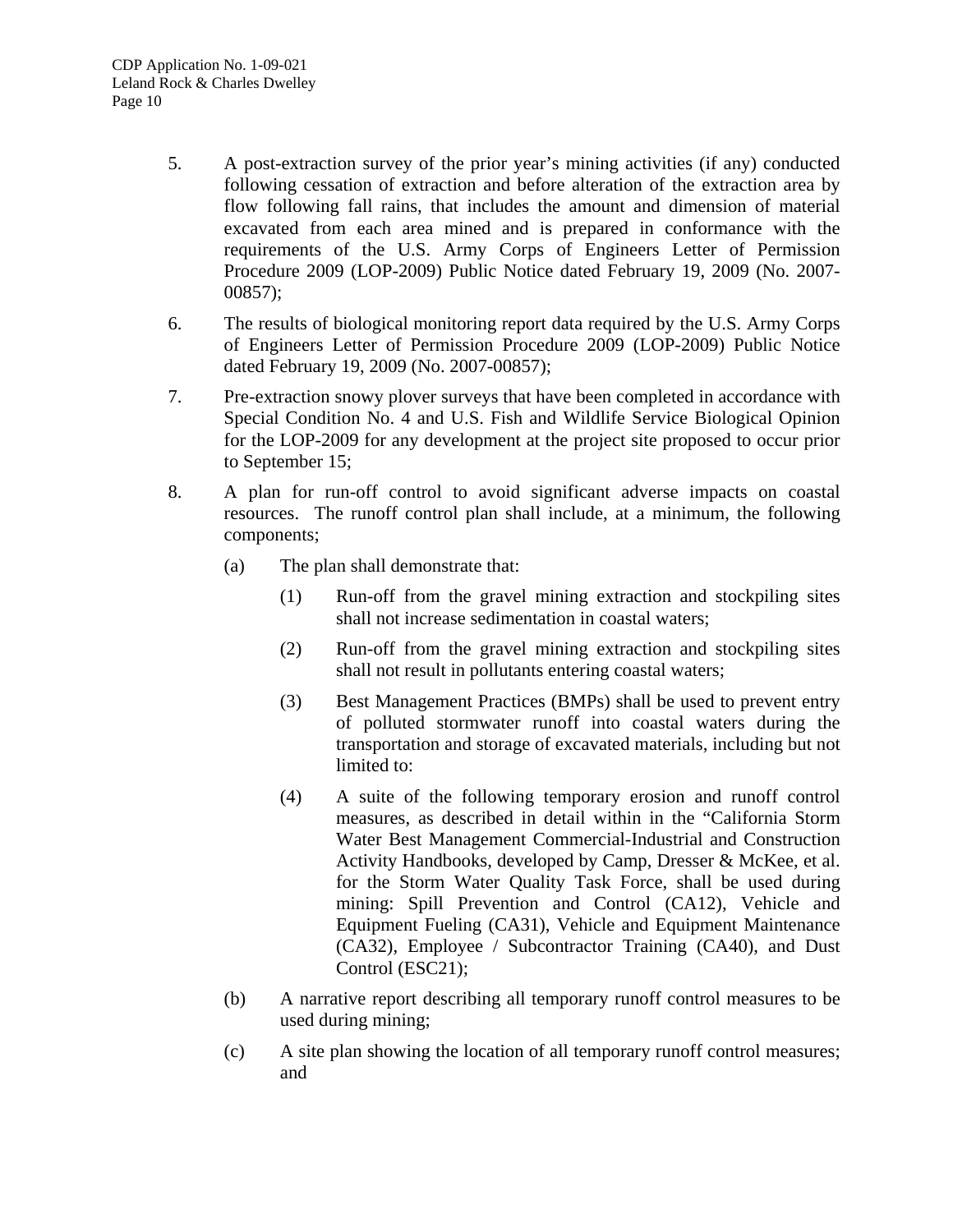5. A post-extraction survey of the prior year's mining activities (if any) conducted following cessation of extraction and before alteration of the extraction area by flow following fall rains, that includes the amount and dimension of material excavated from each area mined and is prepared in conformance with the requirements of the U.S. Army Corps of Engineers Letter of Permission Procedure 2009 (LOP-2009) Public Notice dated February 19, 2009 (No. 2007-00857);

6. The results of biological monitoring report data required by the U.S. Army Corps of Engineers Letter of Permission Procedure 2009 (LOP-2009) Public Notice dated February 19, 2009 (No. 2007-00857);

7. Pre-extraction snowy plover surveys that have been completed in accordance with Special Condition No. 4 and U.S. Fish and Wildlife Service Biological Opinion for the LOP-2009 for any development at the project site proposed to occur prior to September 15;

8. A plan for run-off control to avoid significant adverse impacts on coastal resources. The runoff control plan shall include, at a minimum, the following components;

   (a) The plan shall demonstrate that:

      (1) Run-off from the gravel mining extraction and stockpiling sites shall not increase sedimentation in coastal waters;

      (2) Run-off from the gravel mining extraction and stockpiling sites shall not result in pollutants entering coastal waters;

      (3) Best Management Practices (BMPs) shall be used to prevent entry of polluted stormwater runoff into coastal waters during the transportation and storage of excavated materials, including but not limited to:

      (4) A suite of the following temporary erosion and runoff control measures, as described in detail within in the "California Storm Water Best Management Commercial-Industrial and Construction Activity Handbooks, developed by Camp, Dresser & McKee, et al. for the Storm Water Quality Task Force, shall be used during mining: Spill Prevention and Control (CA12), Vehicle and Equipment Fueling (CA31), Vehicle and Equipment Maintenance (CA32), Employee / Subcontractor Training (CA40), and Dust Control (ESC21);

   (b) A narrative report describing all temporary runoff control measures to be used during mining;

   (c) A site plan showing the location of all temporary runoff control measures; and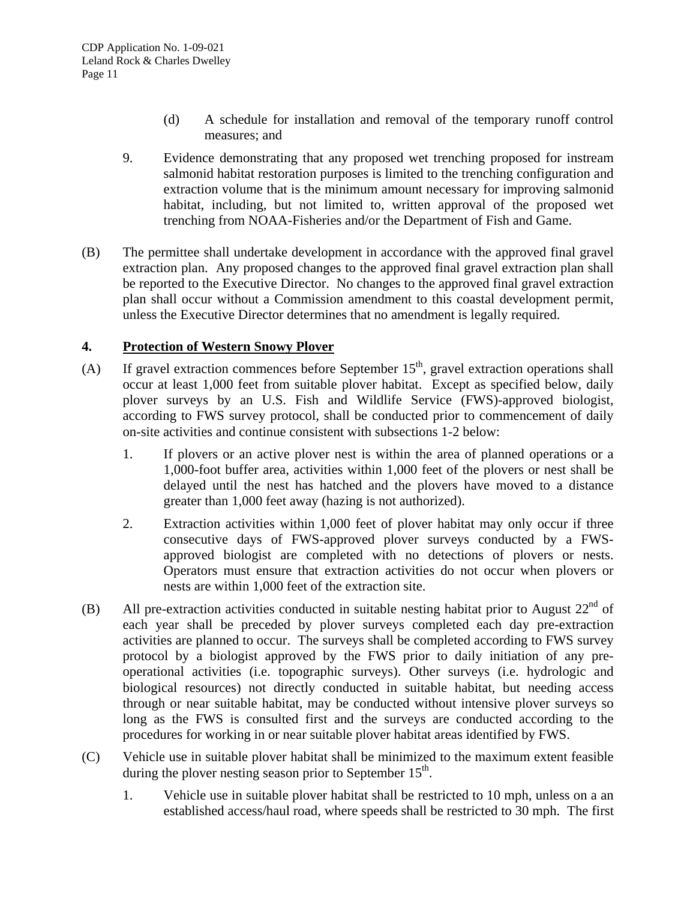(d) A schedule for installation and removal of the temporary runoff control measures; and

9. Evidence demonstrating that any proposed wet trenching proposed for instream salmonid habitat restoration purposes is limited to the trenching configuration and extraction volume that is the minimum amount necessary for improving salmonid habitat, including, but not limited to, written approval of the proposed wet trenching from NOAA-Fisheries and/or the Department of Fish and Game.

(B) The permittee shall undertake development in accordance with the approved final gravel extraction plan. Any proposed changes to the approved final gravel extraction plan shall be reported to the Executive Director. No changes to the approved final gravel extraction plan shall occur without a Commission amendment to this coastal development permit, unless the Executive Director determines that no amendment is legally required.

## 4. Protection of Western Snowy Plover

(A) If gravel extraction commences before September 15th, gravel extraction operations shall occur at least 1,000 feet from suitable plover habitat. Except as specified below, daily plover surveys by an U.S. Fish and Wildlife Service (FWS)-approved biologist, according to FWS survey protocol, shall be conducted prior to commencement of daily on-site activities and continue consistent with subsections 1-2 below:

1. If plovers or an active plover nest is within the area of planned operations or a 1,000-foot buffer area, activities within 1,000 feet of the plovers or nest shall be delayed until the nest has hatched and the plovers have moved to a distance greater than 1,000 feet away (hazing is not authorized).

2. Extraction activities within 1,000 feet of plover habitat may only occur if three consecutive days of FWS-approved plover surveys conducted by a FWS-approved biologist are completed with no detections of plovers or nests. Operators must ensure that extraction activities do not occur when plovers or nests are within 1,000 feet of the extraction site.

(B) All pre-extraction activities conducted in suitable nesting habitat prior to August 22nd of each year shall be preceded by plover surveys completed each day pre-extraction activities are planned to occur. The surveys shall be completed according to FWS survey protocol by a biologist approved by the FWS prior to daily initiation of any pre-operational activities (i.e. topographic surveys). Other surveys (i.e. hydrologic and biological resources) not directly conducted in suitable habitat, but needing access through or near suitable habitat, may be conducted without intensive plover surveys so long as the FWS is consulted first and the surveys are conducted according to the procedures for working in or near suitable plover habitat areas identified by FWS.

(C) Vehicle use in suitable plover habitat shall be minimized to the maximum extent feasible during the plover nesting season prior to September 15th.

1. Vehicle use in suitable plover habitat shall be restricted to 10 mph, unless on a an established access/haul road, where speeds shall be restricted to 30 mph. The first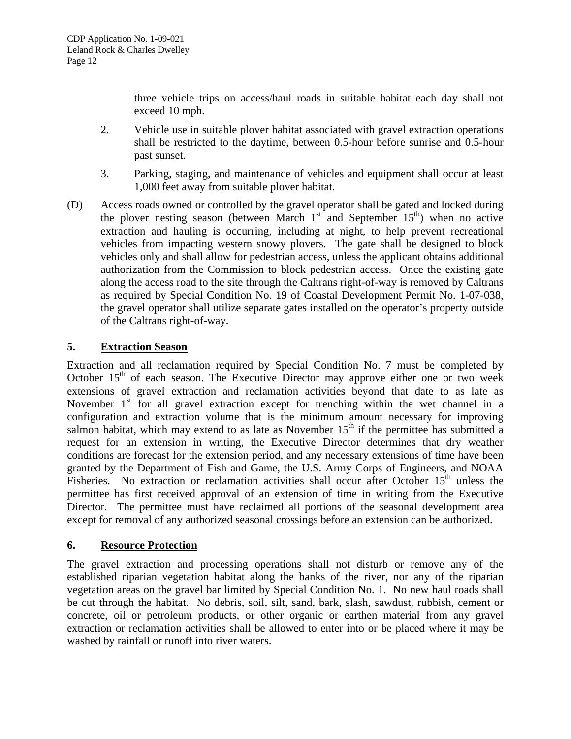three vehicle trips on access/haul roads in suitable habitat each day shall not exceed 10 mph.

2. Vehicle use in suitable plover habitat associated with gravel extraction operations shall be restricted to the daytime, between 0.5-hour before sunrise and 0.5-hour past sunset.

3. Parking, staging, and maintenance of vehicles and equipment shall occur at least 1,000 feet away from suitable plover habitat.

(D) Access roads owned or controlled by the gravel operator shall be gated and locked during the plover nesting season (between March 1st and September 15th) when no active extraction and hauling is occurring, including at night, to help prevent recreational vehicles from impacting western snowy plovers. The gate shall be designed to block vehicles only and shall allow for pedestrian access, unless the applicant obtains additional authorization from the Commission to block pedestrian access. Once the existing gate along the access road to the site through the Caltrans right-of-way is removed by Caltrans as required by Special Condition No. 19 of Coastal Development Permit No. 1-07-038, the gravel operator shall utilize separate gates installed on the operator's property outside of the Caltrans right-of-way.

## 5. Extraction Season

Extraction and all reclamation required by Special Condition No. 7 must be completed by October 15th of each season. The Executive Director may approve either one or two week extensions of gravel extraction and reclamation activities beyond that date to as late as November 1st for all gravel extraction except for trenching within the wet channel in a configuration and extraction volume that is the minimum amount necessary for improving salmon habitat, which may extend to as late as November 15th if the permittee has submitted a request for an extension in writing, the Executive Director determines that dry weather conditions are forecast for the extension period, and any necessary extensions of time have been granted by the Department of Fish and Game, the U.S. Army Corps of Engineers, and NOAA Fisheries. No extraction or reclamation activities shall occur after October 15th unless the permittee has first received approval of an extension of time in writing from the Executive Director. The permittee must have reclaimed all portions of the seasonal development area except for removal of any authorized seasonal crossings before an extension can be authorized.

## 6. Resource Protection

The gravel extraction and processing operations shall not disturb or remove any of the established riparian vegetation habitat along the banks of the river, nor any of the riparian vegetation areas on the gravel bar limited by Special Condition No. 1. No new haul roads shall be cut through the habitat. No debris, soil, silt, sand, bark, slash, sawdust, rubbish, cement or concrete, oil or petroleum products, or other organic or earthen material from any gravel extraction or reclamation activities shall be allowed to enter into or be placed where it may be washed by rainfall or runoff into river waters.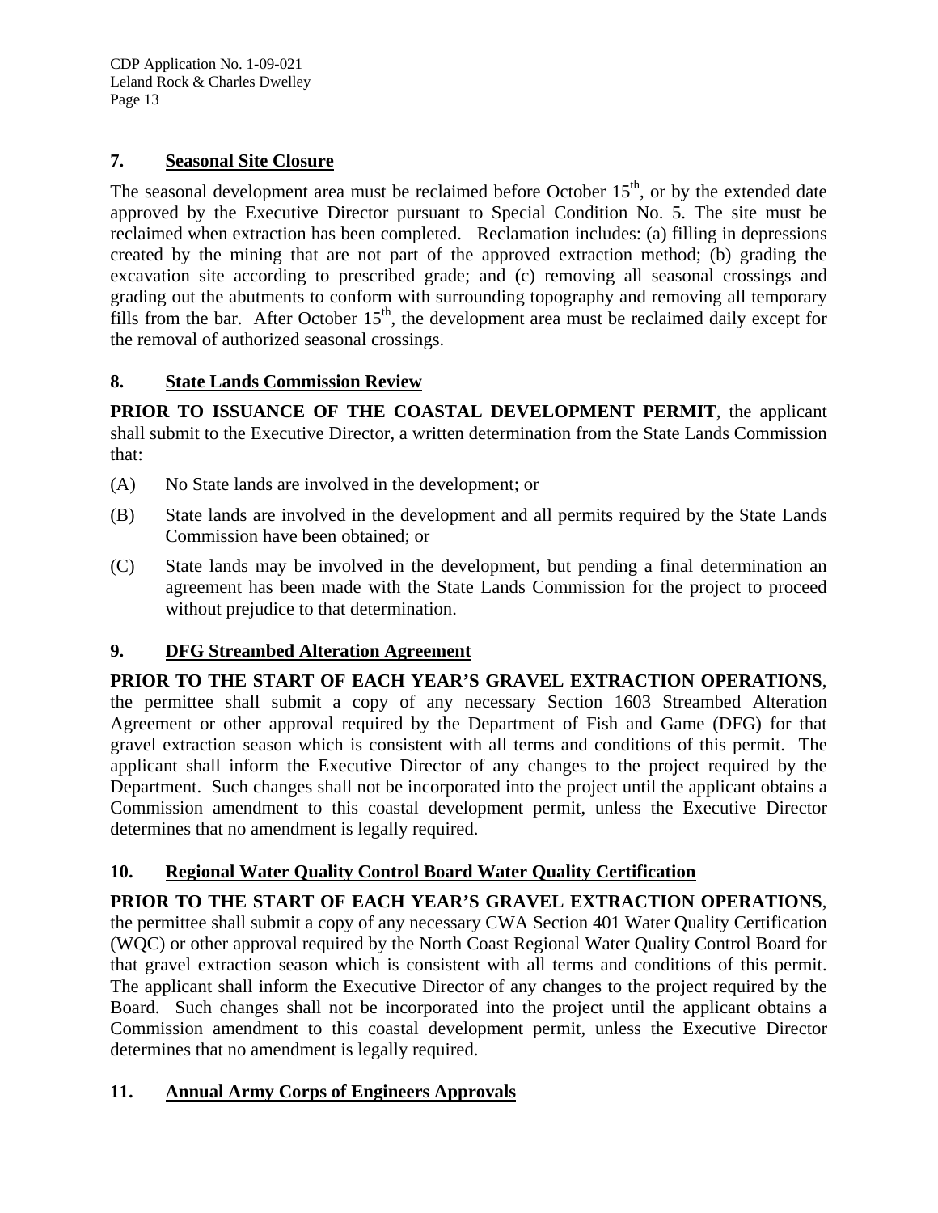## 7. Seasonal Site Closure

The seasonal development area must be reclaimed before October 15th, or by the extended date approved by the Executive Director pursuant to Special Condition No. 5. The site must be reclaimed when extraction has been completed. Reclamation includes: (a) filling in depressions created by the mining that are not part of the approved extraction method; (b) grading the excavation site according to prescribed grade; and (c) removing all seasonal crossings and grading out the abutments to conform with surrounding topography and removing all temporary fills from the bar. After October 15th, the development area must be reclaimed daily except for the removal of authorized seasonal crossings.

## 8. State Lands Commission Review

**PRIOR TO ISSUANCE OF THE COASTAL DEVELOPMENT PERMIT**, the applicant shall submit to the Executive Director, a written determination from the State Lands Commission that:

(A) No State lands are involved in the development; or

(B) State lands are involved in the development and all permits required by the State Lands Commission have been obtained; or

(C) State lands may be involved in the development, but pending a final determination an agreement has been made with the State Lands Commission for the project to proceed without prejudice to that determination.

## 9. DFG Streambed Alteration Agreement

**PRIOR TO THE START OF EACH YEAR'S GRAVEL EXTRACTION OPERATIONS**, the permittee shall submit a copy of any necessary Section 1603 Streambed Alteration Agreement or other approval required by the Department of Fish and Game (DFG) for that gravel extraction season which is consistent with all terms and conditions of this permit. The applicant shall inform the Executive Director of any changes to the project required by the Department. Such changes shall not be incorporated into the project until the applicant obtains a Commission amendment to this coastal development permit, unless the Executive Director determines that no amendment is legally required.

## 10. Regional Water Quality Control Board Water Quality Certification

**PRIOR TO THE START OF EACH YEAR'S GRAVEL EXTRACTION OPERATIONS**, the permittee shall submit a copy of any necessary CWA Section 401 Water Quality Certification (WQC) or other approval required by the North Coast Regional Water Quality Control Board for that gravel extraction season which is consistent with all terms and conditions of this permit. The applicant shall inform the Executive Director of any changes to the project required by the Board. Such changes shall not be incorporated into the project until the applicant obtains a Commission amendment to this coastal development permit, unless the Executive Director determines that no amendment is legally required.

## 11. Annual Army Corps of Engineers Approvals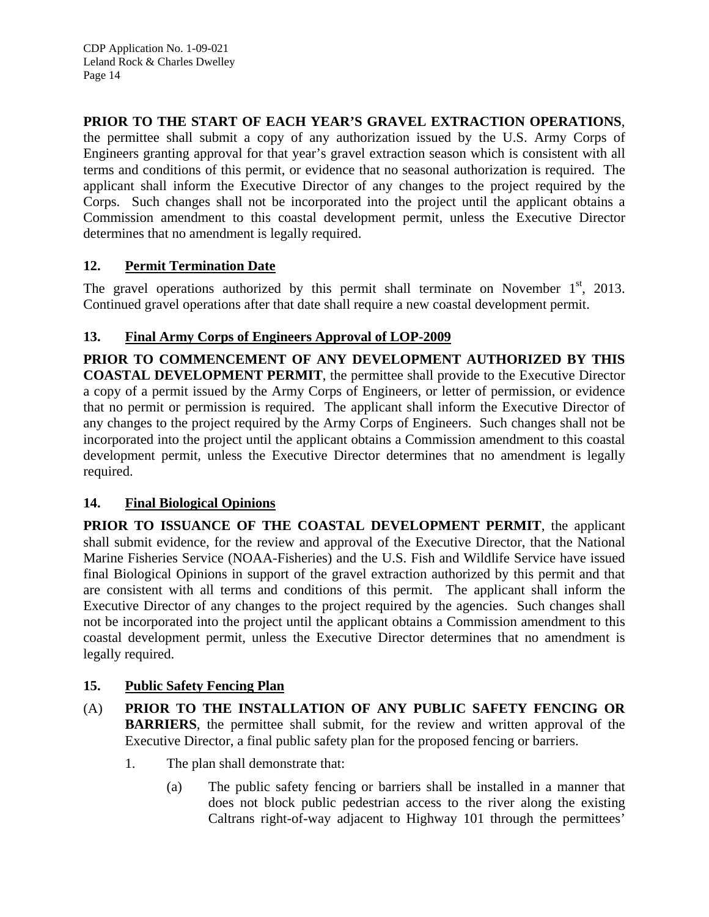**PRIOR TO THE START OF EACH YEAR'S GRAVEL EXTRACTION OPERATIONS**, the permittee shall submit a copy of any authorization issued by the U.S. Army Corps of Engineers granting approval for that year's gravel extraction season which is consistent with all terms and conditions of this permit, or evidence that no seasonal authorization is required. The applicant shall inform the Executive Director of any changes to the project required by the Corps. Such changes shall not be incorporated into the project until the applicant obtains a Commission amendment to this coastal development permit, unless the Executive Director determines that no amendment is legally required.

## 12. Permit Termination Date

The gravel operations authorized by this permit shall terminate on November 1st, 2013. Continued gravel operations after that date shall require a new coastal development permit.

## 13. Final Army Corps of Engineers Approval of LOP-2009

**PRIOR TO COMMENCEMENT OF ANY DEVELOPMENT AUTHORIZED BY THIS COASTAL DEVELOPMENT PERMIT**, the permittee shall provide to the Executive Director a copy of a permit issued by the Army Corps of Engineers, or letter of permission, or evidence that no permit or permission is required. The applicant shall inform the Executive Director of any changes to the project required by the Army Corps of Engineers. Such changes shall not be incorporated into the project until the applicant obtains a Commission amendment to this coastal development permit, unless the Executive Director determines that no amendment is legally required.

## 14. Final Biological Opinions

**PRIOR TO ISSUANCE OF THE COASTAL DEVELOPMENT PERMIT**, the applicant shall submit evidence, for the review and approval of the Executive Director, that the National Marine Fisheries Service (NOAA-Fisheries) and the U.S. Fish and Wildlife Service have issued final Biological Opinions in support of the gravel extraction authorized by this permit and that are consistent with all terms and conditions of this permit. The applicant shall inform the Executive Director of any changes to the project required by the agencies. Such changes shall not be incorporated into the project until the applicant obtains a Commission amendment to this coastal development permit, unless the Executive Director determines that no amendment is legally required.

## 15. Public Safety Fencing Plan

(A) **PRIOR TO THE INSTALLATION OF ANY PUBLIC SAFETY FENCING OR BARRIERS**, the permittee shall submit, for the review and written approval of the Executive Director, a final public safety plan for the proposed fencing or barriers.

1. The plan shall demonstrate that:

   (a) The public safety fencing or barriers shall be installed in a manner that does not block public pedestrian access to the river along the existing Caltrans right-of-way adjacent to Highway 101 through the permittees'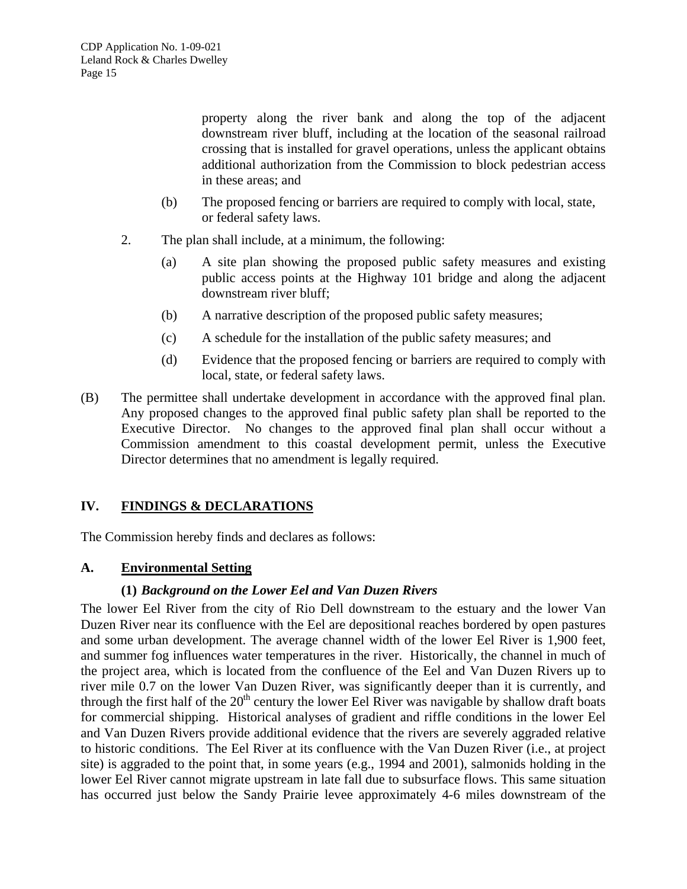property along the river bank and along the top of the adjacent downstream river bluff, including at the location of the seasonal railroad crossing that is installed for gravel operations, unless the applicant obtains additional authorization from the Commission to block pedestrian access in these areas; and

(b) The proposed fencing or barriers are required to comply with local, state, or federal safety laws.

2. The plan shall include, at a minimum, the following:

(a) A site plan showing the proposed public safety measures and existing public access points at the Highway 101 bridge and along the adjacent downstream river bluff;

(b) A narrative description of the proposed public safety measures;

(c) A schedule for the installation of the public safety measures; and

(d) Evidence that the proposed fencing or barriers are required to comply with local, state, or federal safety laws.

(B) The permittee shall undertake development in accordance with the approved final plan. Any proposed changes to the approved final public safety plan shall be reported to the Executive Director. No changes to the approved final plan shall occur without a Commission amendment to this coastal development permit, unless the Executive Director determines that no amendment is legally required.

## IV. FINDINGS & DECLARATIONS

The Commission hereby finds and declares as follows:

### A. Environmental Setting

#### (1) *Background on the Lower Eel and Van Duzen Rivers*

The lower Eel River from the city of Rio Dell downstream to the estuary and the lower Van Duzen River near its confluence with the Eel are depositional reaches bordered by open pastures and some urban development. The average channel width of the lower Eel River is 1,900 feet, and summer fog influences water temperatures in the river. Historically, the channel in much of the project area, which is located from the confluence of the Eel and Van Duzen Rivers up to river mile 0.7 on the lower Van Duzen River, was significantly deeper than it is currently, and through the first half of the 20th century the lower Eel River was navigable by shallow draft boats for commercial shipping. Historical analyses of gradient and riffle conditions in the lower Eel and Van Duzen Rivers provide additional evidence that the rivers are severely aggraded relative to historic conditions. The Eel River at its confluence with the Van Duzen River (i.e., at project site) is aggraded to the point that, in some years (e.g., 1994 and 2001), salmonids holding in the lower Eel River cannot migrate upstream in late fall due to subsurface flows. This same situation has occurred just below the Sandy Prairie levee approximately 4-6 miles downstream of the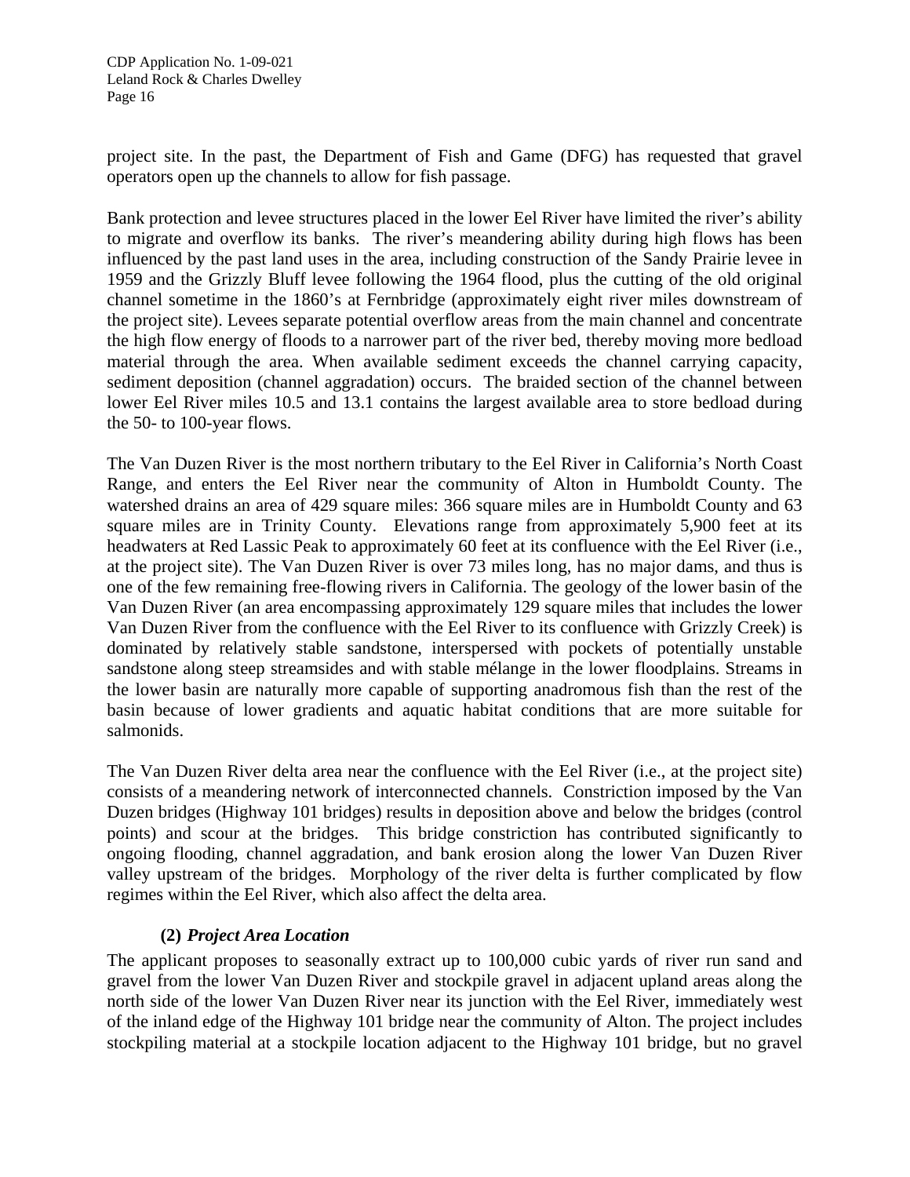project site. In the past, the Department of Fish and Game (DFG) has requested that gravel operators open up the channels to allow for fish passage.

Bank protection and levee structures placed in the lower Eel River have limited the river's ability to migrate and overflow its banks. The river's meandering ability during high flows has been influenced by the past land uses in the area, including construction of the Sandy Prairie levee in 1959 and the Grizzly Bluff levee following the 1964 flood, plus the cutting of the old original channel sometime in the 1860's at Fernbridge (approximately eight river miles downstream of the project site). Levees separate potential overflow areas from the main channel and concentrate the high flow energy of floods to a narrower part of the river bed, thereby moving more bedload material through the area. When available sediment exceeds the channel carrying capacity, sediment deposition (channel aggradation) occurs. The braided section of the channel between lower Eel River miles 10.5 and 13.1 contains the largest available area to store bedload during the 50- to 100-year flows.

The Van Duzen River is the most northern tributary to the Eel River in California's North Coast Range, and enters the Eel River near the community of Alton in Humboldt County. The watershed drains an area of 429 square miles: 366 square miles are in Humboldt County and 63 square miles are in Trinity County. Elevations range from approximately 5,900 feet at its headwaters at Red Lassic Peak to approximately 60 feet at its confluence with the Eel River (i.e., at the project site). The Van Duzen River is over 73 miles long, has no major dams, and thus is one of the few remaining free-flowing rivers in California. The geology of the lower basin of the Van Duzen River (an area encompassing approximately 129 square miles that includes the lower Van Duzen River from the confluence with the Eel River to its confluence with Grizzly Creek) is dominated by relatively stable sandstone, interspersed with pockets of potentially unstable sandstone along steep streamsides and with stable mélange in the lower floodplains. Streams in the lower basin are naturally more capable of supporting anadromous fish than the rest of the basin because of lower gradients and aquatic habitat conditions that are more suitable for salmonids.

The Van Duzen River delta area near the confluence with the Eel River (i.e., at the project site) consists of a meandering network of interconnected channels. Constriction imposed by the Van Duzen bridges (Highway 101 bridges) results in deposition above and below the bridges (control points) and scour at the bridges. This bridge constriction has contributed significantly to ongoing flooding, channel aggradation, and bank erosion along the lower Van Duzen River valley upstream of the bridges. Morphology of the river delta is further complicated by flow regimes within the Eel River, which also affect the delta area.

**(2) *Project Area Location***

The applicant proposes to seasonally extract up to 100,000 cubic yards of river run sand and gravel from the lower Van Duzen River and stockpile gravel in adjacent upland areas along the north side of the lower Van Duzen River near its junction with the Eel River, immediately west of the inland edge of the Highway 101 bridge near the community of Alton. The project includes stockpiling material at a stockpile location adjacent to the Highway 101 bridge, but no gravel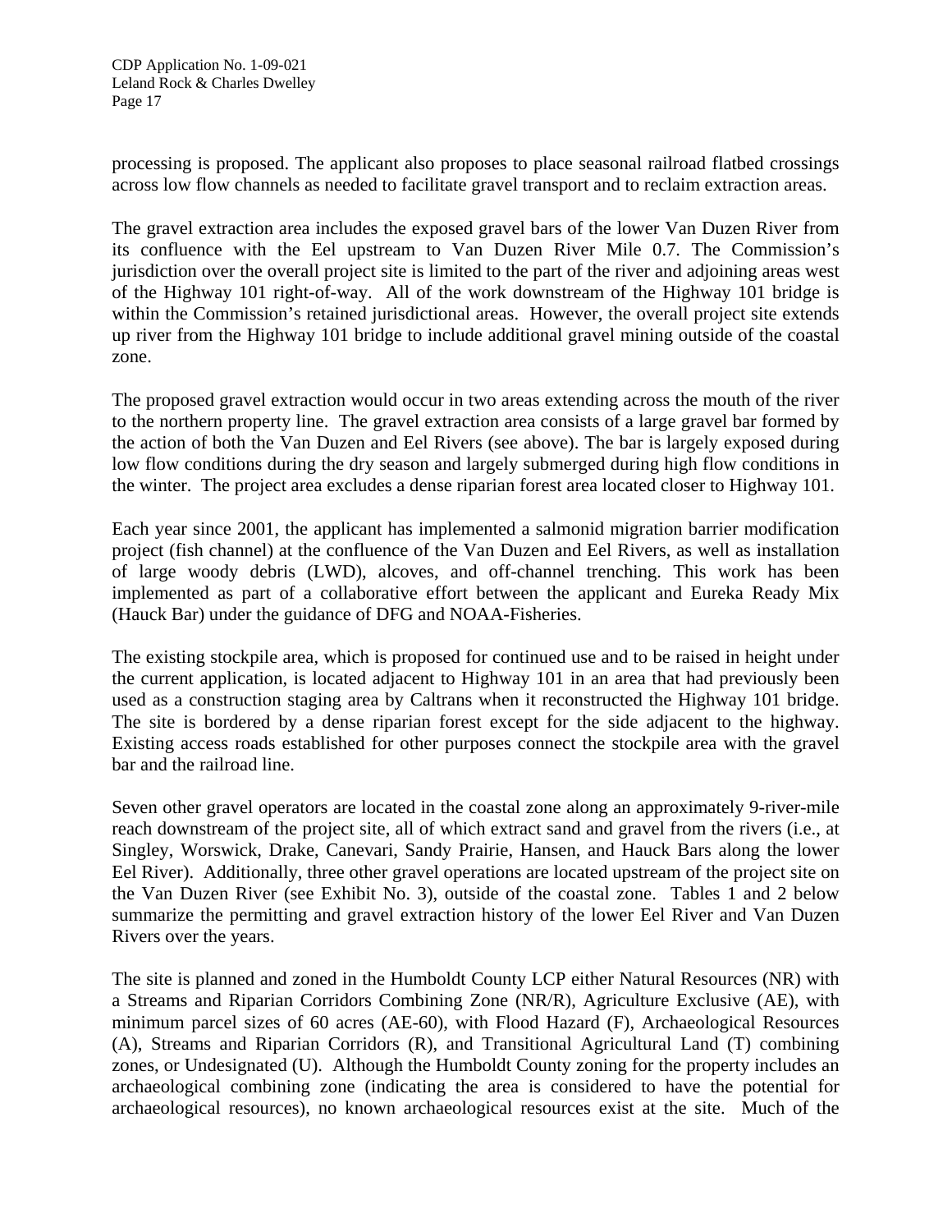processing is proposed. The applicant also proposes to place seasonal railroad flatbed crossings across low flow channels as needed to facilitate gravel transport and to reclaim extraction areas.

The gravel extraction area includes the exposed gravel bars of the lower Van Duzen River from its confluence with the Eel upstream to Van Duzen River Mile 0.7. The Commission's jurisdiction over the overall project site is limited to the part of the river and adjoining areas west of the Highway 101 right-of-way. All of the work downstream of the Highway 101 bridge is within the Commission's retained jurisdictional areas. However, the overall project site extends up river from the Highway 101 bridge to include additional gravel mining outside of the coastal zone.

The proposed gravel extraction would occur in two areas extending across the mouth of the river to the northern property line. The gravel extraction area consists of a large gravel bar formed by the action of both the Van Duzen and Eel Rivers (see above). The bar is largely exposed during low flow conditions during the dry season and largely submerged during high flow conditions in the winter. The project area excludes a dense riparian forest area located closer to Highway 101.

Each year since 2001, the applicant has implemented a salmonid migration barrier modification project (fish channel) at the confluence of the Van Duzen and Eel Rivers, as well as installation of large woody debris (LWD), alcoves, and off-channel trenching. This work has been implemented as part of a collaborative effort between the applicant and Eureka Ready Mix (Hauck Bar) under the guidance of DFG and NOAA-Fisheries.

The existing stockpile area, which is proposed for continued use and to be raised in height under the current application, is located adjacent to Highway 101 in an area that had previously been used as a construction staging area by Caltrans when it reconstructed the Highway 101 bridge. The site is bordered by a dense riparian forest except for the side adjacent to the highway. Existing access roads established for other purposes connect the stockpile area with the gravel bar and the railroad line.

Seven other gravel operators are located in the coastal zone along an approximately 9-river-mile reach downstream of the project site, all of which extract sand and gravel from the rivers (i.e., at Singley, Worswick, Drake, Canevari, Sandy Prairie, Hansen, and Hauck Bars along the lower Eel River). Additionally, three other gravel operations are located upstream of the project site on the Van Duzen River (see Exhibit No. 3), outside of the coastal zone. Tables 1 and 2 below summarize the permitting and gravel extraction history of the lower Eel River and Van Duzen Rivers over the years.

The site is planned and zoned in the Humboldt County LCP either Natural Resources (NR) with a Streams and Riparian Corridors Combining Zone (NR/R), Agriculture Exclusive (AE), with minimum parcel sizes of 60 acres (AE-60), with Flood Hazard (F), Archaeological Resources (A), Streams and Riparian Corridors (R), and Transitional Agricultural Land (T) combining zones, or Undesignated (U). Although the Humboldt County zoning for the property includes an archaeological combining zone (indicating the area is considered to have the potential for archaeological resources), no known archaeological resources exist at the site. Much of the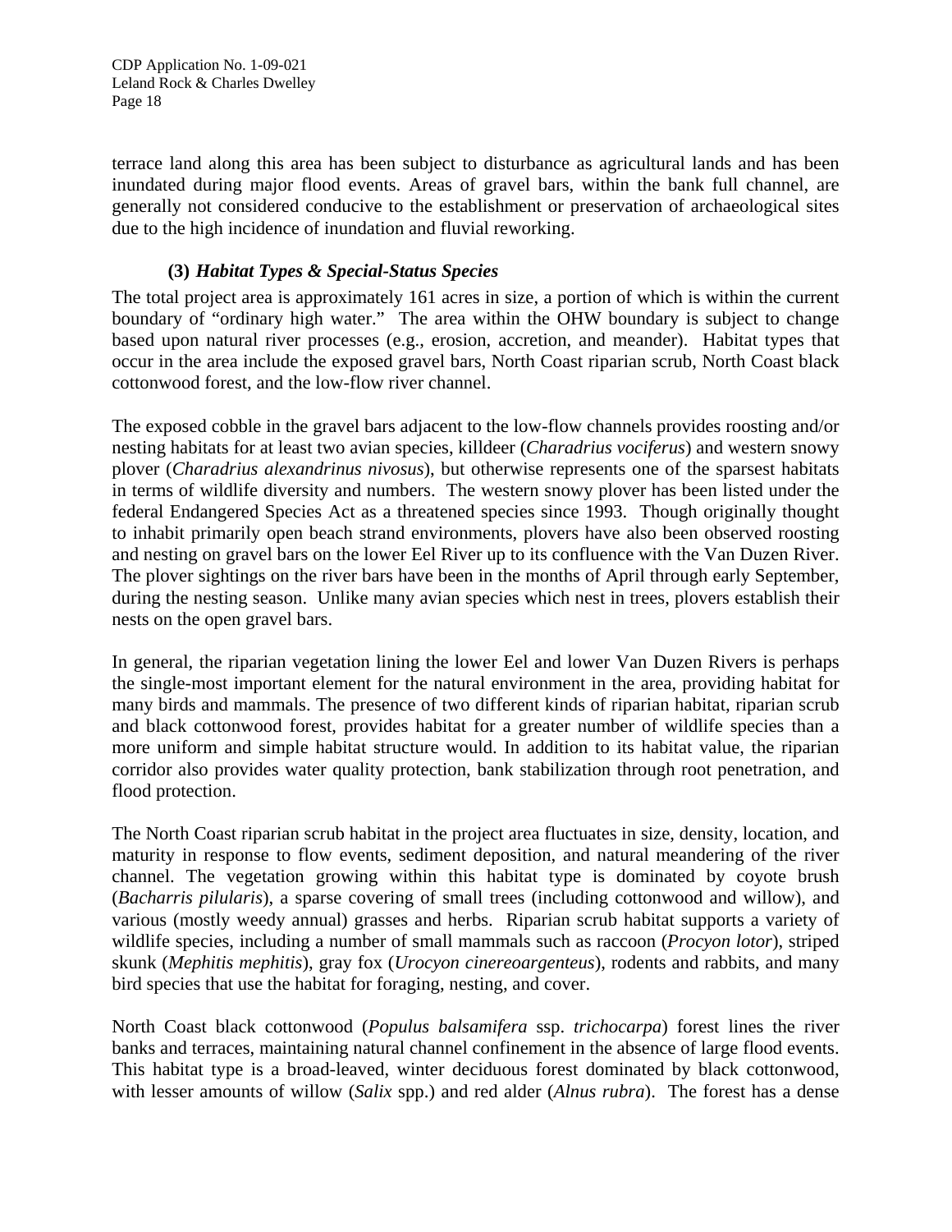terrace land along this area has been subject to disturbance as agricultural lands and has been inundated during major flood events. Areas of gravel bars, within the bank full channel, are generally not considered conducive to the establishment or preservation of archaeological sites due to the high incidence of inundation and fluvial reworking.

### (3) *Habitat Types & Special-Status Species*

The total project area is approximately 161 acres in size, a portion of which is within the current boundary of "ordinary high water." The area within the OHW boundary is subject to change based upon natural river processes (e.g., erosion, accretion, and meander). Habitat types that occur in the area include the exposed gravel bars, North Coast riparian scrub, North Coast black cottonwood forest, and the low-flow river channel.

The exposed cobble in the gravel bars adjacent to the low-flow channels provides roosting and/or nesting habitats for at least two avian species, killdeer (*Charadrius vociferus*) and western snowy plover (*Charadrius alexandrinus nivosus*), but otherwise represents one of the sparsest habitats in terms of wildlife diversity and numbers. The western snowy plover has been listed under the federal Endangered Species Act as a threatened species since 1993. Though originally thought to inhabit primarily open beach strand environments, plovers have also been observed roosting and nesting on gravel bars on the lower Eel River up to its confluence with the Van Duzen River. The plover sightings on the river bars have been in the months of April through early September, during the nesting season. Unlike many avian species which nest in trees, plovers establish their nests on the open gravel bars.

In general, the riparian vegetation lining the lower Eel and lower Van Duzen Rivers is perhaps the single-most important element for the natural environment in the area, providing habitat for many birds and mammals. The presence of two different kinds of riparian habitat, riparian scrub and black cottonwood forest, provides habitat for a greater number of wildlife species than a more uniform and simple habitat structure would. In addition to its habitat value, the riparian corridor also provides water quality protection, bank stabilization through root penetration, and flood protection.

The North Coast riparian scrub habitat in the project area fluctuates in size, density, location, and maturity in response to flow events, sediment deposition, and natural meandering of the river channel. The vegetation growing within this habitat type is dominated by coyote brush (*Bacharris pilularis*), a sparse covering of small trees (including cottonwood and willow), and various (mostly weedy annual) grasses and herbs. Riparian scrub habitat supports a variety of wildlife species, including a number of small mammals such as raccoon (*Procyon lotor*), striped skunk (*Mephitis mephitis*), gray fox (*Urocyon cinereoargenteus*), rodents and rabbits, and many bird species that use the habitat for foraging, nesting, and cover.

North Coast black cottonwood (*Populus balsamifera* ssp. *trichocarpa*) forest lines the river banks and terraces, maintaining natural channel confinement in the absence of large flood events. This habitat type is a broad-leaved, winter deciduous forest dominated by black cottonwood, with lesser amounts of willow (*Salix* spp.) and red alder (*Alnus rubra*). The forest has a dense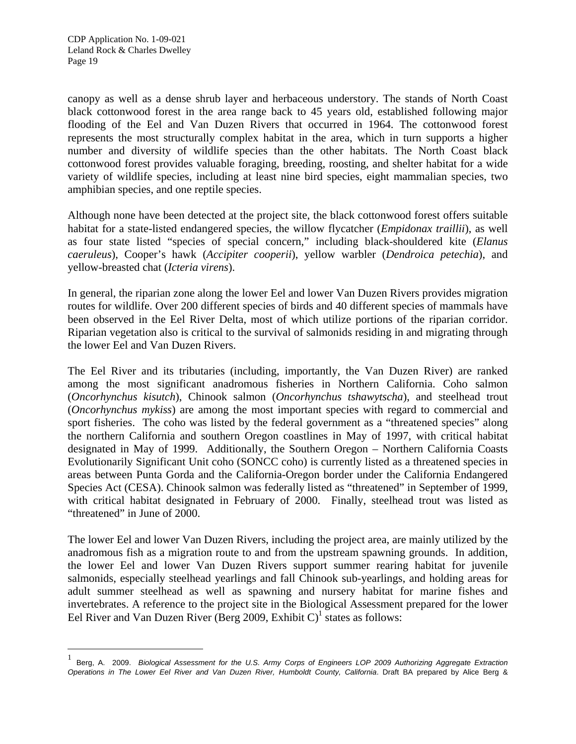canopy as well as a dense shrub layer and herbaceous understory. The stands of North Coast black cottonwood forest in the area range back to 45 years old, established following major flooding of the Eel and Van Duzen Rivers that occurred in 1964. The cottonwood forest represents the most structurally complex habitat in the area, which in turn supports a higher number and diversity of wildlife species than the other habitats. The North Coast black cottonwood forest provides valuable foraging, breeding, roosting, and shelter habitat for a wide variety of wildlife species, including at least nine bird species, eight mammalian species, two amphibian species, and one reptile species.

Although none have been detected at the project site, the black cottonwood forest offers suitable habitat for a state-listed endangered species, the willow flycatcher (*Empidonax traillii*), as well as four state listed "species of special concern," including black-shouldered kite (*Elanus caeruleus*), Cooper's hawk (*Accipiter cooperii*), yellow warbler (*Dendroica petechia*), and yellow-breasted chat (*Icteria virens*).

In general, the riparian zone along the lower Eel and lower Van Duzen Rivers provides migration routes for wildlife. Over 200 different species of birds and 40 different species of mammals have been observed in the Eel River Delta, most of which utilize portions of the riparian corridor. Riparian vegetation also is critical to the survival of salmonids residing in and migrating through the lower Eel and Van Duzen Rivers.

The Eel River and its tributaries (including, importantly, the Van Duzen River) are ranked among the most significant anadromous fisheries in Northern California. Coho salmon (*Oncorhynchus kisutch*), Chinook salmon (*Oncorhynchus tshawytscha*), and steelhead trout (*Oncorhynchus mykiss*) are among the most important species with regard to commercial and sport fisheries. The coho was listed by the federal government as a "threatened species" along the northern California and southern Oregon coastlines in May of 1997, with critical habitat designated in May of 1999. Additionally, the Southern Oregon – Northern California Coasts Evolutionarily Significant Unit coho (SONCC coho) is currently listed as a threatened species in areas between Punta Gorda and the California-Oregon border under the California Endangered Species Act (CESA). Chinook salmon was federally listed as "threatened" in September of 1999, with critical habitat designated in February of 2000. Finally, steelhead trout was listed as "threatened" in June of 2000.

The lower Eel and lower Van Duzen Rivers, including the project area, are mainly utilized by the anadromous fish as a migration route to and from the upstream spawning grounds. In addition, the lower Eel and lower Van Duzen Rivers support summer rearing habitat for juvenile salmonids, especially steelhead yearlings and fall Chinook sub-yearlings, and holding areas for adult summer steelhead as well as spawning and nursery habitat for marine fishes and invertebrates. A reference to the project site in the Biological Assessment prepared for the lower Eel River and Van Duzen River (Berg 2009, Exhibit C)[1] states as follows:

---

[1] Berg, A. 2009. *Biological Assessment for the U.S. Army Corps of Engineers LOP 2009 Authorizing Aggregate Extraction Operations in The Lower Eel River and Van Duzen River, Humboldt County, California*. Draft BA prepared by Alice Berg &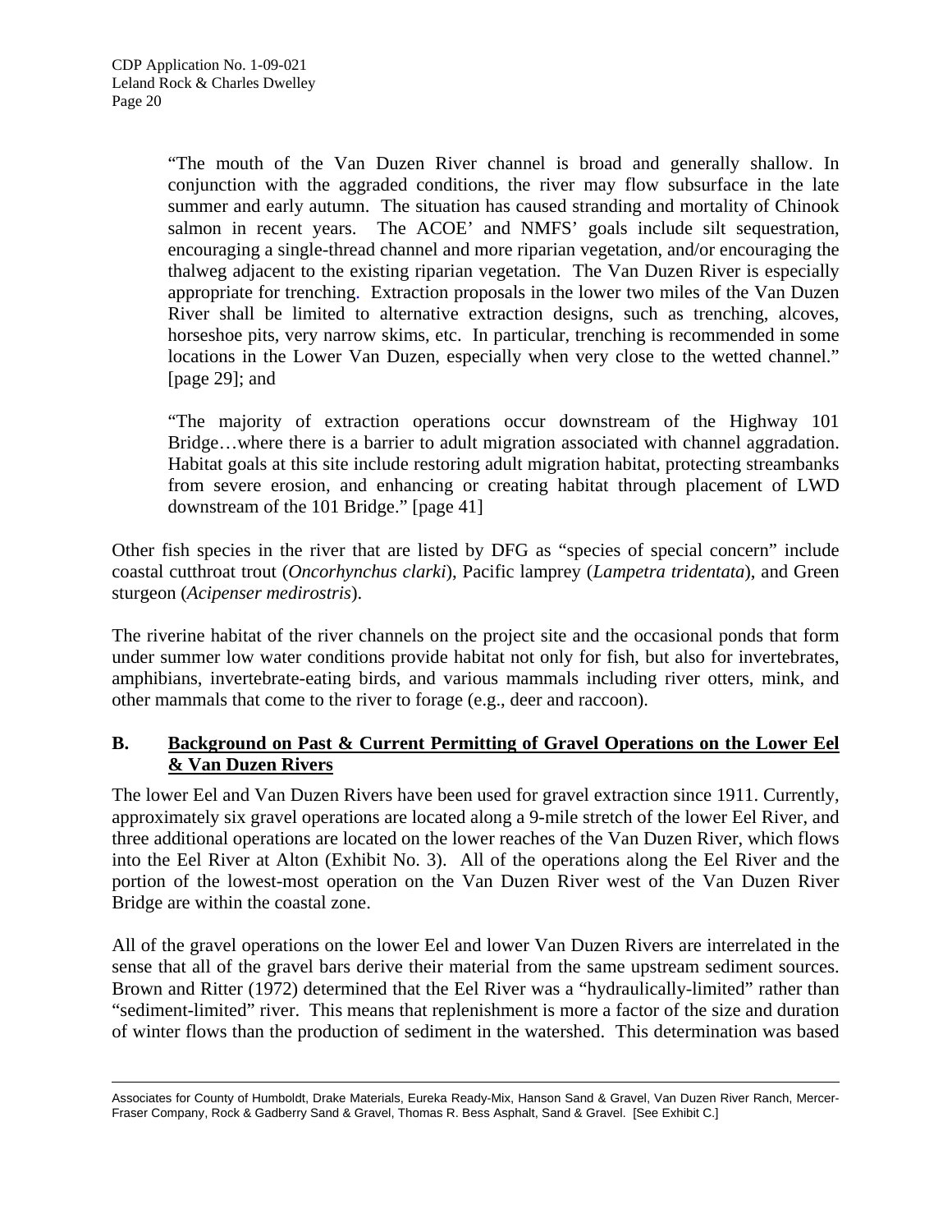"The mouth of the Van Duzen River channel is broad and generally shallow. In conjunction with the aggraded conditions, the river may flow subsurface in the late summer and early autumn. The situation has caused stranding and mortality of Chinook salmon in recent years. The ACOE' and NMFS' goals include silt sequestration, encouraging a single-thread channel and more riparian vegetation, and/or encouraging the thalweg adjacent to the existing riparian vegetation. The Van Duzen River is especially appropriate for trenching. Extraction proposals in the lower two miles of the Van Duzen River shall be limited to alternative extraction designs, such as trenching, alcoves, horseshoe pits, very narrow skims, etc. In particular, trenching is recommended in some locations in the Lower Van Duzen, especially when very close to the wetted channel." [page 29]; and

"The majority of extraction operations occur downstream of the Highway 101 Bridge…where there is a barrier to adult migration associated with channel aggradation. Habitat goals at this site include restoring adult migration habitat, protecting streambanks from severe erosion, and enhancing or creating habitat through placement of LWD downstream of the 101 Bridge." [page 41]

Other fish species in the river that are listed by DFG as "species of special concern" include coastal cutthroat trout (*Oncorhynchus clarki*), Pacific lamprey (*Lampetra tridentata*), and Green sturgeon (*Acipenser medirostris*).

The riverine habitat of the river channels on the project site and the occasional ponds that form under summer low water conditions provide habitat not only for fish, but also for invertebrates, amphibians, invertebrate-eating birds, and various mammals including river otters, mink, and other mammals that come to the river to forage (e.g., deer and raccoon).

## B. Background on Past & Current Permitting of Gravel Operations on the Lower Eel & Van Duzen Rivers

The lower Eel and Van Duzen Rivers have been used for gravel extraction since 1911. Currently, approximately six gravel operations are located along a 9-mile stretch of the lower Eel River, and three additional operations are located on the lower reaches of the Van Duzen River, which flows into the Eel River at Alton (Exhibit No. 3). All of the operations along the Eel River and the portion of the lowest-most operation on the Van Duzen River west of the Van Duzen River Bridge are within the coastal zone.

All of the gravel operations on the lower Eel and lower Van Duzen Rivers are interrelated in the sense that all of the gravel bars derive their material from the same upstream sediment sources. Brown and Ritter (1972) determined that the Eel River was a "hydraulically-limited" rather than "sediment-limited" river. This means that replenishment is more a factor of the size and duration of winter flows than the production of sediment in the watershed. This determination was based

---

Associates for County of Humboldt, Drake Materials, Eureka Ready-Mix, Hanson Sand & Gravel, Van Duzen River Ranch, Mercer-Fraser Company, Rock & Gadberry Sand & Gravel, Thomas R. Bess Asphalt, Sand & Gravel. [See Exhibit C.]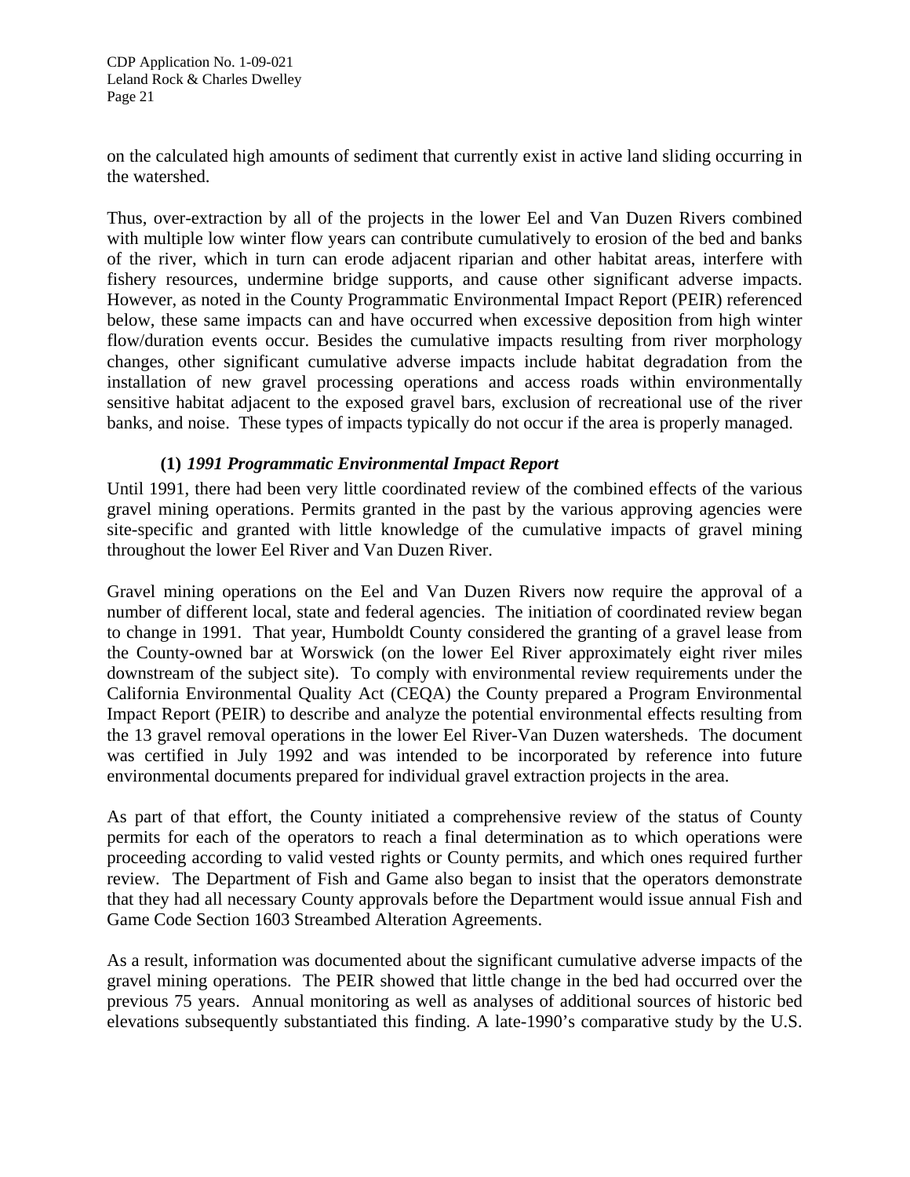on the calculated high amounts of sediment that currently exist in active land sliding occurring in the watershed.

Thus, over-extraction by all of the projects in the lower Eel and Van Duzen Rivers combined with multiple low winter flow years can contribute cumulatively to erosion of the bed and banks of the river, which in turn can erode adjacent riparian and other habitat areas, interfere with fishery resources, undermine bridge supports, and cause other significant adverse impacts. However, as noted in the County Programmatic Environmental Impact Report (PEIR) referenced below, these same impacts can and have occurred when excessive deposition from high winter flow/duration events occur. Besides the cumulative impacts resulting from river morphology changes, other significant cumulative adverse impacts include habitat degradation from the installation of new gravel processing operations and access roads within environmentally sensitive habitat adjacent to the exposed gravel bars, exclusion of recreational use of the river banks, and noise. These types of impacts typically do not occur if the area is properly managed.

**(1)** ***1991 Programmatic Environmental Impact Report***

Until 1991, there had been very little coordinated review of the combined effects of the various gravel mining operations. Permits granted in the past by the various approving agencies were site-specific and granted with little knowledge of the cumulative impacts of gravel mining throughout the lower Eel River and Van Duzen River.

Gravel mining operations on the Eel and Van Duzen Rivers now require the approval of a number of different local, state and federal agencies. The initiation of coordinated review began to change in 1991. That year, Humboldt County considered the granting of a gravel lease from the County-owned bar at Worswick (on the lower Eel River approximately eight river miles downstream of the subject site). To comply with environmental review requirements under the California Environmental Quality Act (CEQA) the County prepared a Program Environmental Impact Report (PEIR) to describe and analyze the potential environmental effects resulting from the 13 gravel removal operations in the lower Eel River-Van Duzen watersheds. The document was certified in July 1992 and was intended to be incorporated by reference into future environmental documents prepared for individual gravel extraction projects in the area.

As part of that effort, the County initiated a comprehensive review of the status of County permits for each of the operators to reach a final determination as to which operations were proceeding according to valid vested rights or County permits, and which ones required further review. The Department of Fish and Game also began to insist that the operators demonstrate that they had all necessary County approvals before the Department would issue annual Fish and Game Code Section 1603 Streambed Alteration Agreements.

As a result, information was documented about the significant cumulative adverse impacts of the gravel mining operations. The PEIR showed that little change in the bed had occurred over the previous 75 years. Annual monitoring as well as analyses of additional sources of historic bed elevations subsequently substantiated this finding. A late-1990's comparative study by the U.S.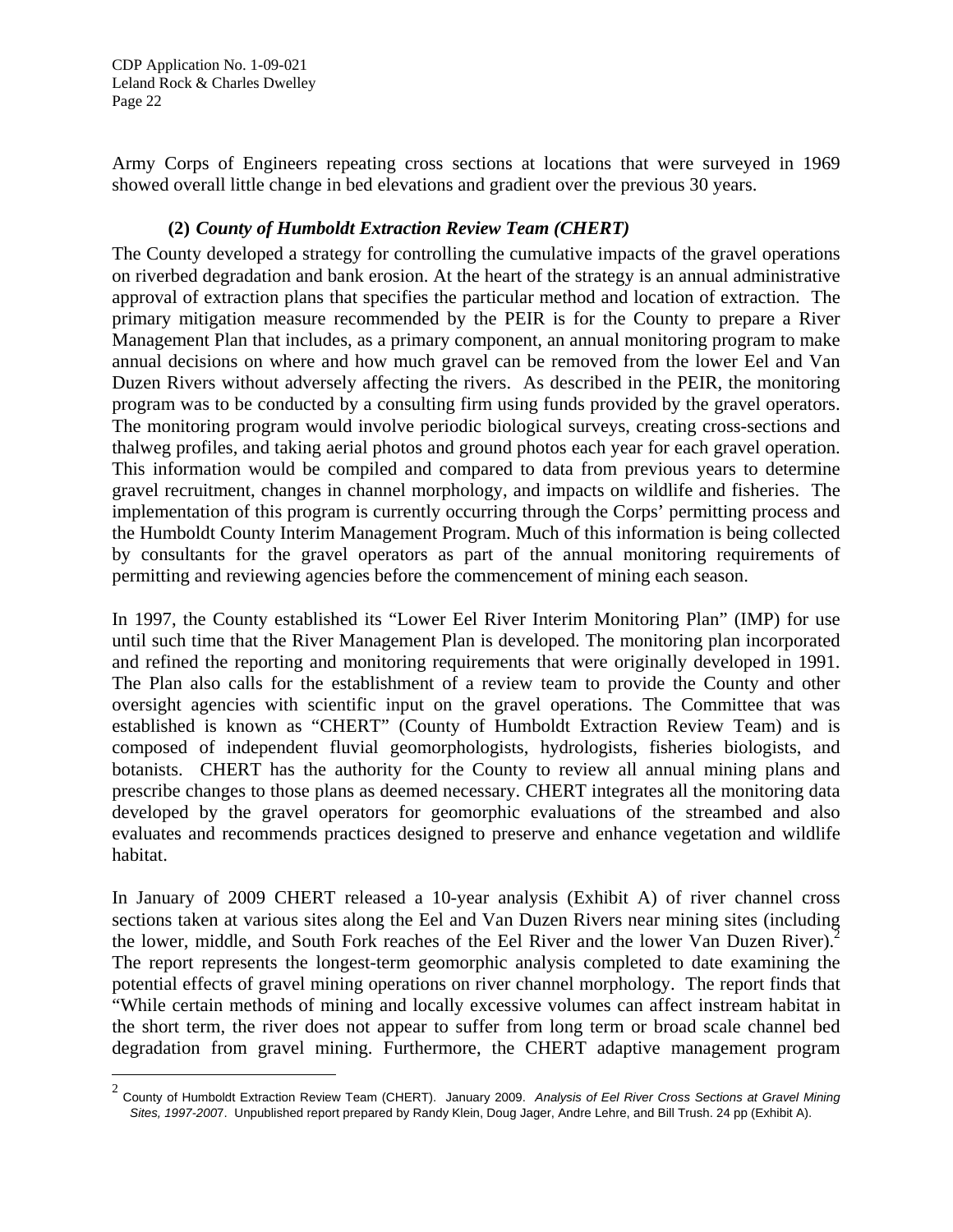Army Corps of Engineers repeating cross sections at locations that were surveyed in 1969 showed overall little change in bed elevations and gradient over the previous 30 years.

### (2) *County of Humboldt Extraction Review Team (CHERT)*

The County developed a strategy for controlling the cumulative impacts of the gravel operations on riverbed degradation and bank erosion. At the heart of the strategy is an annual administrative approval of extraction plans that specifies the particular method and location of extraction. The primary mitigation measure recommended by the PEIR is for the County to prepare a River Management Plan that includes, as a primary component, an annual monitoring program to make annual decisions on where and how much gravel can be removed from the lower Eel and Van Duzen Rivers without adversely affecting the rivers. As described in the PEIR, the monitoring program was to be conducted by a consulting firm using funds provided by the gravel operators. The monitoring program would involve periodic biological surveys, creating cross-sections and thalweg profiles, and taking aerial photos and ground photos each year for each gravel operation. This information would be compiled and compared to data from previous years to determine gravel recruitment, changes in channel morphology, and impacts on wildlife and fisheries. The implementation of this program is currently occurring through the Corps' permitting process and the Humboldt County Interim Management Program. Much of this information is being collected by consultants for the gravel operators as part of the annual monitoring requirements of permitting and reviewing agencies before the commencement of mining each season.

In 1997, the County established its "Lower Eel River Interim Monitoring Plan" (IMP) for use until such time that the River Management Plan is developed. The monitoring plan incorporated and refined the reporting and monitoring requirements that were originally developed in 1991. The Plan also calls for the establishment of a review team to provide the County and other oversight agencies with scientific input on the gravel operations. The Committee that was established is known as "CHERT" (County of Humboldt Extraction Review Team) and is composed of independent fluvial geomorphologists, hydrologists, fisheries biologists, and botanists. CHERT has the authority for the County to review all annual mining plans and prescribe changes to those plans as deemed necessary. CHERT integrates all the monitoring data developed by the gravel operators for geomorphic evaluations of the streambed and also evaluates and recommends practices designed to preserve and enhance vegetation and wildlife habitat.

In January of 2009 CHERT released a 10-year analysis (Exhibit A) of river channel cross sections taken at various sites along the Eel and Van Duzen Rivers near mining sites (including the lower, middle, and South Fork reaches of the Eel River and the lower Van Duzen River).[2] The report represents the longest-term geomorphic analysis completed to date examining the potential effects of gravel mining operations on river channel morphology. The report finds that "While certain methods of mining and locally excessive volumes can affect instream habitat in the short term, the river does not appear to suffer from long term or broad scale channel bed degradation from gravel mining. Furthermore, the CHERT adaptive management program

---

[2] County of Humboldt Extraction Review Team (CHERT). January 2009. *Analysis of Eel River Cross Sections at Gravel Mining Sites, 1997-2007*. Unpublished report prepared by Randy Klein, Doug Jager, Andre Lehre, and Bill Trush. 24 pp (Exhibit A).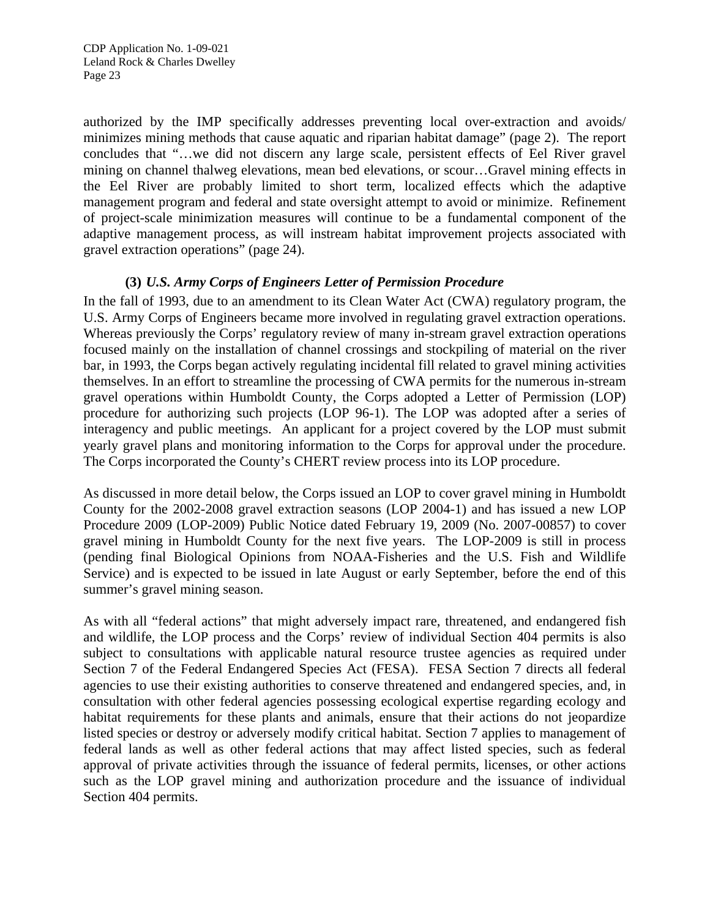authorized by the IMP specifically addresses preventing local over-extraction and avoids/ minimizes mining methods that cause aquatic and riparian habitat damage" (page 2). The report concludes that "…we did not discern any large scale, persistent effects of Eel River gravel mining on channel thalweg elevations, mean bed elevations, or scour…Gravel mining effects in the Eel River are probably limited to short term, localized effects which the adaptive management program and federal and state oversight attempt to avoid or minimize. Refinement of project-scale minimization measures will continue to be a fundamental component of the adaptive management process, as will instream habitat improvement projects associated with gravel extraction operations" (page 24).

### (3) *U.S. Army Corps of Engineers Letter of Permission Procedure*

In the fall of 1993, due to an amendment to its Clean Water Act (CWA) regulatory program, the U.S. Army Corps of Engineers became more involved in regulating gravel extraction operations. Whereas previously the Corps' regulatory review of many in-stream gravel extraction operations focused mainly on the installation of channel crossings and stockpiling of material on the river bar, in 1993, the Corps began actively regulating incidental fill related to gravel mining activities themselves. In an effort to streamline the processing of CWA permits for the numerous in-stream gravel operations within Humboldt County, the Corps adopted a Letter of Permission (LOP) procedure for authorizing such projects (LOP 96-1). The LOP was adopted after a series of interagency and public meetings. An applicant for a project covered by the LOP must submit yearly gravel plans and monitoring information to the Corps for approval under the procedure. The Corps incorporated the County's CHERT review process into its LOP procedure.

As discussed in more detail below, the Corps issued an LOP to cover gravel mining in Humboldt County for the 2002-2008 gravel extraction seasons (LOP 2004-1) and has issued a new LOP Procedure 2009 (LOP-2009) Public Notice dated February 19, 2009 (No. 2007-00857) to cover gravel mining in Humboldt County for the next five years. The LOP-2009 is still in process (pending final Biological Opinions from NOAA-Fisheries and the U.S. Fish and Wildlife Service) and is expected to be issued in late August or early September, before the end of this summer's gravel mining season.

As with all "federal actions" that might adversely impact rare, threatened, and endangered fish and wildlife, the LOP process and the Corps' review of individual Section 404 permits is also subject to consultations with applicable natural resource trustee agencies as required under Section 7 of the Federal Endangered Species Act (FESA). FESA Section 7 directs all federal agencies to use their existing authorities to conserve threatened and endangered species, and, in consultation with other federal agencies possessing ecological expertise regarding ecology and habitat requirements for these plants and animals, ensure that their actions do not jeopardize listed species or destroy or adversely modify critical habitat. Section 7 applies to management of federal lands as well as other federal actions that may affect listed species, such as federal approval of private activities through the issuance of federal permits, licenses, or other actions such as the LOP gravel mining and authorization procedure and the issuance of individual Section 404 permits.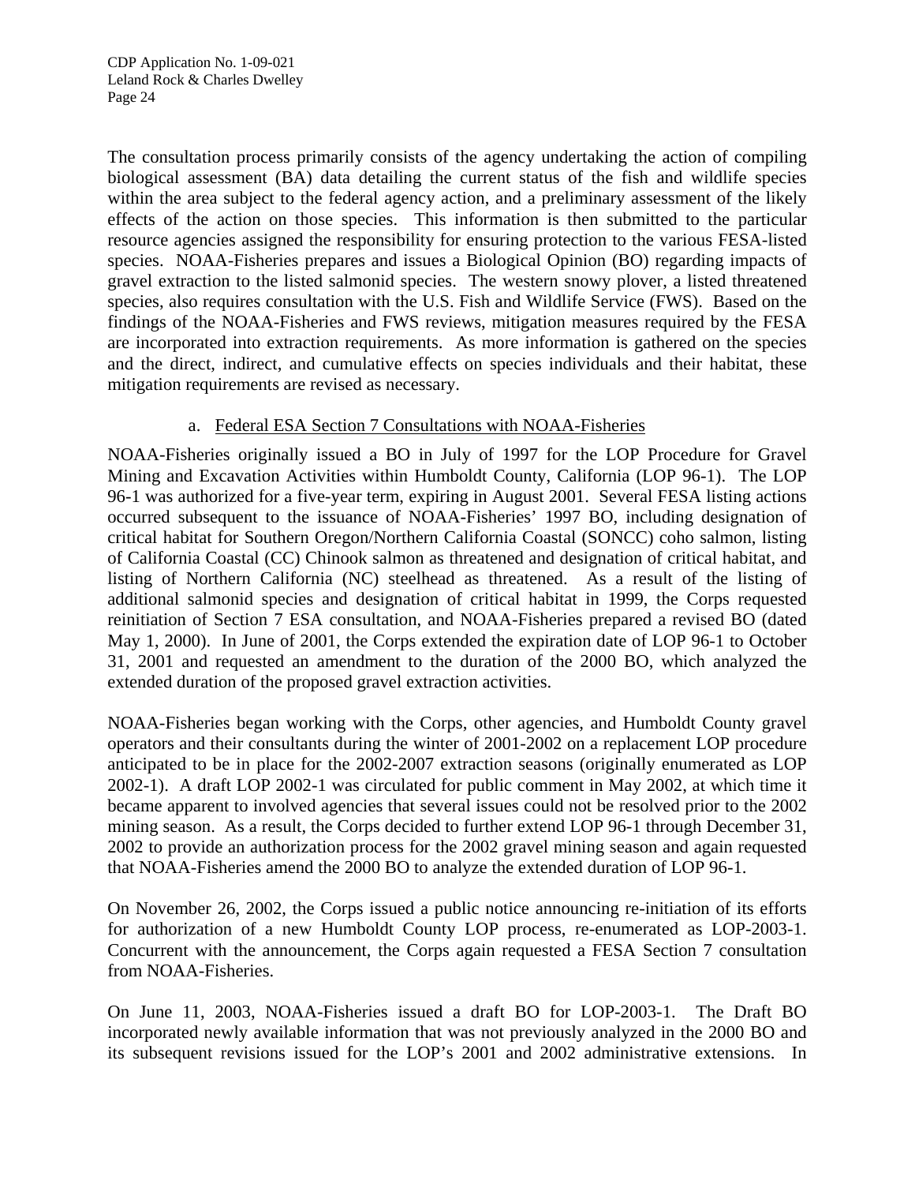The consultation process primarily consists of the agency undertaking the action of compiling biological assessment (BA) data detailing the current status of the fish and wildlife species within the area subject to the federal agency action, and a preliminary assessment of the likely effects of the action on those species. This information is then submitted to the particular resource agencies assigned the responsibility for ensuring protection to the various FESA-listed species. NOAA-Fisheries prepares and issues a Biological Opinion (BO) regarding impacts of gravel extraction to the listed salmonid species. The western snowy plover, a listed threatened species, also requires consultation with the U.S. Fish and Wildlife Service (FWS). Based on the findings of the NOAA-Fisheries and FWS reviews, mitigation measures required by the FESA are incorporated into extraction requirements. As more information is gathered on the species and the direct, indirect, and cumulative effects on species individuals and their habitat, these mitigation requirements are revised as necessary.

a. Federal ESA Section 7 Consultations with NOAA-Fisheries

NOAA-Fisheries originally issued a BO in July of 1997 for the LOP Procedure for Gravel Mining and Excavation Activities within Humboldt County, California (LOP 96-1). The LOP 96-1 was authorized for a five-year term, expiring in August 2001. Several FESA listing actions occurred subsequent to the issuance of NOAA-Fisheries' 1997 BO, including designation of critical habitat for Southern Oregon/Northern California Coastal (SONCC) coho salmon, listing of California Coastal (CC) Chinook salmon as threatened and designation of critical habitat, and listing of Northern California (NC) steelhead as threatened. As a result of the listing of additional salmonid species and designation of critical habitat in 1999, the Corps requested reinitiation of Section 7 ESA consultation, and NOAA-Fisheries prepared a revised BO (dated May 1, 2000). In June of 2001, the Corps extended the expiration date of LOP 96-1 to October 31, 2001 and requested an amendment to the duration of the 2000 BO, which analyzed the extended duration of the proposed gravel extraction activities.

NOAA-Fisheries began working with the Corps, other agencies, and Humboldt County gravel operators and their consultants during the winter of 2001-2002 on a replacement LOP procedure anticipated to be in place for the 2002-2007 extraction seasons (originally enumerated as LOP 2002-1). A draft LOP 2002-1 was circulated for public comment in May 2002, at which time it became apparent to involved agencies that several issues could not be resolved prior to the 2002 mining season. As a result, the Corps decided to further extend LOP 96-1 through December 31, 2002 to provide an authorization process for the 2002 gravel mining season and again requested that NOAA-Fisheries amend the 2000 BO to analyze the extended duration of LOP 96-1.

On November 26, 2002, the Corps issued a public notice announcing re-initiation of its efforts for authorization of a new Humboldt County LOP process, re-enumerated as LOP-2003-1. Concurrent with the announcement, the Corps again requested a FESA Section 7 consultation from NOAA-Fisheries.

On June 11, 2003, NOAA-Fisheries issued a draft BO for LOP-2003-1. The Draft BO incorporated newly available information that was not previously analyzed in the 2000 BO and its subsequent revisions issued for the LOP's 2001 and 2002 administrative extensions. In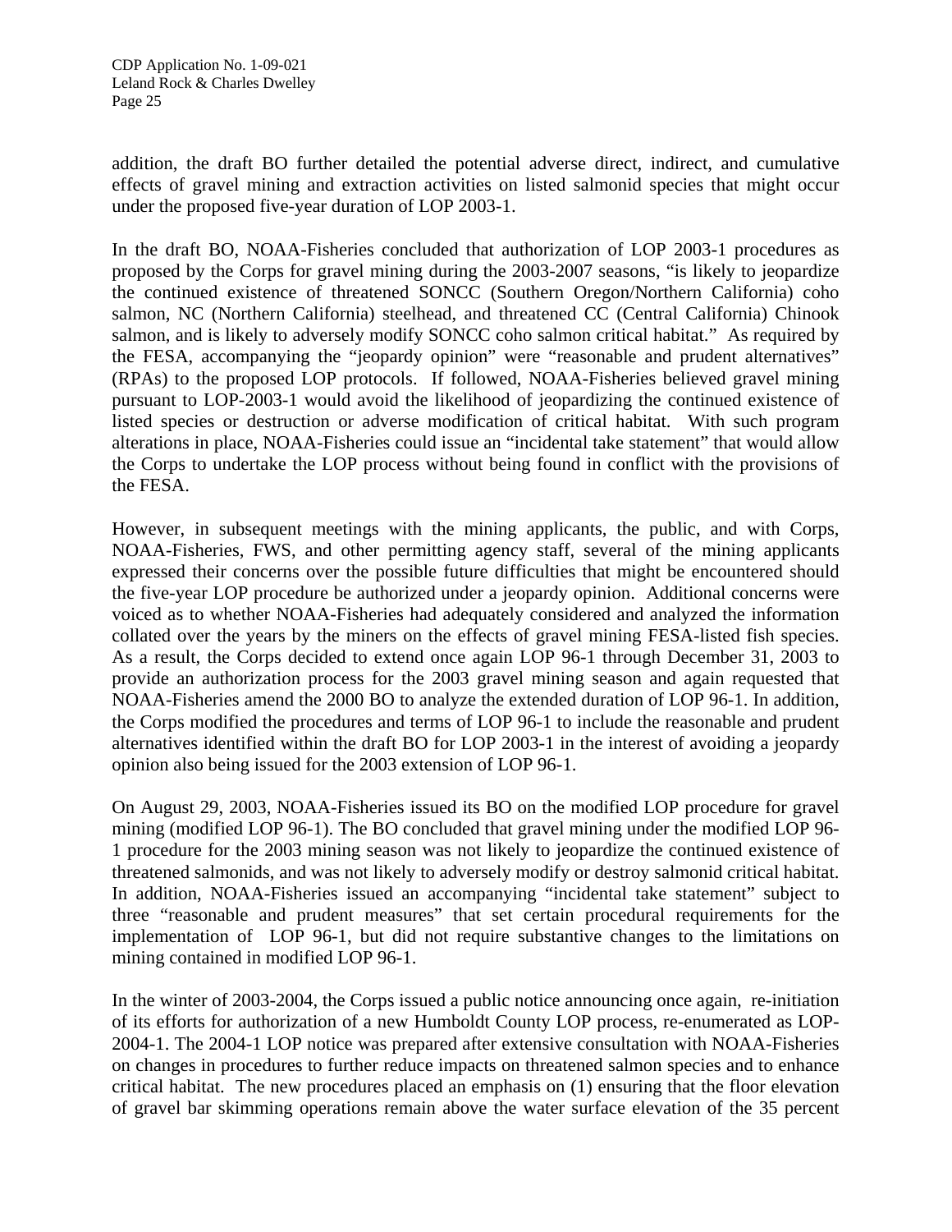addition, the draft BO further detailed the potential adverse direct, indirect, and cumulative effects of gravel mining and extraction activities on listed salmonid species that might occur under the proposed five-year duration of LOP 2003-1.

In the draft BO, NOAA-Fisheries concluded that authorization of LOP 2003-1 procedures as proposed by the Corps for gravel mining during the 2003-2007 seasons, "is likely to jeopardize the continued existence of threatened SONCC (Southern Oregon/Northern California) coho salmon, NC (Northern California) steelhead, and threatened CC (Central California) Chinook salmon, and is likely to adversely modify SONCC coho salmon critical habitat." As required by the FESA, accompanying the "jeopardy opinion" were "reasonable and prudent alternatives" (RPAs) to the proposed LOP protocols. If followed, NOAA-Fisheries believed gravel mining pursuant to LOP-2003-1 would avoid the likelihood of jeopardizing the continued existence of listed species or destruction or adverse modification of critical habitat. With such program alterations in place, NOAA-Fisheries could issue an "incidental take statement" that would allow the Corps to undertake the LOP process without being found in conflict with the provisions of the FESA.

However, in subsequent meetings with the mining applicants, the public, and with Corps, NOAA-Fisheries, FWS, and other permitting agency staff, several of the mining applicants expressed their concerns over the possible future difficulties that might be encountered should the five-year LOP procedure be authorized under a jeopardy opinion. Additional concerns were voiced as to whether NOAA-Fisheries had adequately considered and analyzed the information collated over the years by the miners on the effects of gravel mining FESA-listed fish species. As a result, the Corps decided to extend once again LOP 96-1 through December 31, 2003 to provide an authorization process for the 2003 gravel mining season and again requested that NOAA-Fisheries amend the 2000 BO to analyze the extended duration of LOP 96-1. In addition, the Corps modified the procedures and terms of LOP 96-1 to include the reasonable and prudent alternatives identified within the draft BO for LOP 2003-1 in the interest of avoiding a jeopardy opinion also being issued for the 2003 extension of LOP 96-1.

On August 29, 2003, NOAA-Fisheries issued its BO on the modified LOP procedure for gravel mining (modified LOP 96-1). The BO concluded that gravel mining under the modified LOP 96-1 procedure for the 2003 mining season was not likely to jeopardize the continued existence of threatened salmonids, and was not likely to adversely modify or destroy salmonid critical habitat. In addition, NOAA-Fisheries issued an accompanying "incidental take statement" subject to three "reasonable and prudent measures" that set certain procedural requirements for the implementation of LOP 96-1, but did not require substantive changes to the limitations on mining contained in modified LOP 96-1.

In the winter of 2003-2004, the Corps issued a public notice announcing once again, re-initiation of its efforts for authorization of a new Humboldt County LOP process, re-enumerated as LOP-2004-1. The 2004-1 LOP notice was prepared after extensive consultation with NOAA-Fisheries on changes in procedures to further reduce impacts on threatened salmon species and to enhance critical habitat. The new procedures placed an emphasis on (1) ensuring that the floor elevation of gravel bar skimming operations remain above the water surface elevation of the 35 percent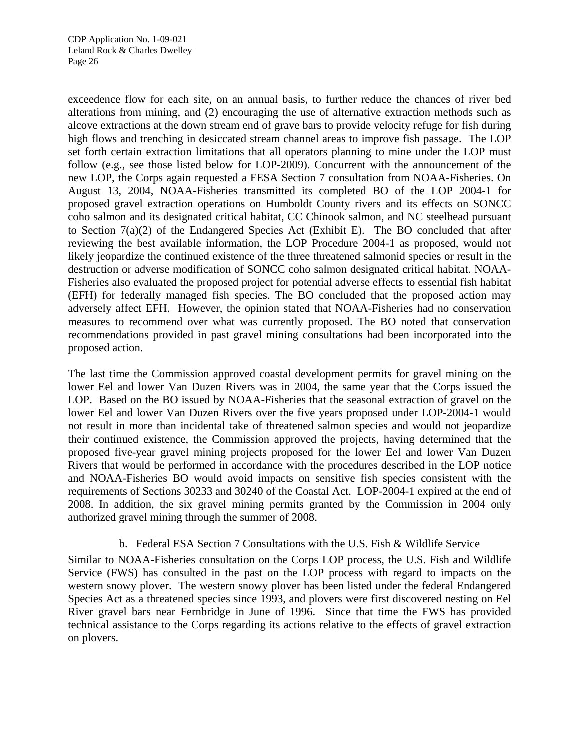exceedence flow for each site, on an annual basis, to further reduce the chances of river bed alterations from mining, and (2) encouraging the use of alternative extraction methods such as alcove extractions at the down stream end of grave bars to provide velocity refuge for fish during high flows and trenching in desiccated stream channel areas to improve fish passage. The LOP set forth certain extraction limitations that all operators planning to mine under the LOP must follow (e.g., see those listed below for LOP-2009). Concurrent with the announcement of the new LOP, the Corps again requested a FESA Section 7 consultation from NOAA-Fisheries. On August 13, 2004, NOAA-Fisheries transmitted its completed BO of the LOP 2004-1 for proposed gravel extraction operations on Humboldt County rivers and its effects on SONCC coho salmon and its designated critical habitat, CC Chinook salmon, and NC steelhead pursuant to Section 7(a)(2) of the Endangered Species Act (Exhibit E). The BO concluded that after reviewing the best available information, the LOP Procedure 2004-1 as proposed, would not likely jeopardize the continued existence of the three threatened salmonid species or result in the destruction or adverse modification of SONCC coho salmon designated critical habitat. NOAA-Fisheries also evaluated the proposed project for potential adverse effects to essential fish habitat (EFH) for federally managed fish species. The BO concluded that the proposed action may adversely affect EFH. However, the opinion stated that NOAA-Fisheries had no conservation measures to recommend over what was currently proposed. The BO noted that conservation recommendations provided in past gravel mining consultations had been incorporated into the proposed action.

The last time the Commission approved coastal development permits for gravel mining on the lower Eel and lower Van Duzen Rivers was in 2004, the same year that the Corps issued the LOP. Based on the BO issued by NOAA-Fisheries that the seasonal extraction of gravel on the lower Eel and lower Van Duzen Rivers over the five years proposed under LOP-2004-1 would not result in more than incidental take of threatened salmon species and would not jeopardize their continued existence, the Commission approved the projects, having determined that the proposed five-year gravel mining projects proposed for the lower Eel and lower Van Duzen Rivers that would be performed in accordance with the procedures described in the LOP notice and NOAA-Fisheries BO would avoid impacts on sensitive fish species consistent with the requirements of Sections 30233 and 30240 of the Coastal Act. LOP-2004-1 expired at the end of 2008. In addition, the six gravel mining permits granted by the Commission in 2004 only authorized gravel mining through the summer of 2008.

b. <u>Federal ESA Section 7 Consultations with the U.S. Fish & Wildlife Service</u>

Similar to NOAA-Fisheries consultation on the Corps LOP process, the U.S. Fish and Wildlife Service (FWS) has consulted in the past on the LOP process with regard to impacts on the western snowy plover. The western snowy plover has been listed under the federal Endangered Species Act as a threatened species since 1993, and plovers were first discovered nesting on Eel River gravel bars near Fernbridge in June of 1996. Since that time the FWS has provided technical assistance to the Corps regarding its actions relative to the effects of gravel extraction on plovers.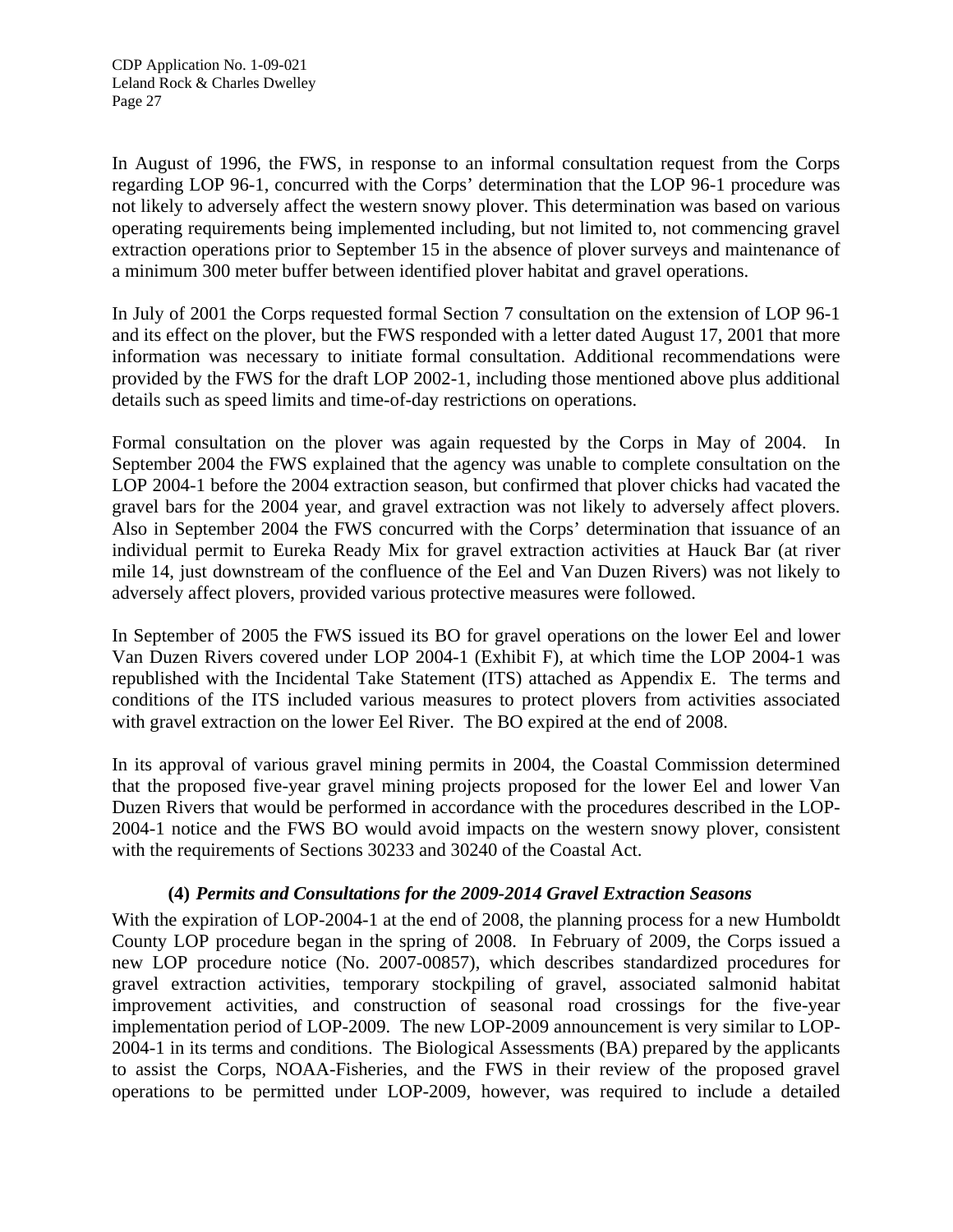In August of 1996, the FWS, in response to an informal consultation request from the Corps regarding LOP 96-1, concurred with the Corps' determination that the LOP 96-1 procedure was not likely to adversely affect the western snowy plover. This determination was based on various operating requirements being implemented including, but not limited to, not commencing gravel extraction operations prior to September 15 in the absence of plover surveys and maintenance of a minimum 300 meter buffer between identified plover habitat and gravel operations.

In July of 2001 the Corps requested formal Section 7 consultation on the extension of LOP 96-1 and its effect on the plover, but the FWS responded with a letter dated August 17, 2001 that more information was necessary to initiate formal consultation. Additional recommendations were provided by the FWS for the draft LOP 2002-1, including those mentioned above plus additional details such as speed limits and time-of-day restrictions on operations.

Formal consultation on the plover was again requested by the Corps in May of 2004. In September 2004 the FWS explained that the agency was unable to complete consultation on the LOP 2004-1 before the 2004 extraction season, but confirmed that plover chicks had vacated the gravel bars for the 2004 year, and gravel extraction was not likely to adversely affect plovers. Also in September 2004 the FWS concurred with the Corps' determination that issuance of an individual permit to Eureka Ready Mix for gravel extraction activities at Hauck Bar (at river mile 14, just downstream of the confluence of the Eel and Van Duzen Rivers) was not likely to adversely affect plovers, provided various protective measures were followed.

In September of 2005 the FWS issued its BO for gravel operations on the lower Eel and lower Van Duzen Rivers covered under LOP 2004-1 (Exhibit F), at which time the LOP 2004-1 was republished with the Incidental Take Statement (ITS) attached as Appendix E. The terms and conditions of the ITS included various measures to protect plovers from activities associated with gravel extraction on the lower Eel River. The BO expired at the end of 2008.

In its approval of various gravel mining permits in 2004, the Coastal Commission determined that the proposed five-year gravel mining projects proposed for the lower Eel and lower Van Duzen Rivers that would be performed in accordance with the procedures described in the LOP-2004-1 notice and the FWS BO would avoid impacts on the western snowy plover, consistent with the requirements of Sections 30233 and 30240 of the Coastal Act.

#### (4) *Permits and Consultations for the 2009-2014 Gravel Extraction Seasons*

With the expiration of LOP-2004-1 at the end of 2008, the planning process for a new Humboldt County LOP procedure began in the spring of 2008. In February of 2009, the Corps issued a new LOP procedure notice (No. 2007-00857), which describes standardized procedures for gravel extraction activities, temporary stockpiling of gravel, associated salmonid habitat improvement activities, and construction of seasonal road crossings for the five-year implementation period of LOP-2009. The new LOP-2009 announcement is very similar to LOP-2004-1 in its terms and conditions. The Biological Assessments (BA) prepared by the applicants to assist the Corps, NOAA-Fisheries, and the FWS in their review of the proposed gravel operations to be permitted under LOP-2009, however, was required to include a detailed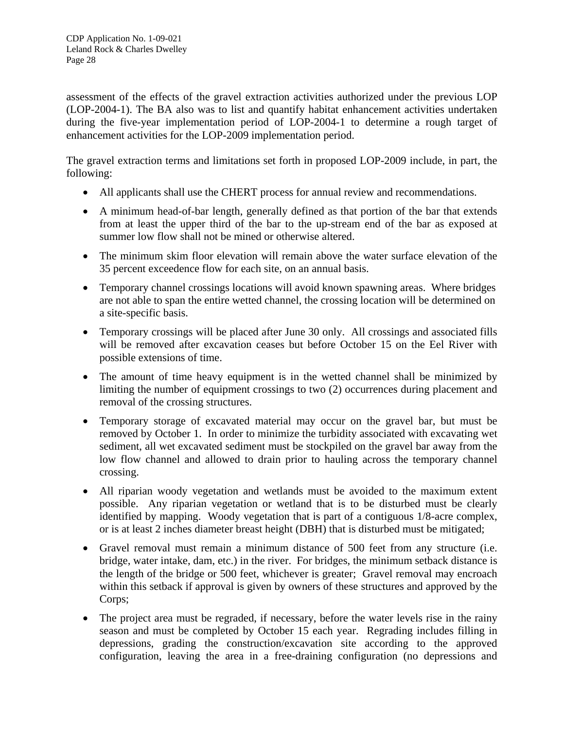assessment of the effects of the gravel extraction activities authorized under the previous LOP (LOP-2004-1). The BA also was to list and quantify habitat enhancement activities undertaken during the five-year implementation period of LOP-2004-1 to determine a rough target of enhancement activities for the LOP-2009 implementation period.

The gravel extraction terms and limitations set forth in proposed LOP-2009 include, in part, the following:

- All applicants shall use the CHERT process for annual review and recommendations.
- A minimum head-of-bar length, generally defined as that portion of the bar that extends from at least the upper third of the bar to the up-stream end of the bar as exposed at summer low flow shall not be mined or otherwise altered.
- The minimum skim floor elevation will remain above the water surface elevation of the 35 percent exceedence flow for each site, on an annual basis.
- Temporary channel crossings locations will avoid known spawning areas. Where bridges are not able to span the entire wetted channel, the crossing location will be determined on a site-specific basis.
- Temporary crossings will be placed after June 30 only. All crossings and associated fills will be removed after excavation ceases but before October 15 on the Eel River with possible extensions of time.
- The amount of time heavy equipment is in the wetted channel shall be minimized by limiting the number of equipment crossings to two (2) occurrences during placement and removal of the crossing structures.
- Temporary storage of excavated material may occur on the gravel bar, but must be removed by October 1. In order to minimize the turbidity associated with excavating wet sediment, all wet excavated sediment must be stockpiled on the gravel bar away from the low flow channel and allowed to drain prior to hauling across the temporary channel crossing.
- All riparian woody vegetation and wetlands must be avoided to the maximum extent possible. Any riparian vegetation or wetland that is to be disturbed must be clearly identified by mapping. Woody vegetation that is part of a contiguous 1/8-acre complex, or is at least 2 inches diameter breast height (DBH) that is disturbed must be mitigated;
- Gravel removal must remain a minimum distance of 500 feet from any structure (i.e. bridge, water intake, dam, etc.) in the river. For bridges, the minimum setback distance is the length of the bridge or 500 feet, whichever is greater; Gravel removal may encroach within this setback if approval is given by owners of these structures and approved by the Corps;
- The project area must be regraded, if necessary, before the water levels rise in the rainy season and must be completed by October 15 each year. Regrading includes filling in depressions, grading the construction/excavation site according to the approved configuration, leaving the area in a free-draining configuration (no depressions and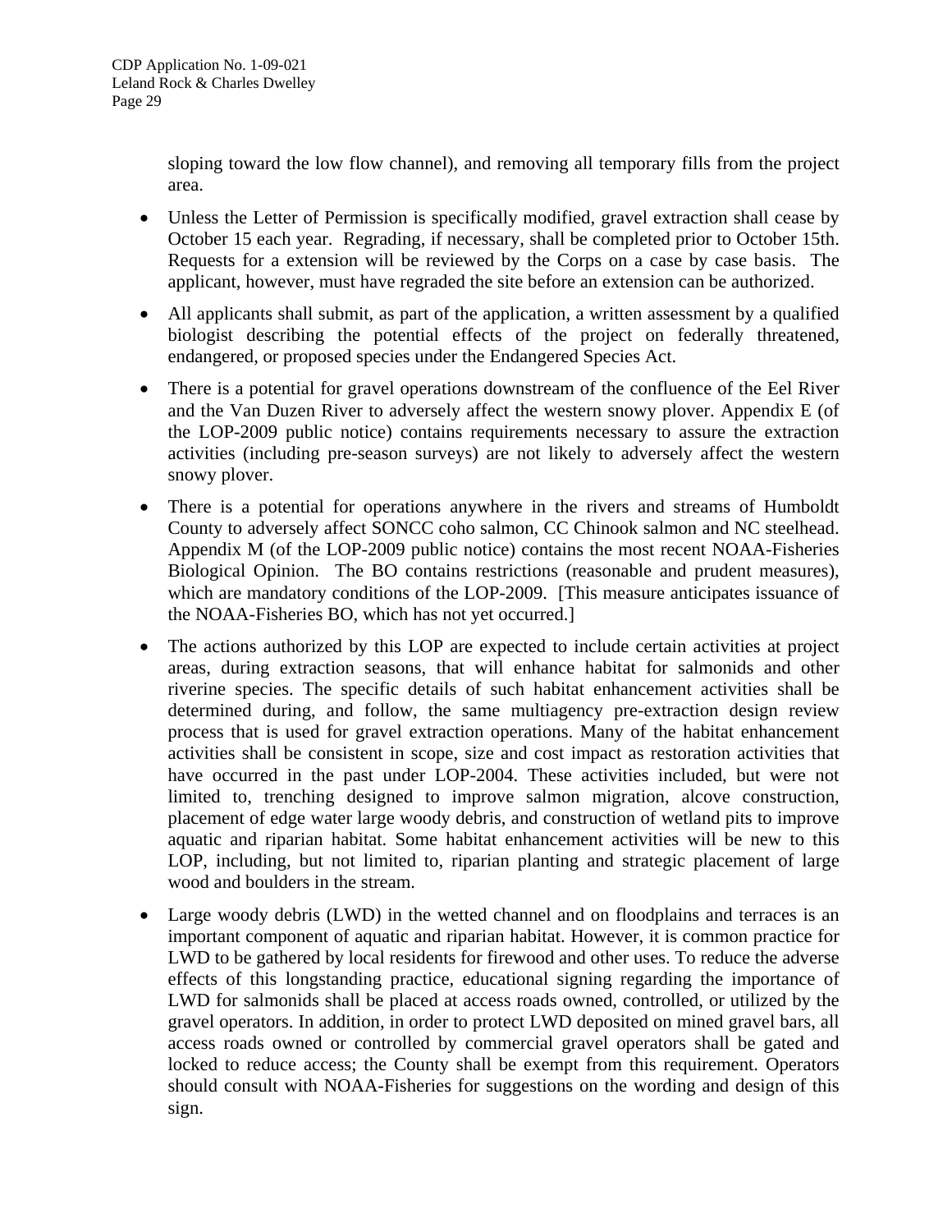sloping toward the low flow channel), and removing all temporary fills from the project area.

- Unless the Letter of Permission is specifically modified, gravel extraction shall cease by October 15 each year. Regrading, if necessary, shall be completed prior to October 15th. Requests for a extension will be reviewed by the Corps on a case by case basis. The applicant, however, must have regraded the site before an extension can be authorized.

- All applicants shall submit, as part of the application, a written assessment by a qualified biologist describing the potential effects of the project on federally threatened, endangered, or proposed species under the Endangered Species Act.

- There is a potential for gravel operations downstream of the confluence of the Eel River and the Van Duzen River to adversely affect the western snowy plover. Appendix E (of the LOP-2009 public notice) contains requirements necessary to assure the extraction activities (including pre-season surveys) are not likely to adversely affect the western snowy plover.

- There is a potential for operations anywhere in the rivers and streams of Humboldt County to adversely affect SONCC coho salmon, CC Chinook salmon and NC steelhead. Appendix M (of the LOP-2009 public notice) contains the most recent NOAA-Fisheries Biological Opinion. The BO contains restrictions (reasonable and prudent measures), which are mandatory conditions of the LOP-2009. [This measure anticipates issuance of the NOAA-Fisheries BO, which has not yet occurred.]

- The actions authorized by this LOP are expected to include certain activities at project areas, during extraction seasons, that will enhance habitat for salmonids and other riverine species. The specific details of such habitat enhancement activities shall be determined during, and follow, the same multiagency pre-extraction design review process that is used for gravel extraction operations. Many of the habitat enhancement activities shall be consistent in scope, size and cost impact as restoration activities that have occurred in the past under LOP-2004. These activities included, but were not limited to, trenching designed to improve salmon migration, alcove construction, placement of edge water large woody debris, and construction of wetland pits to improve aquatic and riparian habitat. Some habitat enhancement activities will be new to this LOP, including, but not limited to, riparian planting and strategic placement of large wood and boulders in the stream.

- Large woody debris (LWD) in the wetted channel and on floodplains and terraces is an important component of aquatic and riparian habitat. However, it is common practice for LWD to be gathered by local residents for firewood and other uses. To reduce the adverse effects of this longstanding practice, educational signing regarding the importance of LWD for salmonids shall be placed at access roads owned, controlled, or utilized by the gravel operators. In addition, in order to protect LWD deposited on mined gravel bars, all access roads owned or controlled by commercial gravel operators shall be gated and locked to reduce access; the County shall be exempt from this requirement. Operators should consult with NOAA-Fisheries for suggestions on the wording and design of this sign.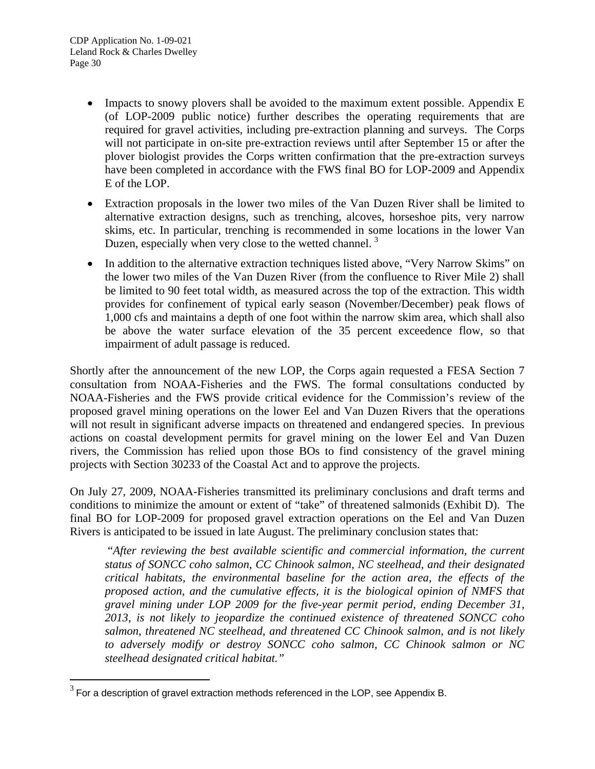- Impacts to snowy plovers shall be avoided to the maximum extent possible. Appendix E (of LOP-2009 public notice) further describes the operating requirements that are required for gravel activities, including pre-extraction planning and surveys. The Corps will not participate in on-site pre-extraction reviews until after September 15 or after the plover biologist provides the Corps written confirmation that the pre-extraction surveys have been completed in accordance with the FWS final BO for LOP-2009 and Appendix E of the LOP.

- Extraction proposals in the lower two miles of the Van Duzen River shall be limited to alternative extraction designs, such as trenching, alcoves, horseshoe pits, very narrow skims, etc. In particular, trenching is recommended in some locations in the lower Van Duzen, especially when very close to the wetted channel. [3]

- In addition to the alternative extraction techniques listed above, "Very Narrow Skims" on the lower two miles of the Van Duzen River (from the confluence to River Mile 2) shall be limited to 90 feet total width, as measured across the top of the extraction. This width provides for confinement of typical early season (November/December) peak flows of 1,000 cfs and maintains a depth of one foot within the narrow skim area, which shall also be above the water surface elevation of the 35 percent exceedence flow, so that impairment of adult passage is reduced.

Shortly after the announcement of the new LOP, the Corps again requested a FESA Section 7 consultation from NOAA-Fisheries and the FWS. The formal consultations conducted by NOAA-Fisheries and the FWS provide critical evidence for the Commission's review of the proposed gravel mining operations on the lower Eel and Van Duzen Rivers that the operations will not result in significant adverse impacts on threatened and endangered species. In previous actions on coastal development permits for gravel mining on the lower Eel and Van Duzen rivers, the Commission has relied upon those BOs to find consistency of the gravel mining projects with Section 30233 of the Coastal Act and to approve the projects.

On July 27, 2009, NOAA-Fisheries transmitted its preliminary conclusions and draft terms and conditions to minimize the amount or extent of "take" of threatened salmonids (Exhibit D). The final BO for LOP-2009 for proposed gravel extraction operations on the Eel and Van Duzen Rivers is anticipated to be issued in late August. The preliminary conclusion states that:

> *"After reviewing the best available scientific and commercial information, the current status of SONCC coho salmon, CC Chinook salmon, NC steelhead, and their designated critical habitats, the environmental baseline for the action area, the effects of the proposed action, and the cumulative effects, it is the biological opinion of NMFS that gravel mining under LOP 2009 for the five-year permit period, ending December 31, 2013, is not likely to jeopardize the continued existence of threatened SONCC coho salmon, threatened NC steelhead, and threatened CC Chinook salmon, and is not likely to adversely modify or destroy SONCC coho salmon, CC Chinook salmon or NC steelhead designated critical habitat."*

---

[3] For a description of gravel extraction methods referenced in the LOP, see Appendix B.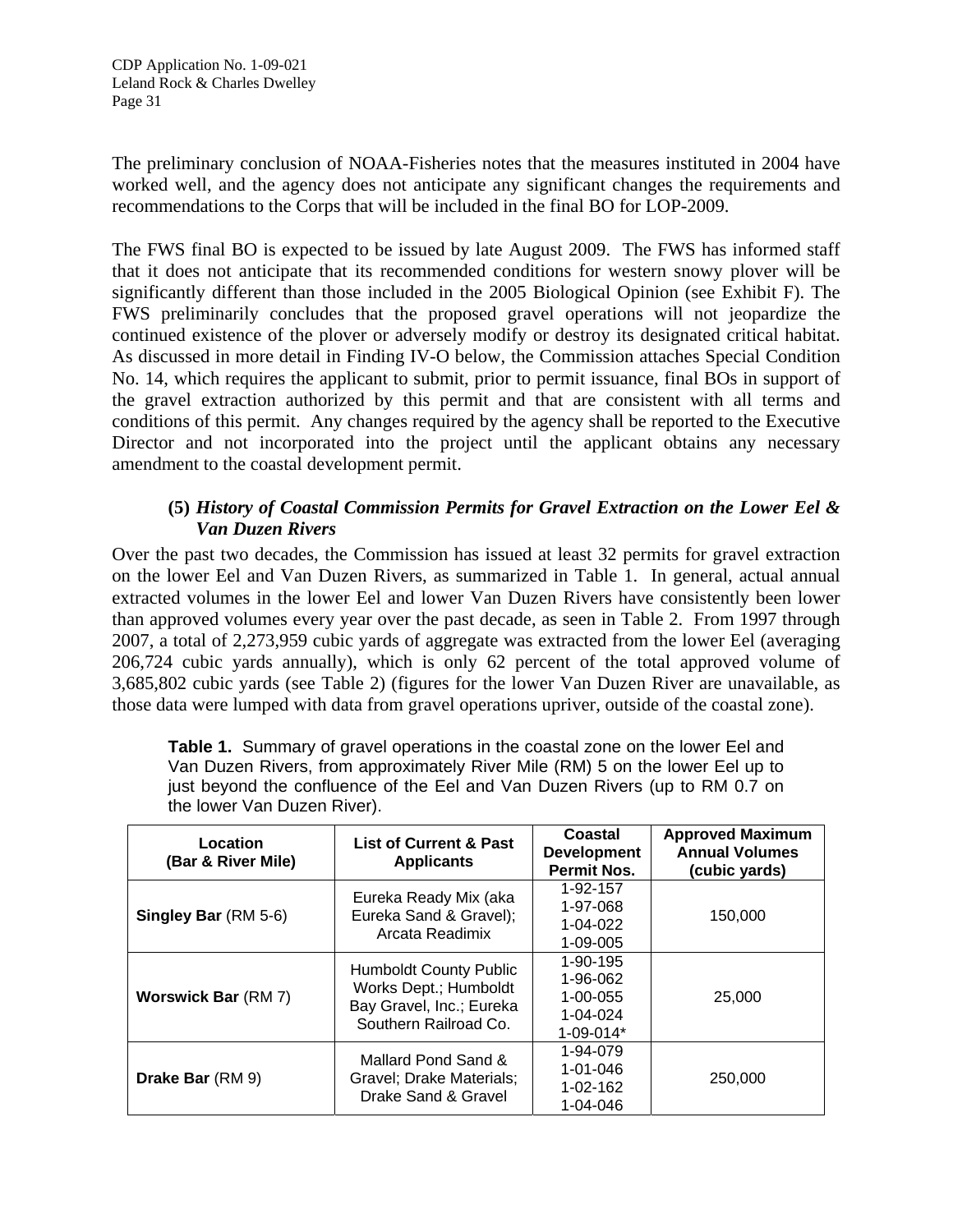The preliminary conclusion of NOAA-Fisheries notes that the measures instituted in 2004 have worked well, and the agency does not anticipate any significant changes the requirements and recommendations to the Corps that will be included in the final BO for LOP-2009.

The FWS final BO is expected to be issued by late August 2009. The FWS has informed staff that it does not anticipate that its recommended conditions for western snowy plover will be significantly different than those included in the 2005 Biological Opinion (see Exhibit F). The FWS preliminarily concludes that the proposed gravel operations will not jeopardize the continued existence of the plover or adversely modify or destroy its designated critical habitat. As discussed in more detail in Finding IV-O below, the Commission attaches Special Condition No. 14, which requires the applicant to submit, prior to permit issuance, final BOs in support of the gravel extraction authorized by this permit and that are consistent with all terms and conditions of this permit. Any changes required by the agency shall be reported to the Executive Director and not incorporated into the project until the applicant obtains any necessary amendment to the coastal development permit.

#### (5) *History of Coastal Commission Permits for Gravel Extraction on the Lower Eel & Van Duzen Rivers*

Over the past two decades, the Commission has issued at least 32 permits for gravel extraction on the lower Eel and Van Duzen Rivers, as summarized in Table 1. In general, actual annual extracted volumes in the lower Eel and lower Van Duzen Rivers have consistently been lower than approved volumes every year over the past decade, as seen in Table 2. From 1997 through 2007, a total of 2,273,959 cubic yards of aggregate was extracted from the lower Eel (averaging 206,724 cubic yards annually), which is only 62 percent of the total approved volume of 3,685,802 cubic yards (see Table 2) (figures for the lower Van Duzen River are unavailable, as those data were lumped with data from gravel operations upriver, outside of the coastal zone).

**Table 1.** Summary of gravel operations in the coastal zone on the lower Eel and Van Duzen Rivers, from approximately River Mile (RM) 5 on the lower Eel up to just beyond the confluence of the Eel and Van Duzen Rivers (up to RM 0.7 on the lower Van Duzen River).

| Location (Bar & River Mile) | List of Current & Past Applicants | Coastal Development Permit Nos. | Approved Maximum Annual Volumes (cubic yards) |
|---|---|---|---|
| **Singley Bar** (RM 5-6) | Eureka Ready Mix (aka Eureka Sand & Gravel); Arcata Readimix | 1-92-157<br>1-97-068<br>1-04-022<br>1-09-005 | 150,000 |
| **Worswick Bar** (RM 7) | Humboldt County Public Works Dept.; Humboldt Bay Gravel, Inc.; Eureka Southern Railroad Co. | 1-90-195<br>1-96-062<br>1-00-055<br>1-04-024<br>1-09-014* | 25,000 |
| **Drake Bar** (RM 9) | Mallard Pond Sand & Gravel; Drake Materials; Drake Sand & Gravel | 1-94-079<br>1-01-046<br>1-02-162<br>1-04-046 | 250,000 |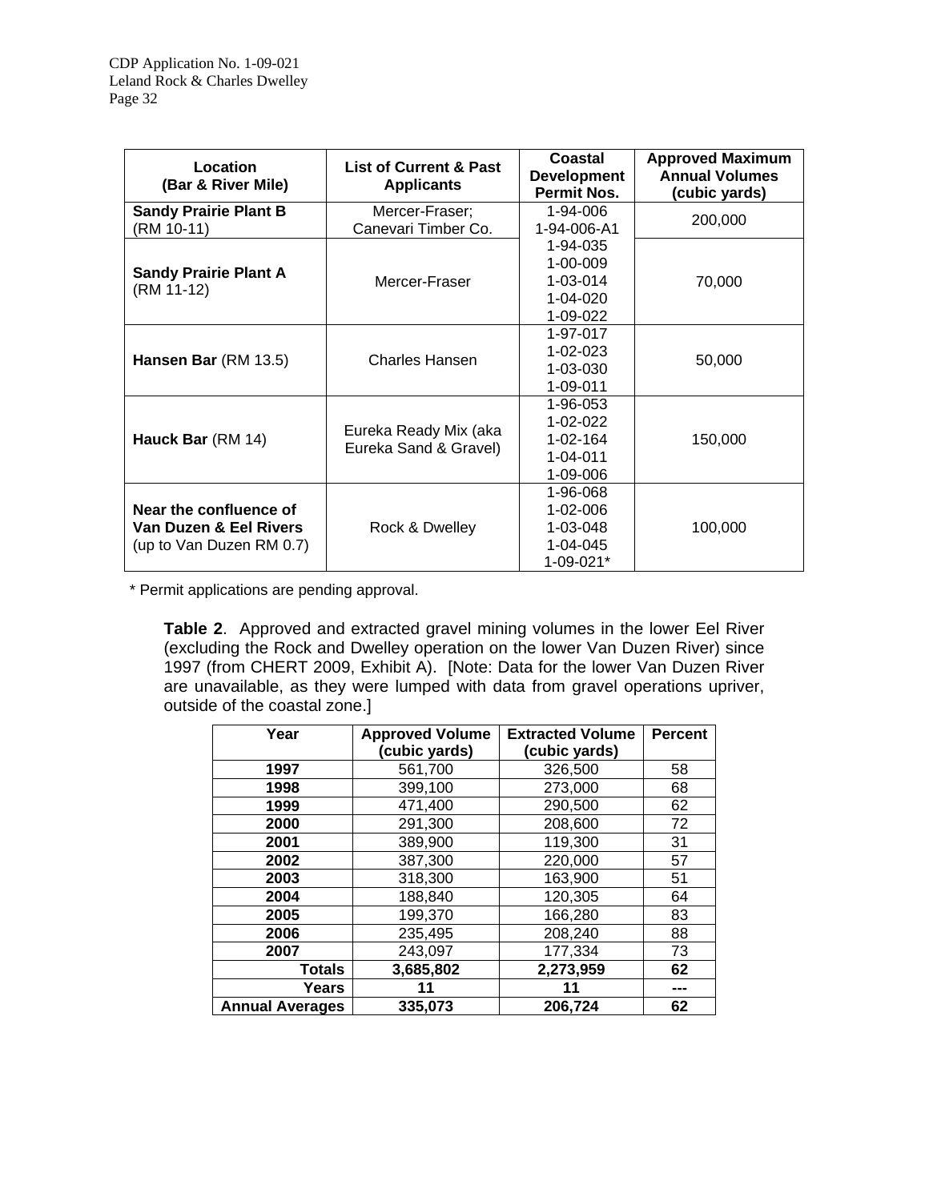| Location (Bar & River Mile) | List of Current & Past Applicants | Coastal Development Permit Nos. | Approved Maximum Annual Volumes (cubic yards) |
|---|---|---|---|
| **Sandy Prairie Plant B** (RM 10-11) | Mercer-Fraser; Canevari Timber Co. | 1-94-006<br>1-94-006-A1 | 200,000 |
| **Sandy Prairie Plant A** (RM 11-12) | Mercer-Fraser | 1-94-035<br>1-00-009<br>1-03-014<br>1-04-020<br>1-09-022 | 70,000 |
| **Hansen Bar** (RM 13.5) | Charles Hansen | 1-97-017<br>1-02-023<br>1-03-030<br>1-09-011 | 50,000 |
| **Hauck Bar** (RM 14) | Eureka Ready Mix (aka Eureka Sand & Gravel) | 1-96-053<br>1-02-022<br>1-02-164<br>1-04-011<br>1-09-006 | 150,000 |
| **Near the confluence of Van Duzen & Eel Rivers** (up to Van Duzen RM 0.7) | Rock & Dwelley | 1-96-068<br>1-02-006<br>1-03-048<br>1-04-045<br>1-09-021* | 100,000 |

\* Permit applications are pending approval.

**Table 2**. Approved and extracted gravel mining volumes in the lower Eel River (excluding the Rock and Dwelley operation on the lower Van Duzen River) since 1997 (from CHERT 2009, Exhibit A). [Note: Data for the lower Van Duzen River are unavailable, as they were lumped with data from gravel operations upriver, outside of the coastal zone.]

| Year | Approved Volume (cubic yards) | Extracted Volume (cubic yards) | Percent |
|---|---|---|---|
| **1997** | 561,700 | 326,500 | 58 |
| **1998** | 399,100 | 273,000 | 68 |
| **1999** | 471,400 | 290,500 | 62 |
| **2000** | 291,300 | 208,600 | 72 |
| **2001** | 389,900 | 119,300 | 31 |
| **2002** | 387,300 | 220,000 | 57 |
| **2003** | 318,300 | 163,900 | 51 |
| **2004** | 188,840 | 120,305 | 64 |
| **2005** | 199,370 | 166,280 | 83 |
| **2006** | 235,495 | 208,240 | 88 |
| **2007** | 243,097 | 177,334 | 73 |
| **Totals** | **3,685,802** | **2,273,959** | **62** |
| **Years** | **11** | **11** | **---** |
| **Annual Averages** | **335,073** | **206,724** | **62** |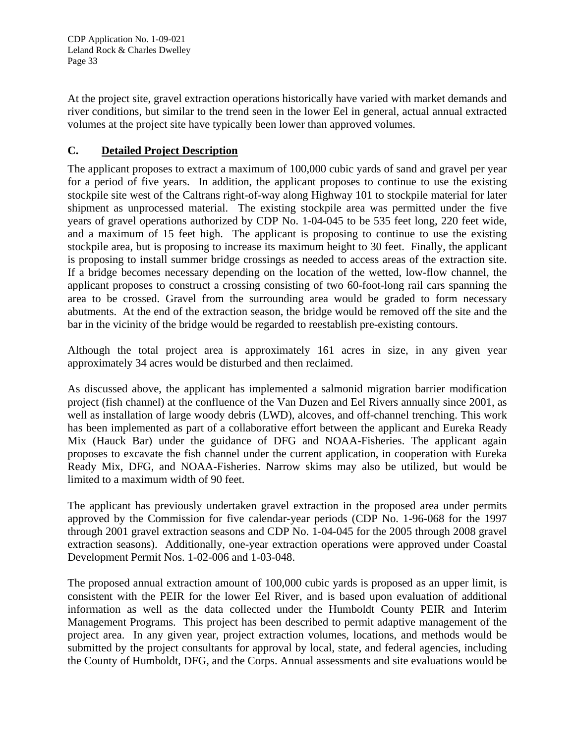At the project site, gravel extraction operations historically have varied with market demands and river conditions, but similar to the trend seen in the lower Eel in general, actual annual extracted volumes at the project site have typically been lower than approved volumes.

## C. Detailed Project Description

The applicant proposes to extract a maximum of 100,000 cubic yards of sand and gravel per year for a period of five years. In addition, the applicant proposes to continue to use the existing stockpile site west of the Caltrans right-of-way along Highway 101 to stockpile material for later shipment as unprocessed material. The existing stockpile area was permitted under the five years of gravel operations authorized by CDP No. 1-04-045 to be 535 feet long, 220 feet wide, and a maximum of 15 feet high. The applicant is proposing to continue to use the existing stockpile area, but is proposing to increase its maximum height to 30 feet. Finally, the applicant is proposing to install summer bridge crossings as needed to access areas of the extraction site. If a bridge becomes necessary depending on the location of the wetted, low-flow channel, the applicant proposes to construct a crossing consisting of two 60-foot-long rail cars spanning the area to be crossed. Gravel from the surrounding area would be graded to form necessary abutments. At the end of the extraction season, the bridge would be removed off the site and the bar in the vicinity of the bridge would be regarded to reestablish pre-existing contours.

Although the total project area is approximately 161 acres in size, in any given year approximately 34 acres would be disturbed and then reclaimed.

As discussed above, the applicant has implemented a salmonid migration barrier modification project (fish channel) at the confluence of the Van Duzen and Eel Rivers annually since 2001, as well as installation of large woody debris (LWD), alcoves, and off-channel trenching. This work has been implemented as part of a collaborative effort between the applicant and Eureka Ready Mix (Hauck Bar) under the guidance of DFG and NOAA-Fisheries. The applicant again proposes to excavate the fish channel under the current application, in cooperation with Eureka Ready Mix, DFG, and NOAA-Fisheries. Narrow skims may also be utilized, but would be limited to a maximum width of 90 feet.

The applicant has previously undertaken gravel extraction in the proposed area under permits approved by the Commission for five calendar-year periods (CDP No. 1-96-068 for the 1997 through 2001 gravel extraction seasons and CDP No. 1-04-045 for the 2005 through 2008 gravel extraction seasons). Additionally, one-year extraction operations were approved under Coastal Development Permit Nos. 1-02-006 and 1-03-048.

The proposed annual extraction amount of 100,000 cubic yards is proposed as an upper limit, is consistent with the PEIR for the lower Eel River, and is based upon evaluation of additional information as well as the data collected under the Humboldt County PEIR and Interim Management Programs. This project has been described to permit adaptive management of the project area. In any given year, project extraction volumes, locations, and methods would be submitted by the project consultants for approval by local, state, and federal agencies, including the County of Humboldt, DFG, and the Corps. Annual assessments and site evaluations would be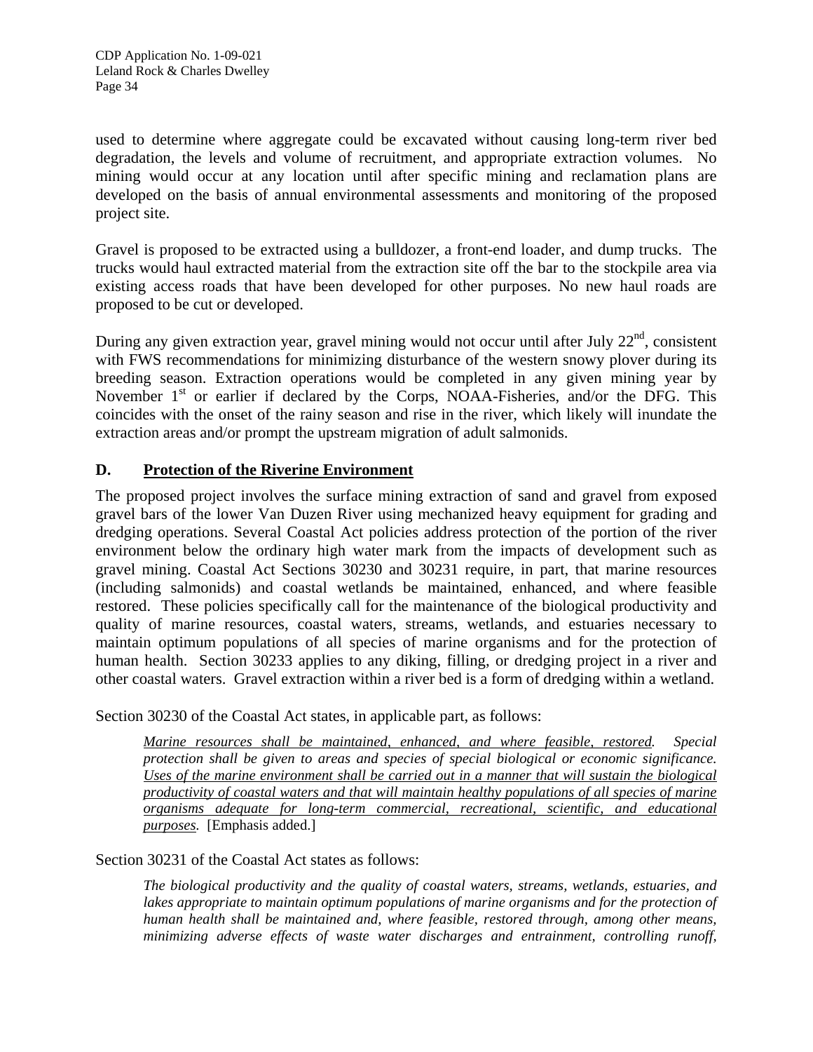used to determine where aggregate could be excavated without causing long-term river bed degradation, the levels and volume of recruitment, and appropriate extraction volumes. No mining would occur at any location until after specific mining and reclamation plans are developed on the basis of annual environmental assessments and monitoring of the proposed project site.

Gravel is proposed to be extracted using a bulldozer, a front-end loader, and dump trucks. The trucks would haul extracted material from the extraction site off the bar to the stockpile area via existing access roads that have been developed for other purposes. No new haul roads are proposed to be cut or developed.

During any given extraction year, gravel mining would not occur until after July 22nd, consistent with FWS recommendations for minimizing disturbance of the western snowy plover during its breeding season. Extraction operations would be completed in any given mining year by November 1st or earlier if declared by the Corps, NOAA-Fisheries, and/or the DFG. This coincides with the onset of the rainy season and rise in the river, which likely will inundate the extraction areas and/or prompt the upstream migration of adult salmonids.

## D. Protection of the Riverine Environment

The proposed project involves the surface mining extraction of sand and gravel from exposed gravel bars of the lower Van Duzen River using mechanized heavy equipment for grading and dredging operations. Several Coastal Act policies address protection of the portion of the river environment below the ordinary high water mark from the impacts of development such as gravel mining. Coastal Act Sections 30230 and 30231 require, in part, that marine resources (including salmonids) and coastal wetlands be maintained, enhanced, and where feasible restored. These policies specifically call for the maintenance of the biological productivity and quality of marine resources, coastal waters, streams, wetlands, and estuaries necessary to maintain optimum populations of all species of marine organisms and for the protection of human health. Section 30233 applies to any diking, filling, or dredging project in a river and other coastal waters. Gravel extraction within a river bed is a form of dredging within a wetland.

Section 30230 of the Coastal Act states, in applicable part, as follows:

> *<u>Marine resources shall be maintained, enhanced, and where feasible, restored</u>. Special protection shall be given to areas and species of special biological or economic significance. <u>Uses of the marine environment shall be carried out in a manner that will sustain the biological productivity of coastal waters and that will maintain healthy populations of all species of marine organisms adequate for long-term commercial, recreational, scientific, and educational purposes</u>.* [Emphasis added.]

Section 30231 of the Coastal Act states as follows:

> *The biological productivity and the quality of coastal waters, streams, wetlands, estuaries, and lakes appropriate to maintain optimum populations of marine organisms and for the protection of human health shall be maintained and, where feasible, restored through, among other means, minimizing adverse effects of waste water discharges and entrainment, controlling runoff,*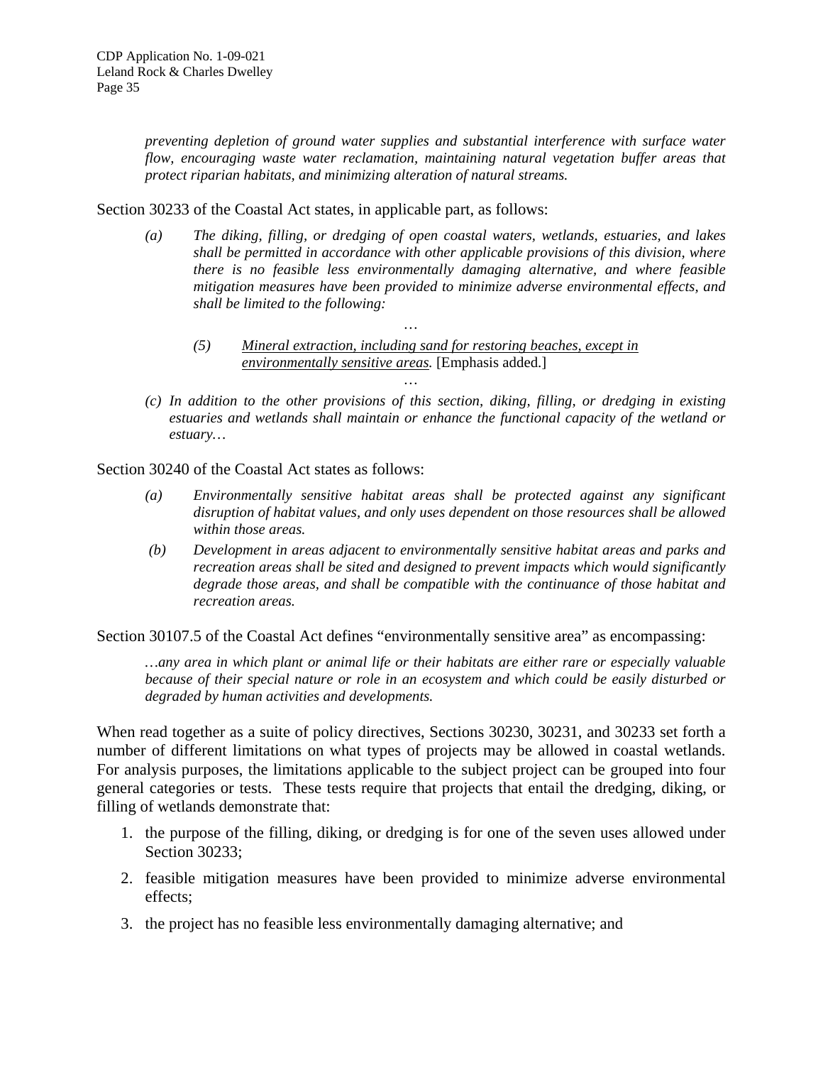*preventing depletion of ground water supplies and substantial interference with surface water flow, encouraging waste water reclamation, maintaining natural vegetation buffer areas that protect riparian habitats, and minimizing alteration of natural streams.*

Section 30233 of the Coastal Act states, in applicable part, as follows:

> *(a) The diking, filling, or dredging of open coastal waters, wetlands, estuaries, and lakes shall be permitted in accordance with other applicable provisions of this division, where there is no feasible less environmentally damaging alternative, and where feasible mitigation measures have been provided to minimize adverse environmental effects, and shall be limited to the following:*
>
> …
>
> *(5) <u>Mineral extraction, including sand for restoring beaches, except in environmentally sensitive areas.</u>* [Emphasis added.]
>
> …
>
> *(c) In addition to the other provisions of this section, diking, filling, or dredging in existing estuaries and wetlands shall maintain or enhance the functional capacity of the wetland or estuary…*

Section 30240 of the Coastal Act states as follows:

> *(a) Environmentally sensitive habitat areas shall be protected against any significant disruption of habitat values, and only uses dependent on those resources shall be allowed within those areas.*
>
> *(b) Development in areas adjacent to environmentally sensitive habitat areas and parks and recreation areas shall be sited and designed to prevent impacts which would significantly degrade those areas, and shall be compatible with the continuance of those habitat and recreation areas.*

Section 30107.5 of the Coastal Act defines "environmentally sensitive area" as encompassing:

> *…any area in which plant or animal life or their habitats are either rare or especially valuable because of their special nature or role in an ecosystem and which could be easily disturbed or degraded by human activities and developments.*

When read together as a suite of policy directives, Sections 30230, 30231, and 30233 set forth a number of different limitations on what types of projects may be allowed in coastal wetlands. For analysis purposes, the limitations applicable to the subject project can be grouped into four general categories or tests. These tests require that projects that entail the dredging, diking, or filling of wetlands demonstrate that:

1. the purpose of the filling, diking, or dredging is for one of the seven uses allowed under Section 30233;
2. feasible mitigation measures have been provided to minimize adverse environmental effects;
3. the project has no feasible less environmentally damaging alternative; and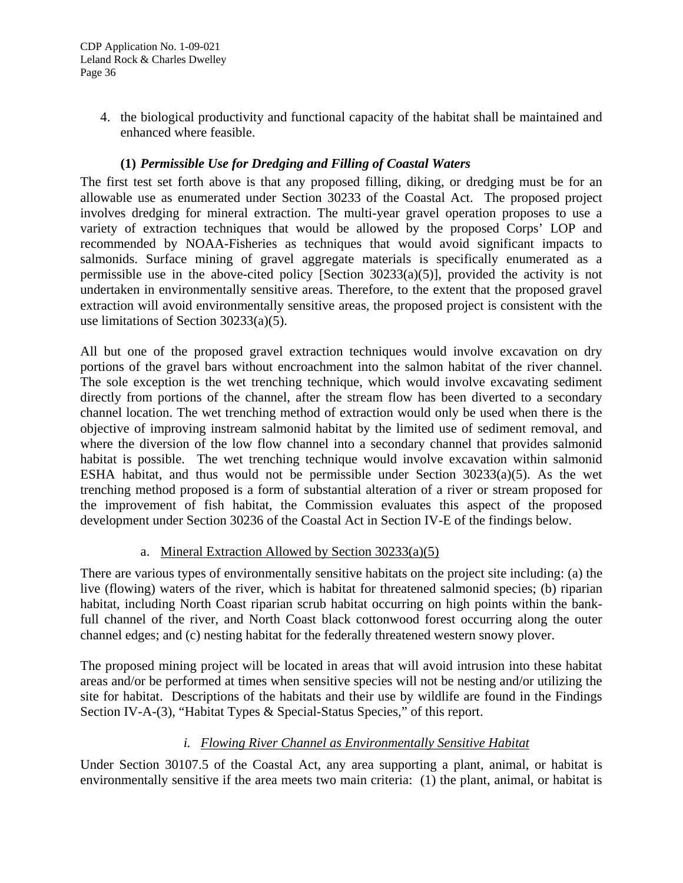4. the biological productivity and functional capacity of the habitat shall be maintained and enhanced where feasible.

### (1) *Permissible Use for Dredging and Filling of Coastal Waters*

The first test set forth above is that any proposed filling, diking, or dredging must be for an allowable use as enumerated under Section 30233 of the Coastal Act. The proposed project involves dredging for mineral extraction. The multi-year gravel operation proposes to use a variety of extraction techniques that would be allowed by the proposed Corps' LOP and recommended by NOAA-Fisheries as techniques that would avoid significant impacts to salmonids. Surface mining of gravel aggregate materials is specifically enumerated as a permissible use in the above-cited policy [Section 30233(a)(5)], provided the activity is not undertaken in environmentally sensitive areas. Therefore, to the extent that the proposed gravel extraction will avoid environmentally sensitive areas, the proposed project is consistent with the use limitations of Section 30233(a)(5).

All but one of the proposed gravel extraction techniques would involve excavation on dry portions of the gravel bars without encroachment into the salmon habitat of the river channel. The sole exception is the wet trenching technique, which would involve excavating sediment directly from portions of the channel, after the stream flow has been diverted to a secondary channel location. The wet trenching method of extraction would only be used when there is the objective of improving instream salmonid habitat by the limited use of sediment removal, and where the diversion of the low flow channel into a secondary channel that provides salmonid habitat is possible. The wet trenching technique would involve excavation within salmonid ESHA habitat, and thus would not be permissible under Section 30233(a)(5). As the wet trenching method proposed is a form of substantial alteration of a river or stream proposed for the improvement of fish habitat, the Commission evaluates this aspect of the proposed development under Section 30236 of the Coastal Act in Section IV-E of the findings below.

#### a. Mineral Extraction Allowed by Section 30233(a)(5)

There are various types of environmentally sensitive habitats on the project site including: (a) the live (flowing) waters of the river, which is habitat for threatened salmonid species; (b) riparian habitat, including North Coast riparian scrub habitat occurring on high points within the bank-full channel of the river, and North Coast black cottonwood forest occurring along the outer channel edges; and (c) nesting habitat for the federally threatened western snowy plover.

The proposed mining project will be located in areas that will avoid intrusion into these habitat areas and/or be performed at times when sensitive species will not be nesting and/or utilizing the site for habitat. Descriptions of the habitats and their use by wildlife are found in the Findings Section IV-A-(3), "Habitat Types & Special-Status Species," of this report.

##### *i. Flowing River Channel as Environmentally Sensitive Habitat*

Under Section 30107.5 of the Coastal Act, any area supporting a plant, animal, or habitat is environmentally sensitive if the area meets two main criteria: (1) the plant, animal, or habitat is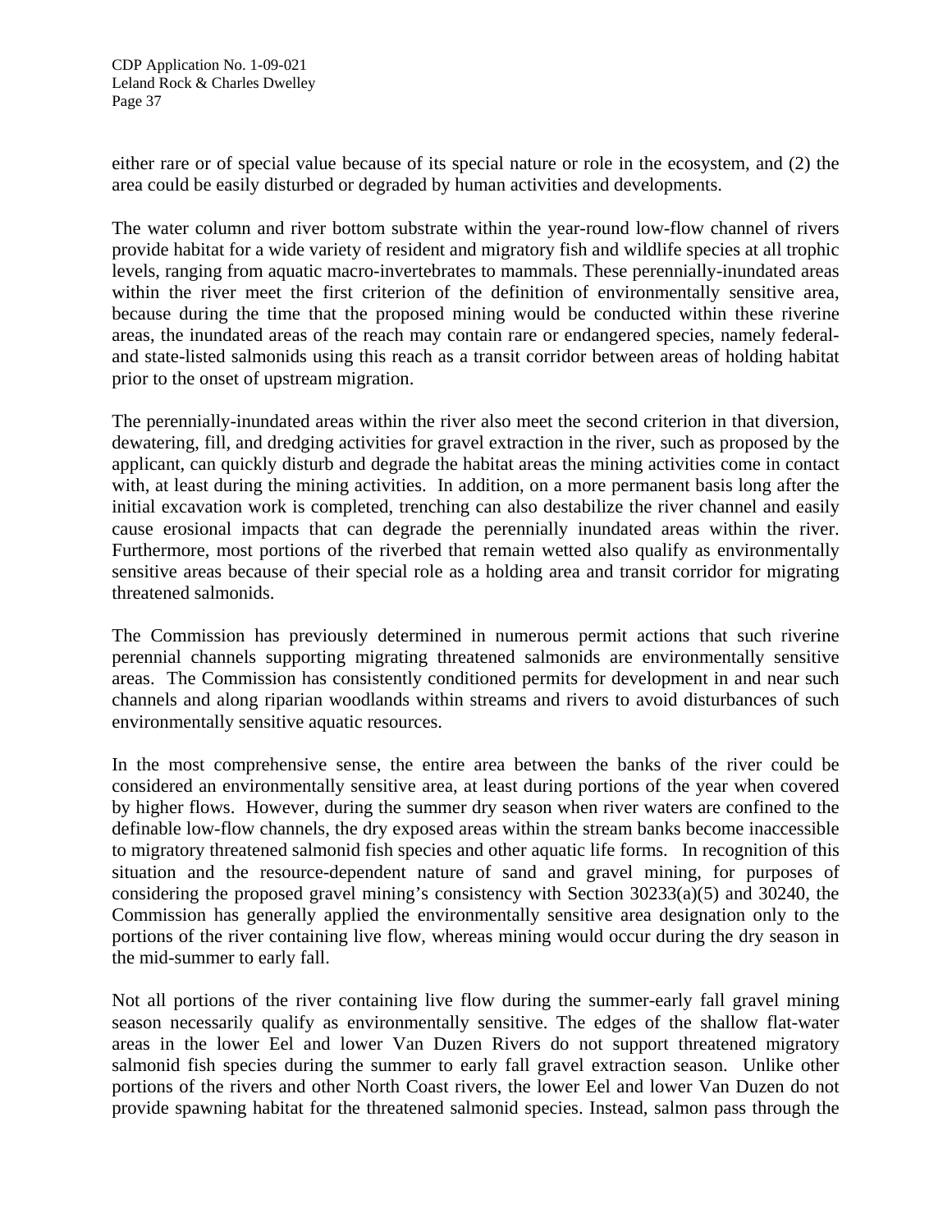either rare or of special value because of its special nature or role in the ecosystem, and (2) the area could be easily disturbed or degraded by human activities and developments.

The water column and river bottom substrate within the year-round low-flow channel of rivers provide habitat for a wide variety of resident and migratory fish and wildlife species at all trophic levels, ranging from aquatic macro-invertebrates to mammals. These perennially-inundated areas within the river meet the first criterion of the definition of environmentally sensitive area, because during the time that the proposed mining would be conducted within these riverine areas, the inundated areas of the reach may contain rare or endangered species, namely federal- and state-listed salmonids using this reach as a transit corridor between areas of holding habitat prior to the onset of upstream migration.

The perennially-inundated areas within the river also meet the second criterion in that diversion, dewatering, fill, and dredging activities for gravel extraction in the river, such as proposed by the applicant, can quickly disturb and degrade the habitat areas the mining activities come in contact with, at least during the mining activities. In addition, on a more permanent basis long after the initial excavation work is completed, trenching can also destabilize the river channel and easily cause erosional impacts that can degrade the perennially inundated areas within the river. Furthermore, most portions of the riverbed that remain wetted also qualify as environmentally sensitive areas because of their special role as a holding area and transit corridor for migrating threatened salmonids.

The Commission has previously determined in numerous permit actions that such riverine perennial channels supporting migrating threatened salmonids are environmentally sensitive areas. The Commission has consistently conditioned permits for development in and near such channels and along riparian woodlands within streams and rivers to avoid disturbances of such environmentally sensitive aquatic resources.

In the most comprehensive sense, the entire area between the banks of the river could be considered an environmentally sensitive area, at least during portions of the year when covered by higher flows. However, during the summer dry season when river waters are confined to the definable low-flow channels, the dry exposed areas within the stream banks become inaccessible to migratory threatened salmonid fish species and other aquatic life forms. In recognition of this situation and the resource-dependent nature of sand and gravel mining, for purposes of considering the proposed gravel mining's consistency with Section 30233(a)(5) and 30240, the Commission has generally applied the environmentally sensitive area designation only to the portions of the river containing live flow, whereas mining would occur during the dry season in the mid-summer to early fall.

Not all portions of the river containing live flow during the summer-early fall gravel mining season necessarily qualify as environmentally sensitive. The edges of the shallow flat-water areas in the lower Eel and lower Van Duzen Rivers do not support threatened migratory salmonid fish species during the summer to early fall gravel extraction season. Unlike other portions of the rivers and other North Coast rivers, the lower Eel and lower Van Duzen do not provide spawning habitat for the threatened salmonid species. Instead, salmon pass through the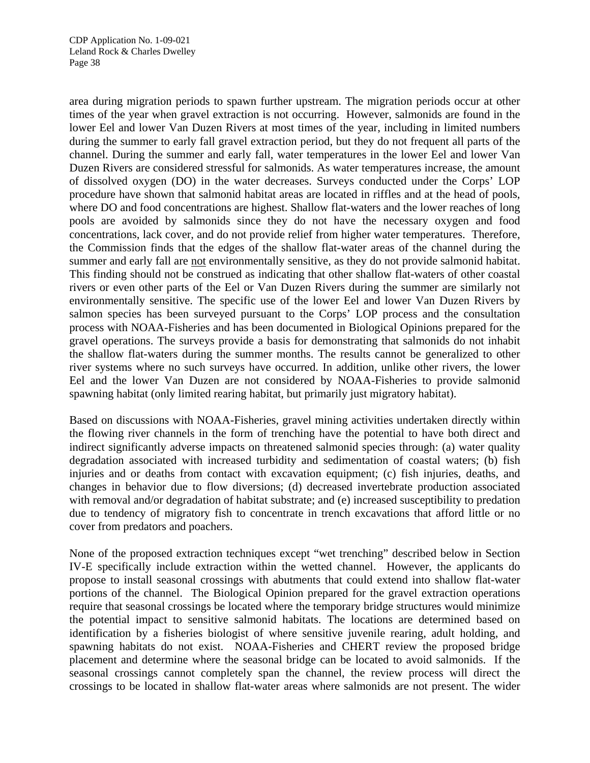area during migration periods to spawn further upstream. The migration periods occur at other times of the year when gravel extraction is not occurring. However, salmonids are found in the lower Eel and lower Van Duzen Rivers at most times of the year, including in limited numbers during the summer to early fall gravel extraction period, but they do not frequent all parts of the channel. During the summer and early fall, water temperatures in the lower Eel and lower Van Duzen Rivers are considered stressful for salmonids. As water temperatures increase, the amount of dissolved oxygen (DO) in the water decreases. Surveys conducted under the Corps' LOP procedure have shown that salmonid habitat areas are located in riffles and at the head of pools, where DO and food concentrations are highest. Shallow flat-waters and the lower reaches of long pools are avoided by salmonids since they do not have the necessary oxygen and food concentrations, lack cover, and do not provide relief from higher water temperatures. Therefore, the Commission finds that the edges of the shallow flat-water areas of the channel during the summer and early fall are <u>not</u> environmentally sensitive, as they do not provide salmonid habitat. This finding should not be construed as indicating that other shallow flat-waters of other coastal rivers or even other parts of the Eel or Van Duzen Rivers during the summer are similarly not environmentally sensitive. The specific use of the lower Eel and lower Van Duzen Rivers by salmon species has been surveyed pursuant to the Corps' LOP process and the consultation process with NOAA-Fisheries and has been documented in Biological Opinions prepared for the gravel operations. The surveys provide a basis for demonstrating that salmonids do not inhabit the shallow flat-waters during the summer months. The results cannot be generalized to other river systems where no such surveys have occurred. In addition, unlike other rivers, the lower Eel and the lower Van Duzen are not considered by NOAA-Fisheries to provide salmonid spawning habitat (only limited rearing habitat, but primarily just migratory habitat).

Based on discussions with NOAA-Fisheries, gravel mining activities undertaken directly within the flowing river channels in the form of trenching have the potential to have both direct and indirect significantly adverse impacts on threatened salmonid species through: (a) water quality degradation associated with increased turbidity and sedimentation of coastal waters; (b) fish injuries and or deaths from contact with excavation equipment; (c) fish injuries, deaths, and changes in behavior due to flow diversions; (d) decreased invertebrate production associated with removal and/or degradation of habitat substrate; and (e) increased susceptibility to predation due to tendency of migratory fish to concentrate in trench excavations that afford little or no cover from predators and poachers.

None of the proposed extraction techniques except "wet trenching" described below in Section IV-E specifically include extraction within the wetted channel. However, the applicants do propose to install seasonal crossings with abutments that could extend into shallow flat-water portions of the channel. The Biological Opinion prepared for the gravel extraction operations require that seasonal crossings be located where the temporary bridge structures would minimize the potential impact to sensitive salmonid habitats. The locations are determined based on identification by a fisheries biologist of where sensitive juvenile rearing, adult holding, and spawning habitats do not exist. NOAA-Fisheries and CHERT review the proposed bridge placement and determine where the seasonal bridge can be located to avoid salmonids. If the seasonal crossings cannot completely span the channel, the review process will direct the crossings to be located in shallow flat-water areas where salmonids are not present. The wider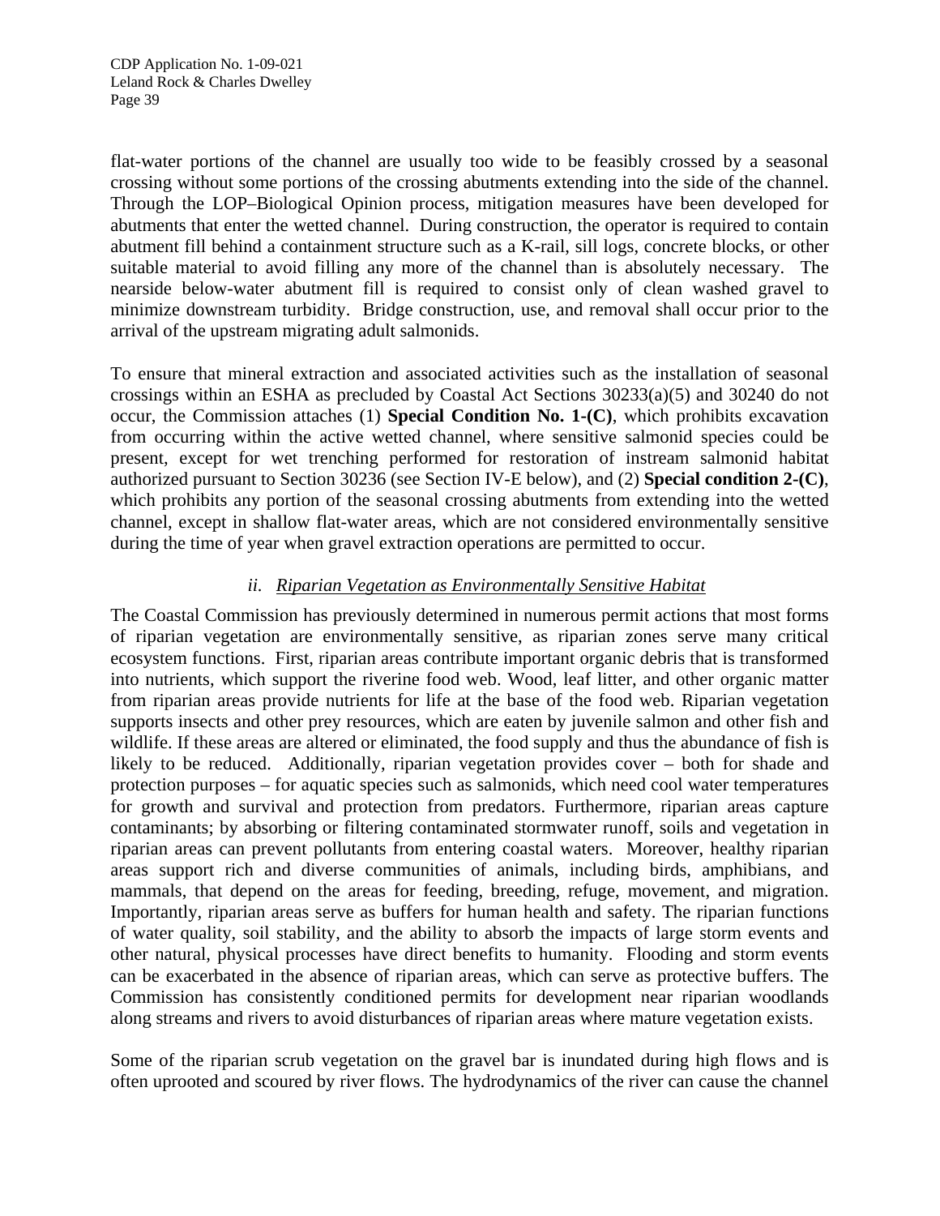flat-water portions of the channel are usually too wide to be feasibly crossed by a seasonal crossing without some portions of the crossing abutments extending into the side of the channel. Through the LOP–Biological Opinion process, mitigation measures have been developed for abutments that enter the wetted channel. During construction, the operator is required to contain abutment fill behind a containment structure such as a K-rail, sill logs, concrete blocks, or other suitable material to avoid filling any more of the channel than is absolutely necessary. The nearside below-water abutment fill is required to consist only of clean washed gravel to minimize downstream turbidity. Bridge construction, use, and removal shall occur prior to the arrival of the upstream migrating adult salmonids.

To ensure that mineral extraction and associated activities such as the installation of seasonal crossings within an ESHA as precluded by Coastal Act Sections 30233(a)(5) and 30240 do not occur, the Commission attaches (1) **Special Condition No. 1-(C)**, which prohibits excavation from occurring within the active wetted channel, where sensitive salmonid species could be present, except for wet trenching performed for restoration of instream salmonid habitat authorized pursuant to Section 30236 (see Section IV-E below), and (2) **Special condition 2-(C)**, which prohibits any portion of the seasonal crossing abutments from extending into the wetted channel, except in shallow flat-water areas, which are not considered environmentally sensitive during the time of year when gravel extraction operations are permitted to occur.

#### *ii. Riparian Vegetation as Environmentally Sensitive Habitat*

The Coastal Commission has previously determined in numerous permit actions that most forms of riparian vegetation are environmentally sensitive, as riparian zones serve many critical ecosystem functions. First, riparian areas contribute important organic debris that is transformed into nutrients, which support the riverine food web. Wood, leaf litter, and other organic matter from riparian areas provide nutrients for life at the base of the food web. Riparian vegetation supports insects and other prey resources, which are eaten by juvenile salmon and other fish and wildlife. If these areas are altered or eliminated, the food supply and thus the abundance of fish is likely to be reduced. Additionally, riparian vegetation provides cover – both for shade and protection purposes – for aquatic species such as salmonids, which need cool water temperatures for growth and survival and protection from predators. Furthermore, riparian areas capture contaminants; by absorbing or filtering contaminated stormwater runoff, soils and vegetation in riparian areas can prevent pollutants from entering coastal waters. Moreover, healthy riparian areas support rich and diverse communities of animals, including birds, amphibians, and mammals, that depend on the areas for feeding, breeding, refuge, movement, and migration. Importantly, riparian areas serve as buffers for human health and safety. The riparian functions of water quality, soil stability, and the ability to absorb the impacts of large storm events and other natural, physical processes have direct benefits to humanity. Flooding and storm events can be exacerbated in the absence of riparian areas, which can serve as protective buffers. The Commission has consistently conditioned permits for development near riparian woodlands along streams and rivers to avoid disturbances of riparian areas where mature vegetation exists.

Some of the riparian scrub vegetation on the gravel bar is inundated during high flows and is often uprooted and scoured by river flows. The hydrodynamics of the river can cause the channel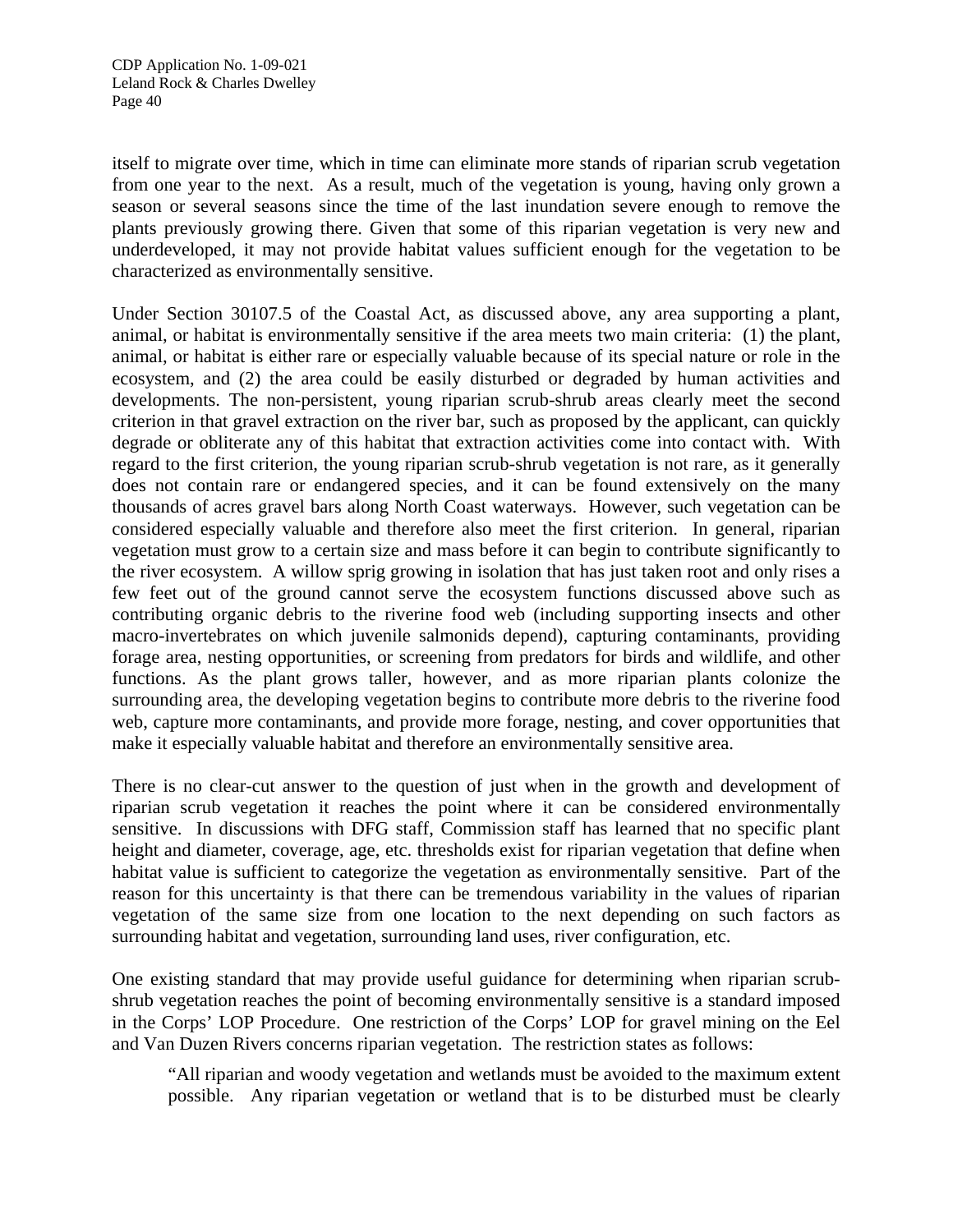itself to migrate over time, which in time can eliminate more stands of riparian scrub vegetation from one year to the next. As a result, much of the vegetation is young, having only grown a season or several seasons since the time of the last inundation severe enough to remove the plants previously growing there. Given that some of this riparian vegetation is very new and underdeveloped, it may not provide habitat values sufficient enough for the vegetation to be characterized as environmentally sensitive.

Under Section 30107.5 of the Coastal Act, as discussed above, any area supporting a plant, animal, or habitat is environmentally sensitive if the area meets two main criteria: (1) the plant, animal, or habitat is either rare or especially valuable because of its special nature or role in the ecosystem, and (2) the area could be easily disturbed or degraded by human activities and developments. The non-persistent, young riparian scrub-shrub areas clearly meet the second criterion in that gravel extraction on the river bar, such as proposed by the applicant, can quickly degrade or obliterate any of this habitat that extraction activities come into contact with. With regard to the first criterion, the young riparian scrub-shrub vegetation is not rare, as it generally does not contain rare or endangered species, and it can be found extensively on the many thousands of acres gravel bars along North Coast waterways. However, such vegetation can be considered especially valuable and therefore also meet the first criterion. In general, riparian vegetation must grow to a certain size and mass before it can begin to contribute significantly to the river ecosystem. A willow sprig growing in isolation that has just taken root and only rises a few feet out of the ground cannot serve the ecosystem functions discussed above such as contributing organic debris to the riverine food web (including supporting insects and other macro-invertebrates on which juvenile salmonids depend), capturing contaminants, providing forage area, nesting opportunities, or screening from predators for birds and wildlife, and other functions. As the plant grows taller, however, and as more riparian plants colonize the surrounding area, the developing vegetation begins to contribute more debris to the riverine food web, capture more contaminants, and provide more forage, nesting, and cover opportunities that make it especially valuable habitat and therefore an environmentally sensitive area.

There is no clear-cut answer to the question of just when in the growth and development of riparian scrub vegetation it reaches the point where it can be considered environmentally sensitive. In discussions with DFG staff, Commission staff has learned that no specific plant height and diameter, coverage, age, etc. thresholds exist for riparian vegetation that define when habitat value is sufficient to categorize the vegetation as environmentally sensitive. Part of the reason for this uncertainty is that there can be tremendous variability in the values of riparian vegetation of the same size from one location to the next depending on such factors as surrounding habitat and vegetation, surrounding land uses, river configuration, etc.

One existing standard that may provide useful guidance for determining when riparian scrub-shrub vegetation reaches the point of becoming environmentally sensitive is a standard imposed in the Corps' LOP Procedure. One restriction of the Corps' LOP for gravel mining on the Eel and Van Duzen Rivers concerns riparian vegetation. The restriction states as follows:

> "All riparian and woody vegetation and wetlands must be avoided to the maximum extent possible. Any riparian vegetation or wetland that is to be disturbed must be clearly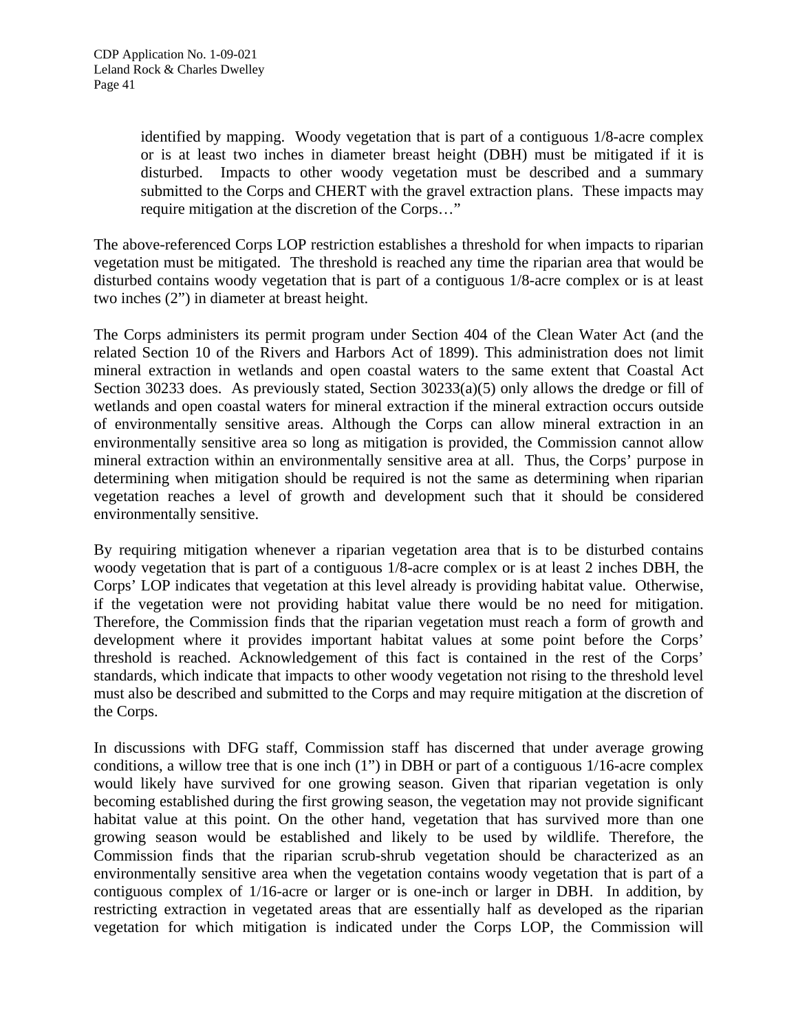> identified by mapping. Woody vegetation that is part of a contiguous 1/8-acre complex or is at least two inches in diameter breast height (DBH) must be mitigated if it is disturbed. Impacts to other woody vegetation must be described and a summary submitted to the Corps and CHERT with the gravel extraction plans. These impacts may require mitigation at the discretion of the Corps…"

The above-referenced Corps LOP restriction establishes a threshold for when impacts to riparian vegetation must be mitigated. The threshold is reached any time the riparian area that would be disturbed contains woody vegetation that is part of a contiguous 1/8-acre complex or is at least two inches (2")) in diameter at breast height.

The Corps administers its permit program under Section 404 of the Clean Water Act (and the related Section 10 of the Rivers and Harbors Act of 1899). This administration does not limit mineral extraction in wetlands and open coastal waters to the same extent that Coastal Act Section 30233 does. As previously stated, Section 30233(a)(5) only allows the dredge or fill of wetlands and open coastal waters for mineral extraction if the mineral extraction occurs outside of environmentally sensitive areas. Although the Corps can allow mineral extraction in an environmentally sensitive area so long as mitigation is provided, the Commission cannot allow mineral extraction within an environmentally sensitive area at all. Thus, the Corps' purpose in determining when mitigation should be required is not the same as determining when riparian vegetation reaches a level of growth and development such that it should be considered environmentally sensitive.

By requiring mitigation whenever a riparian vegetation area that is to be disturbed contains woody vegetation that is part of a contiguous 1/8-acre complex or is at least 2 inches DBH, the Corps' LOP indicates that vegetation at this level already is providing habitat value. Otherwise, if the vegetation were not providing habitat value there would be no need for mitigation. Therefore, the Commission finds that the riparian vegetation must reach a form of growth and development where it provides important habitat values at some point before the Corps' threshold is reached. Acknowledgement of this fact is contained in the rest of the Corps' standards, which indicate that impacts to other woody vegetation not rising to the threshold level must also be described and submitted to the Corps and may require mitigation at the discretion of the Corps.

In discussions with DFG staff, Commission staff has discerned that under average growing conditions, a willow tree that is one inch (1") in DBH or part of a contiguous 1/16-acre complex would likely have survived for one growing season. Given that riparian vegetation is only becoming established during the first growing season, the vegetation may not provide significant habitat value at this point. On the other hand, vegetation that has survived more than one growing season would be established and likely to be used by wildlife. Therefore, the Commission finds that the riparian scrub-shrub vegetation should be characterized as an environmentally sensitive area when the vegetation contains woody vegetation that is part of a contiguous complex of 1/16-acre or larger or is one-inch or larger in DBH. In addition, by restricting extraction in vegetated areas that are essentially half as developed as the riparian vegetation for which mitigation is indicated under the Corps LOP, the Commission will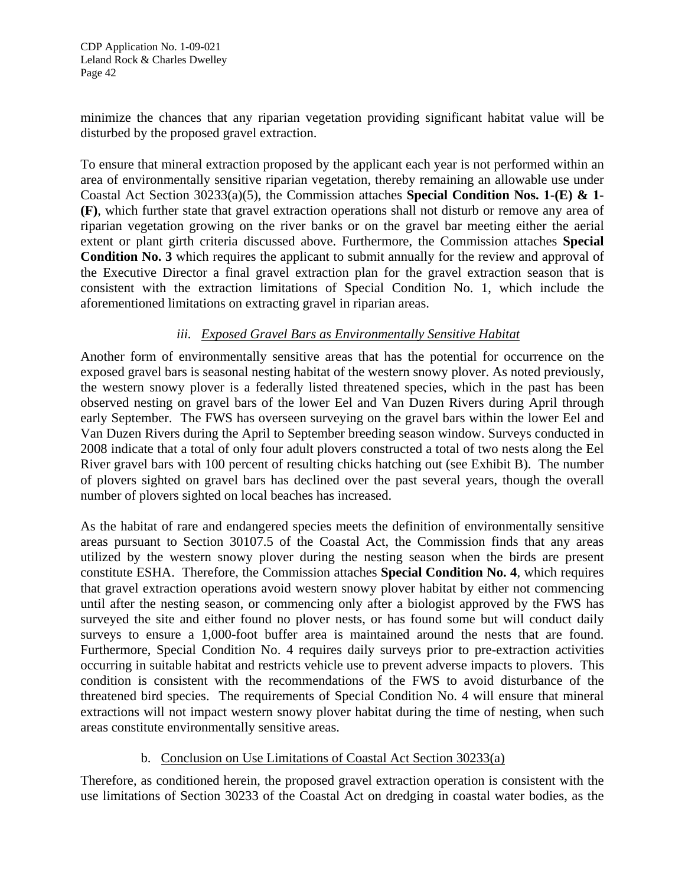minimize the chances that any riparian vegetation providing significant habitat value will be disturbed by the proposed gravel extraction.

To ensure that mineral extraction proposed by the applicant each year is not performed within an area of environmentally sensitive riparian vegetation, thereby remaining an allowable use under Coastal Act Section 30233(a)(5), the Commission attaches **Special Condition Nos. 1-(E) & 1-(F)**, which further state that gravel extraction operations shall not disturb or remove any area of riparian vegetation growing on the river banks or on the gravel bar meeting either the aerial extent or plant girth criteria discussed above. Furthermore, the Commission attaches **Special Condition No. 3** which requires the applicant to submit annually for the review and approval of the Executive Director a final gravel extraction plan for the gravel extraction season that is consistent with the extraction limitations of Special Condition No. 1, which include the aforementioned limitations on extracting gravel in riparian areas.

#### *iii. Exposed Gravel Bars as Environmentally Sensitive Habitat*

Another form of environmentally sensitive areas that has the potential for occurrence on the exposed gravel bars is seasonal nesting habitat of the western snowy plover. As noted previously, the western snowy plover is a federally listed threatened species, which in the past has been observed nesting on gravel bars of the lower Eel and Van Duzen Rivers during April through early September. The FWS has overseen surveying on the gravel bars within the lower Eel and Van Duzen Rivers during the April to September breeding season window. Surveys conducted in 2008 indicate that a total of only four adult plovers constructed a total of two nests along the Eel River gravel bars with 100 percent of resulting chicks hatching out (see Exhibit B). The number of plovers sighted on gravel bars has declined over the past several years, though the overall number of plovers sighted on local beaches has increased.

As the habitat of rare and endangered species meets the definition of environmentally sensitive areas pursuant to Section 30107.5 of the Coastal Act, the Commission finds that any areas utilized by the western snowy plover during the nesting season when the birds are present constitute ESHA. Therefore, the Commission attaches **Special Condition No. 4**, which requires that gravel extraction operations avoid western snowy plover habitat by either not commencing until after the nesting season, or commencing only after a biologist approved by the FWS has surveyed the site and either found no plover nests, or has found some but will conduct daily surveys to ensure a 1,000-foot buffer area is maintained around the nests that are found. Furthermore, Special Condition No. 4 requires daily surveys prior to pre-extraction activities occurring in suitable habitat and restricts vehicle use to prevent adverse impacts to plovers. This condition is consistent with the recommendations of the FWS to avoid disturbance of the threatened bird species. The requirements of Special Condition No. 4 will ensure that mineral extractions will not impact western snowy plover habitat during the time of nesting, when such areas constitute environmentally sensitive areas.

### b. Conclusion on Use Limitations of Coastal Act Section 30233(a)

Therefore, as conditioned herein, the proposed gravel extraction operation is consistent with the use limitations of Section 30233 of the Coastal Act on dredging in coastal water bodies, as the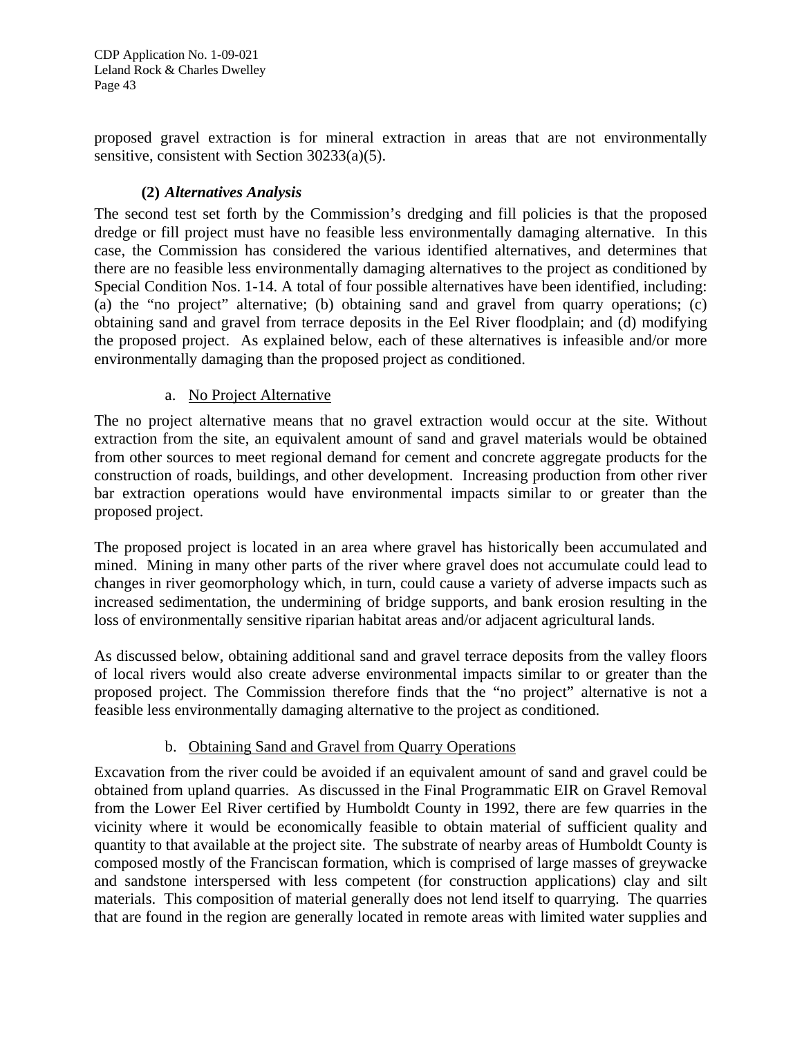proposed gravel extraction is for mineral extraction in areas that are not environmentally sensitive, consistent with Section 30233(a)(5).

### (2) *Alternatives Analysis*

The second test set forth by the Commission's dredging and fill policies is that the proposed dredge or fill project must have no feasible less environmentally damaging alternative. In this case, the Commission has considered the various identified alternatives, and determines that there are no feasible less environmentally damaging alternatives to the project as conditioned by Special Condition Nos. 1-14. A total of four possible alternatives have been identified, including: (a) the "no project" alternative; (b) obtaining sand and gravel from quarry operations; (c) obtaining sand and gravel from terrace deposits in the Eel River floodplain; and (d) modifying the proposed project. As explained below, each of these alternatives is infeasible and/or more environmentally damaging than the proposed project as conditioned.

a. <u>No Project Alternative</u>

The no project alternative means that no gravel extraction would occur at the site. Without extraction from the site, an equivalent amount of sand and gravel materials would be obtained from other sources to meet regional demand for cement and concrete aggregate products for the construction of roads, buildings, and other development. Increasing production from other river bar extraction operations would have environmental impacts similar to or greater than the proposed project.

The proposed project is located in an area where gravel has historically been accumulated and mined. Mining in many other parts of the river where gravel does not accumulate could lead to changes in river geomorphology which, in turn, could cause a variety of adverse impacts such as increased sedimentation, the undermining of bridge supports, and bank erosion resulting in the loss of environmentally sensitive riparian habitat areas and/or adjacent agricultural lands.

As discussed below, obtaining additional sand and gravel terrace deposits from the valley floors of local rivers would also create adverse environmental impacts similar to or greater than the proposed project. The Commission therefore finds that the "no project" alternative is not a feasible less environmentally damaging alternative to the project as conditioned.

b. <u>Obtaining Sand and Gravel from Quarry Operations</u>

Excavation from the river could be avoided if an equivalent amount of sand and gravel could be obtained from upland quarries. As discussed in the Final Programmatic EIR on Gravel Removal from the Lower Eel River certified by Humboldt County in 1992, there are few quarries in the vicinity where it would be economically feasible to obtain material of sufficient quality and quantity to that available at the project site. The substrate of nearby areas of Humboldt County is composed mostly of the Franciscan formation, which is comprised of large masses of greywacke and sandstone interspersed with less competent (for construction applications) clay and silt materials. This composition of material generally does not lend itself to quarrying. The quarries that are found in the region are generally located in remote areas with limited water supplies and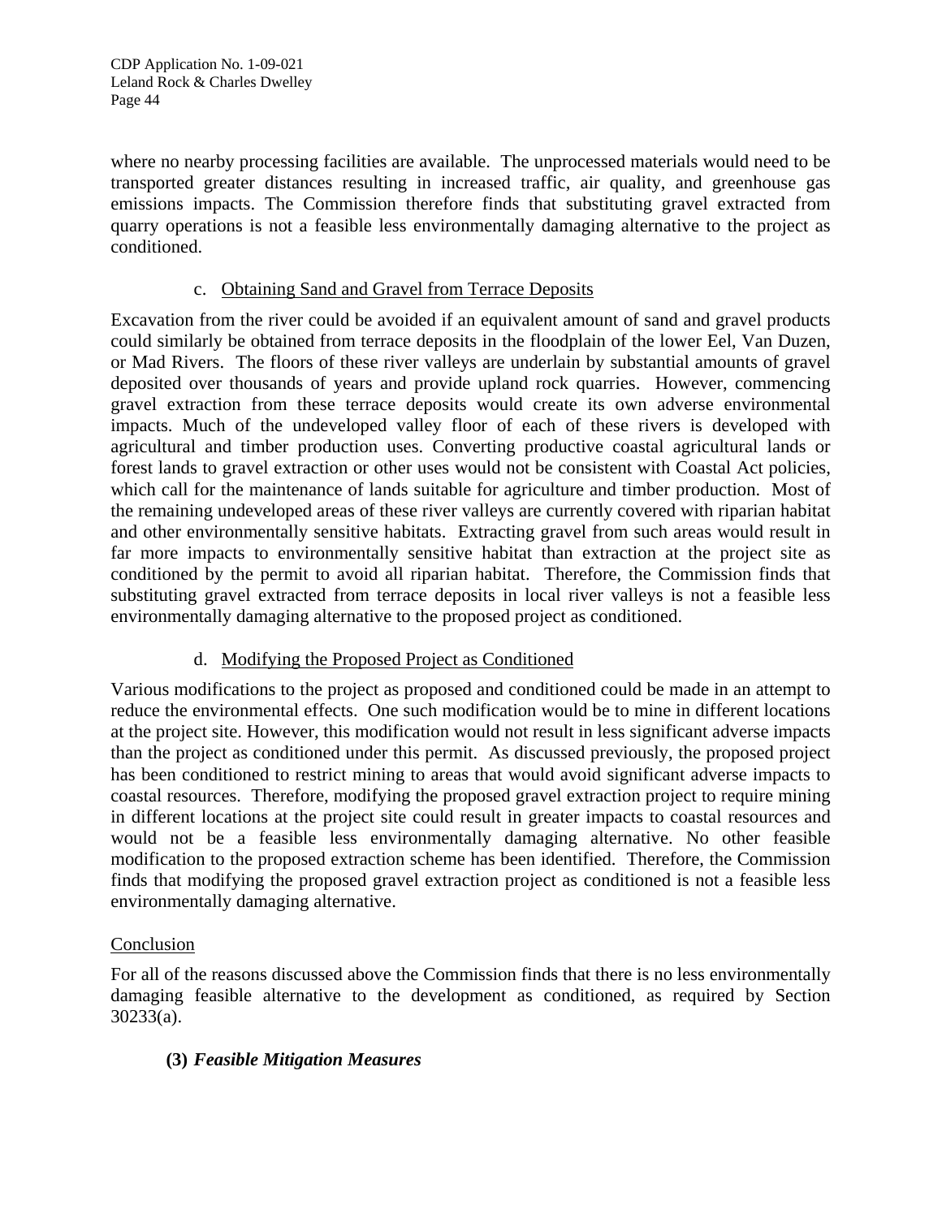where no nearby processing facilities are available. The unprocessed materials would need to be transported greater distances resulting in increased traffic, air quality, and greenhouse gas emissions impacts. The Commission therefore finds that substituting gravel extracted from quarry operations is not a feasible less environmentally damaging alternative to the project as conditioned.

c. Obtaining Sand and Gravel from Terrace Deposits

Excavation from the river could be avoided if an equivalent amount of sand and gravel products could similarly be obtained from terrace deposits in the floodplain of the lower Eel, Van Duzen, or Mad Rivers. The floors of these river valleys are underlain by substantial amounts of gravel deposited over thousands of years and provide upland rock quarries. However, commencing gravel extraction from these terrace deposits would create its own adverse environmental impacts. Much of the undeveloped valley floor of each of these rivers is developed with agricultural and timber production uses. Converting productive coastal agricultural lands or forest lands to gravel extraction or other uses would not be consistent with Coastal Act policies, which call for the maintenance of lands suitable for agriculture and timber production. Most of the remaining undeveloped areas of these river valleys are currently covered with riparian habitat and other environmentally sensitive habitats. Extracting gravel from such areas would result in far more impacts to environmentally sensitive habitat than extraction at the project site as conditioned by the permit to avoid all riparian habitat. Therefore, the Commission finds that substituting gravel extracted from terrace deposits in local river valleys is not a feasible less environmentally damaging alternative to the proposed project as conditioned.

d. Modifying the Proposed Project as Conditioned

Various modifications to the project as proposed and conditioned could be made in an attempt to reduce the environmental effects. One such modification would be to mine in different locations at the project site. However, this modification would not result in less significant adverse impacts than the project as conditioned under this permit. As discussed previously, the proposed project has been conditioned to restrict mining to areas that would avoid significant adverse impacts to coastal resources. Therefore, modifying the proposed gravel extraction project to require mining in different locations at the project site could result in greater impacts to coastal resources and would not be a feasible less environmentally damaging alternative. No other feasible modification to the proposed extraction scheme has been identified. Therefore, the Commission finds that modifying the proposed gravel extraction project as conditioned is not a feasible less environmentally damaging alternative.

Conclusion

For all of the reasons discussed above the Commission finds that there is no less environmentally damaging feasible alternative to the development as conditioned, as required by Section 30233(a).

**(3)** ***Feasible Mitigation Measures***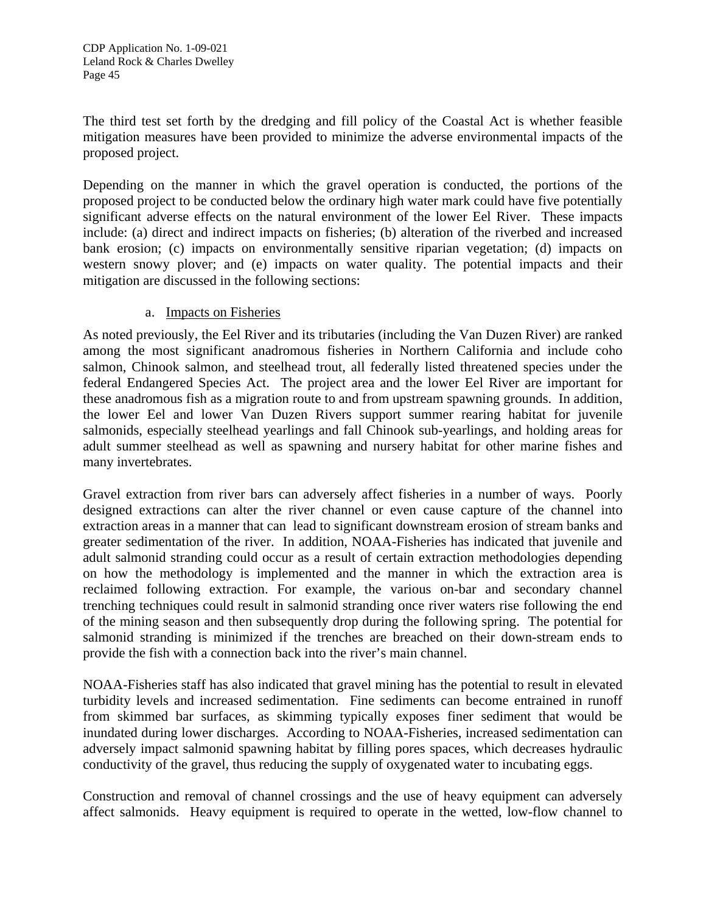The third test set forth by the dredging and fill policy of the Coastal Act is whether feasible mitigation measures have been provided to minimize the adverse environmental impacts of the proposed project.

Depending on the manner in which the gravel operation is conducted, the portions of the proposed project to be conducted below the ordinary high water mark could have five potentially significant adverse effects on the natural environment of the lower Eel River. These impacts include: (a) direct and indirect impacts on fisheries; (b) alteration of the riverbed and increased bank erosion; (c) impacts on environmentally sensitive riparian vegetation; (d) impacts on western snowy plover; and (e) impacts on water quality. The potential impacts and their mitigation are discussed in the following sections:

a. Impacts on Fisheries

As noted previously, the Eel River and its tributaries (including the Van Duzen River) are ranked among the most significant anadromous fisheries in Northern California and include coho salmon, Chinook salmon, and steelhead trout, all federally listed threatened species under the federal Endangered Species Act. The project area and the lower Eel River are important for these anadromous fish as a migration route to and from upstream spawning grounds. In addition, the lower Eel and lower Van Duzen Rivers support summer rearing habitat for juvenile salmonids, especially steelhead yearlings and fall Chinook sub-yearlings, and holding areas for adult summer steelhead as well as spawning and nursery habitat for other marine fishes and many invertebrates.

Gravel extraction from river bars can adversely affect fisheries in a number of ways. Poorly designed extractions can alter the river channel or even cause capture of the channel into extraction areas in a manner that can lead to significant downstream erosion of stream banks and greater sedimentation of the river. In addition, NOAA-Fisheries has indicated that juvenile and adult salmonid stranding could occur as a result of certain extraction methodologies depending on how the methodology is implemented and the manner in which the extraction area is reclaimed following extraction. For example, the various on-bar and secondary channel trenching techniques could result in salmonid stranding once river waters rise following the end of the mining season and then subsequently drop during the following spring. The potential for salmonid stranding is minimized if the trenches are breached on their down-stream ends to provide the fish with a connection back into the river's main channel.

NOAA-Fisheries staff has also indicated that gravel mining has the potential to result in elevated turbidity levels and increased sedimentation. Fine sediments can become entrained in runoff from skimmed bar surfaces, as skimming typically exposes finer sediment that would be inundated during lower discharges. According to NOAA-Fisheries, increased sedimentation can adversely impact salmonid spawning habitat by filling pores spaces, which decreases hydraulic conductivity of the gravel, thus reducing the supply of oxygenated water to incubating eggs.

Construction and removal of channel crossings and the use of heavy equipment can adversely affect salmonids. Heavy equipment is required to operate in the wetted, low-flow channel to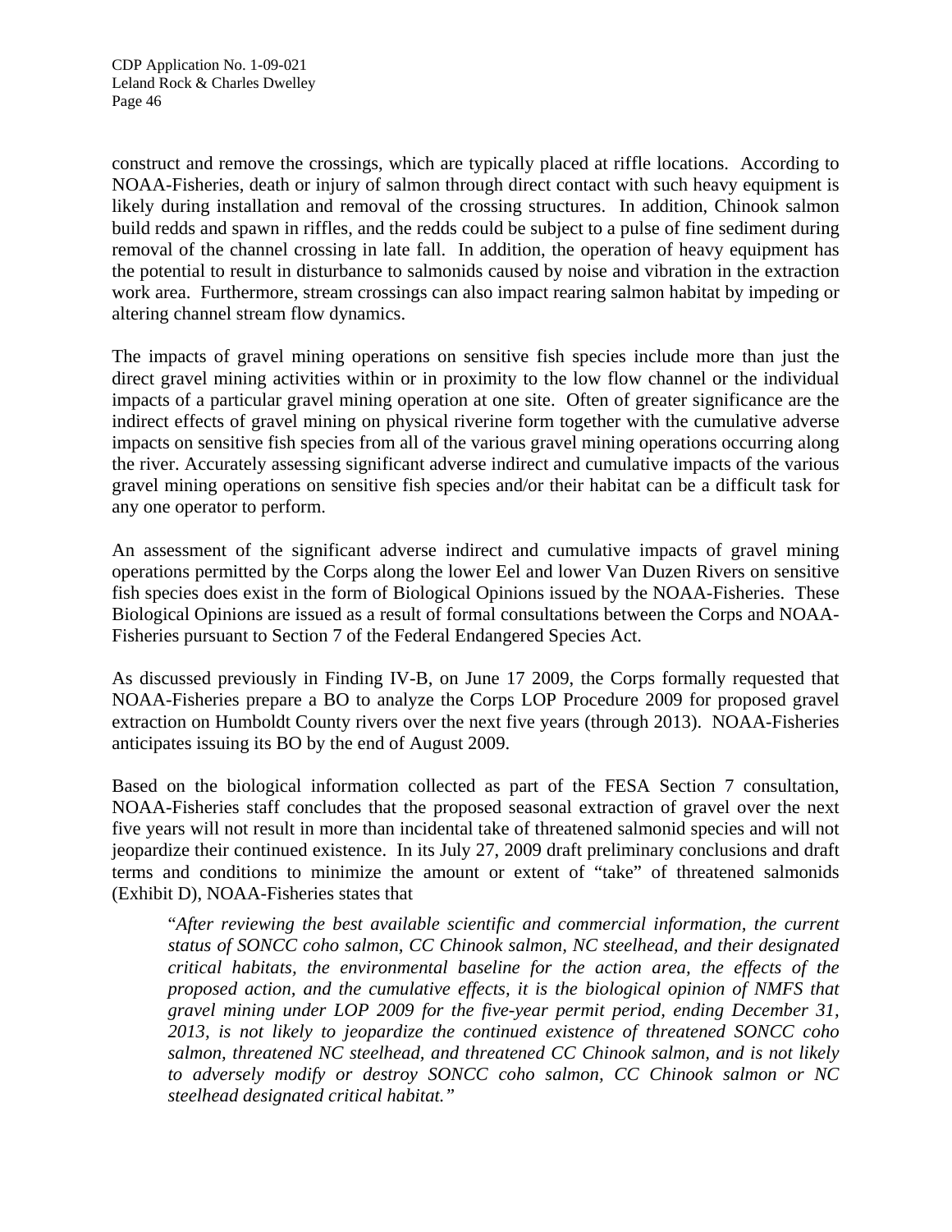construct and remove the crossings, which are typically placed at riffle locations. According to NOAA-Fisheries, death or injury of salmon through direct contact with such heavy equipment is likely during installation and removal of the crossing structures. In addition, Chinook salmon build redds and spawn in riffles, and the redds could be subject to a pulse of fine sediment during removal of the channel crossing in late fall. In addition, the operation of heavy equipment has the potential to result in disturbance to salmonids caused by noise and vibration in the extraction work area. Furthermore, stream crossings can also impact rearing salmon habitat by impeding or altering channel stream flow dynamics.

The impacts of gravel mining operations on sensitive fish species include more than just the direct gravel mining activities within or in proximity to the low flow channel or the individual impacts of a particular gravel mining operation at one site. Often of greater significance are the indirect effects of gravel mining on physical riverine form together with the cumulative adverse impacts on sensitive fish species from all of the various gravel mining operations occurring along the river. Accurately assessing significant adverse indirect and cumulative impacts of the various gravel mining operations on sensitive fish species and/or their habitat can be a difficult task for any one operator to perform.

An assessment of the significant adverse indirect and cumulative impacts of gravel mining operations permitted by the Corps along the lower Eel and lower Van Duzen Rivers on sensitive fish species does exist in the form of Biological Opinions issued by the NOAA-Fisheries. These Biological Opinions are issued as a result of formal consultations between the Corps and NOAA-Fisheries pursuant to Section 7 of the Federal Endangered Species Act.

As discussed previously in Finding IV-B, on June 17 2009, the Corps formally requested that NOAA-Fisheries prepare a BO to analyze the Corps LOP Procedure 2009 for proposed gravel extraction on Humboldt County rivers over the next five years (through 2013). NOAA-Fisheries anticipates issuing its BO by the end of August 2009.

Based on the biological information collected as part of the FESA Section 7 consultation, NOAA-Fisheries staff concludes that the proposed seasonal extraction of gravel over the next five years will not result in more than incidental take of threatened salmonid species and will not jeopardize their continued existence. In its July 27, 2009 draft preliminary conclusions and draft terms and conditions to minimize the amount or extent of "take" of threatened salmonids (Exhibit D), NOAA-Fisheries states that

> "*After reviewing the best available scientific and commercial information, the current status of SONCC coho salmon, CC Chinook salmon, NC steelhead, and their designated critical habitats, the environmental baseline for the action area, the effects of the proposed action, and the cumulative effects, it is the biological opinion of NMFS that gravel mining under LOP 2009 for the five-year permit period, ending December 31, 2013, is not likely to jeopardize the continued existence of threatened SONCC coho salmon, threatened NC steelhead, and threatened CC Chinook salmon, and is not likely to adversely modify or destroy SONCC coho salmon, CC Chinook salmon or NC steelhead designated critical habitat.*"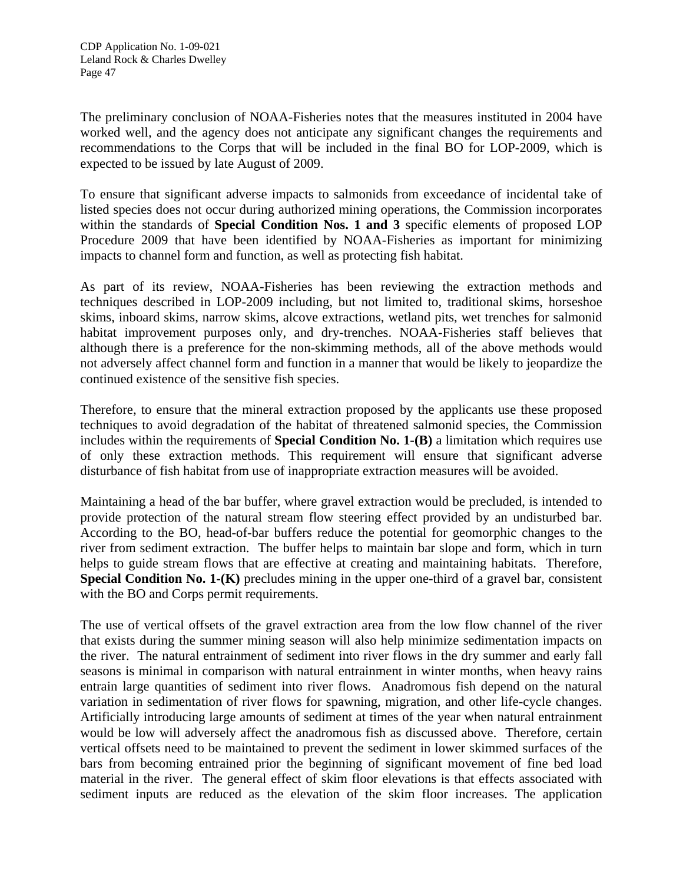The preliminary conclusion of NOAA-Fisheries notes that the measures instituted in 2004 have worked well, and the agency does not anticipate any significant changes the requirements and recommendations to the Corps that will be included in the final BO for LOP-2009, which is expected to be issued by late August of 2009.

To ensure that significant adverse impacts to salmonids from exceedance of incidental take of listed species does not occur during authorized mining operations, the Commission incorporates within the standards of **Special Condition Nos. 1 and 3** specific elements of proposed LOP Procedure 2009 that have been identified by NOAA-Fisheries as important for minimizing impacts to channel form and function, as well as protecting fish habitat.

As part of its review, NOAA-Fisheries has been reviewing the extraction methods and techniques described in LOP-2009 including, but not limited to, traditional skims, horseshoe skims, inboard skims, narrow skims, alcove extractions, wetland pits, wet trenches for salmonid habitat improvement purposes only, and dry-trenches. NOAA-Fisheries staff believes that although there is a preference for the non-skimming methods, all of the above methods would not adversely affect channel form and function in a manner that would be likely to jeopardize the continued existence of the sensitive fish species.

Therefore, to ensure that the mineral extraction proposed by the applicants use these proposed techniques to avoid degradation of the habitat of threatened salmonid species, the Commission includes within the requirements of **Special Condition No. 1-(B)** a limitation which requires use of only these extraction methods. This requirement will ensure that significant adverse disturbance of fish habitat from use of inappropriate extraction measures will be avoided.

Maintaining a head of the bar buffer, where gravel extraction would be precluded, is intended to provide protection of the natural stream flow steering effect provided by an undisturbed bar. According to the BO, head-of-bar buffers reduce the potential for geomorphic changes to the river from sediment extraction. The buffer helps to maintain bar slope and form, which in turn helps to guide stream flows that are effective at creating and maintaining habitats. Therefore, **Special Condition No. 1-(K)** precludes mining in the upper one-third of a gravel bar, consistent with the BO and Corps permit requirements.

The use of vertical offsets of the gravel extraction area from the low flow channel of the river that exists during the summer mining season will also help minimize sedimentation impacts on the river. The natural entrainment of sediment into river flows in the dry summer and early fall seasons is minimal in comparison with natural entrainment in winter months, when heavy rains entrain large quantities of sediment into river flows. Anadromous fish depend on the natural variation in sedimentation of river flows for spawning, migration, and other life-cycle changes. Artificially introducing large amounts of sediment at times of the year when natural entrainment would be low will adversely affect the anadromous fish as discussed above. Therefore, certain vertical offsets need to be maintained to prevent the sediment in lower skimmed surfaces of the bars from becoming entrained prior the beginning of significant movement of fine bed load material in the river. The general effect of skim floor elevations is that effects associated with sediment inputs are reduced as the elevation of the skim floor increases. The application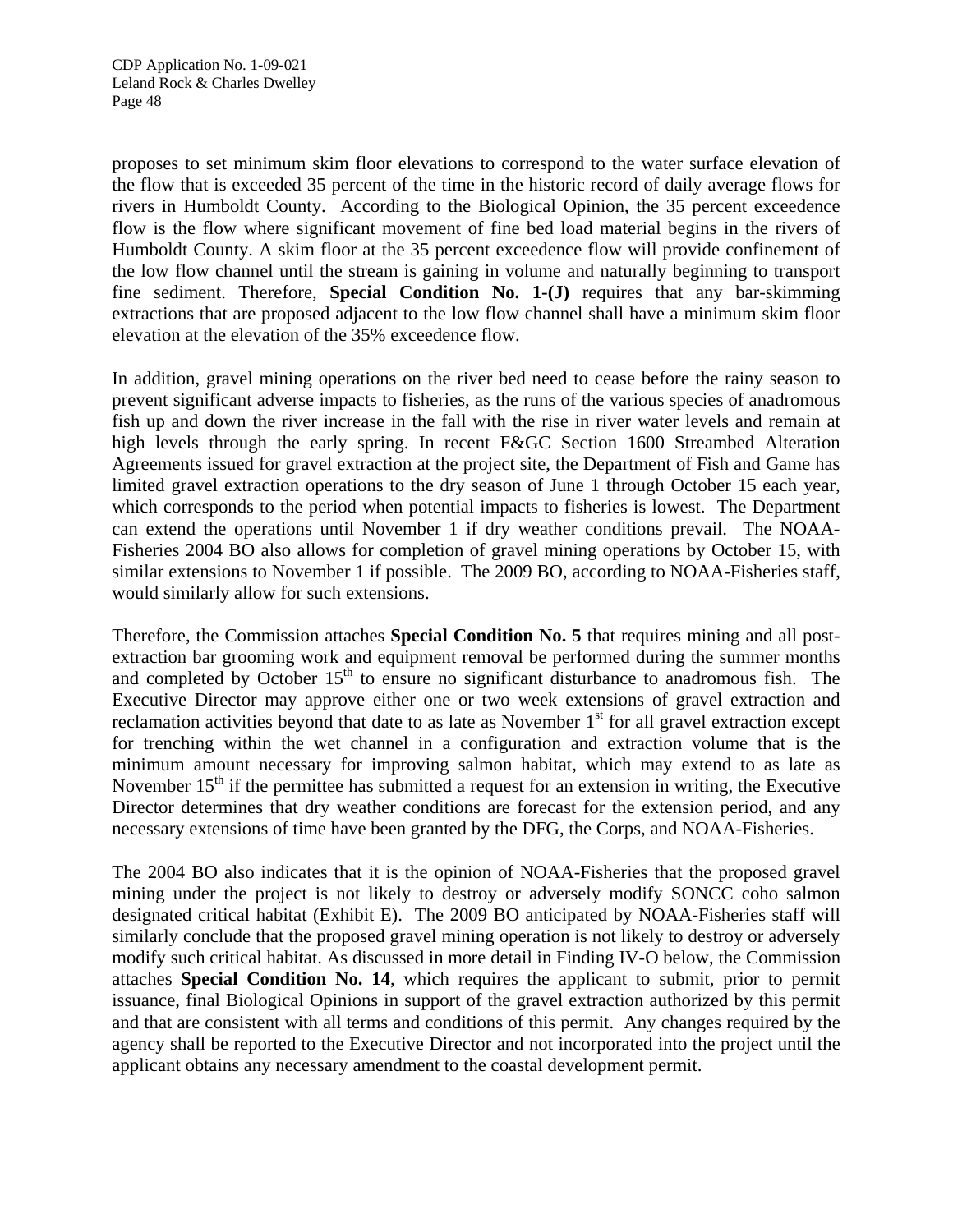proposes to set minimum skim floor elevations to correspond to the water surface elevation of the flow that is exceeded 35 percent of the time in the historic record of daily average flows for rivers in Humboldt County. According to the Biological Opinion, the 35 percent exceedence flow is the flow where significant movement of fine bed load material begins in the rivers of Humboldt County. A skim floor at the 35 percent exceedence flow will provide confinement of the low flow channel until the stream is gaining in volume and naturally beginning to transport fine sediment. Therefore, **Special Condition No. 1-(J)** requires that any bar-skimming extractions that are proposed adjacent to the low flow channel shall have a minimum skim floor elevation at the elevation of the 35% exceedence flow.

In addition, gravel mining operations on the river bed need to cease before the rainy season to prevent significant adverse impacts to fisheries, as the runs of the various species of anadromous fish up and down the river increase in the fall with the rise in river water levels and remain at high levels through the early spring. In recent F&GC Section 1600 Streambed Alteration Agreements issued for gravel extraction at the project site, the Department of Fish and Game has limited gravel extraction operations to the dry season of June 1 through October 15 each year, which corresponds to the period when potential impacts to fisheries is lowest. The Department can extend the operations until November 1 if dry weather conditions prevail. The NOAA-Fisheries 2004 BO also allows for completion of gravel mining operations by October 15, with similar extensions to November 1 if possible. The 2009 BO, according to NOAA-Fisheries staff, would similarly allow for such extensions.

Therefore, the Commission attaches **Special Condition No. 5** that requires mining and all post-extraction bar grooming work and equipment removal be performed during the summer months and completed by October 15th to ensure no significant disturbance to anadromous fish. The Executive Director may approve either one or two week extensions of gravel extraction and reclamation activities beyond that date to as late as November 1st for all gravel extraction except for trenching within the wet channel in a configuration and extraction volume that is the minimum amount necessary for improving salmon habitat, which may extend to as late as November 15th if the permittee has submitted a request for an extension in writing, the Executive Director determines that dry weather conditions are forecast for the extension period, and any necessary extensions of time have been granted by the DFG, the Corps, and NOAA-Fisheries.

The 2004 BO also indicates that it is the opinion of NOAA-Fisheries that the proposed gravel mining under the project is not likely to destroy or adversely modify SONCC coho salmon designated critical habitat (Exhibit E). The 2009 BO anticipated by NOAA-Fisheries staff will similarly conclude that the proposed gravel mining operation is not likely to destroy or adversely modify such critical habitat. As discussed in more detail in Finding IV-O below, the Commission attaches **Special Condition No. 14**, which requires the applicant to submit, prior to permit issuance, final Biological Opinions in support of the gravel extraction authorized by this permit and that are consistent with all terms and conditions of this permit. Any changes required by the agency shall be reported to the Executive Director and not incorporated into the project until the applicant obtains any necessary amendment to the coastal development permit.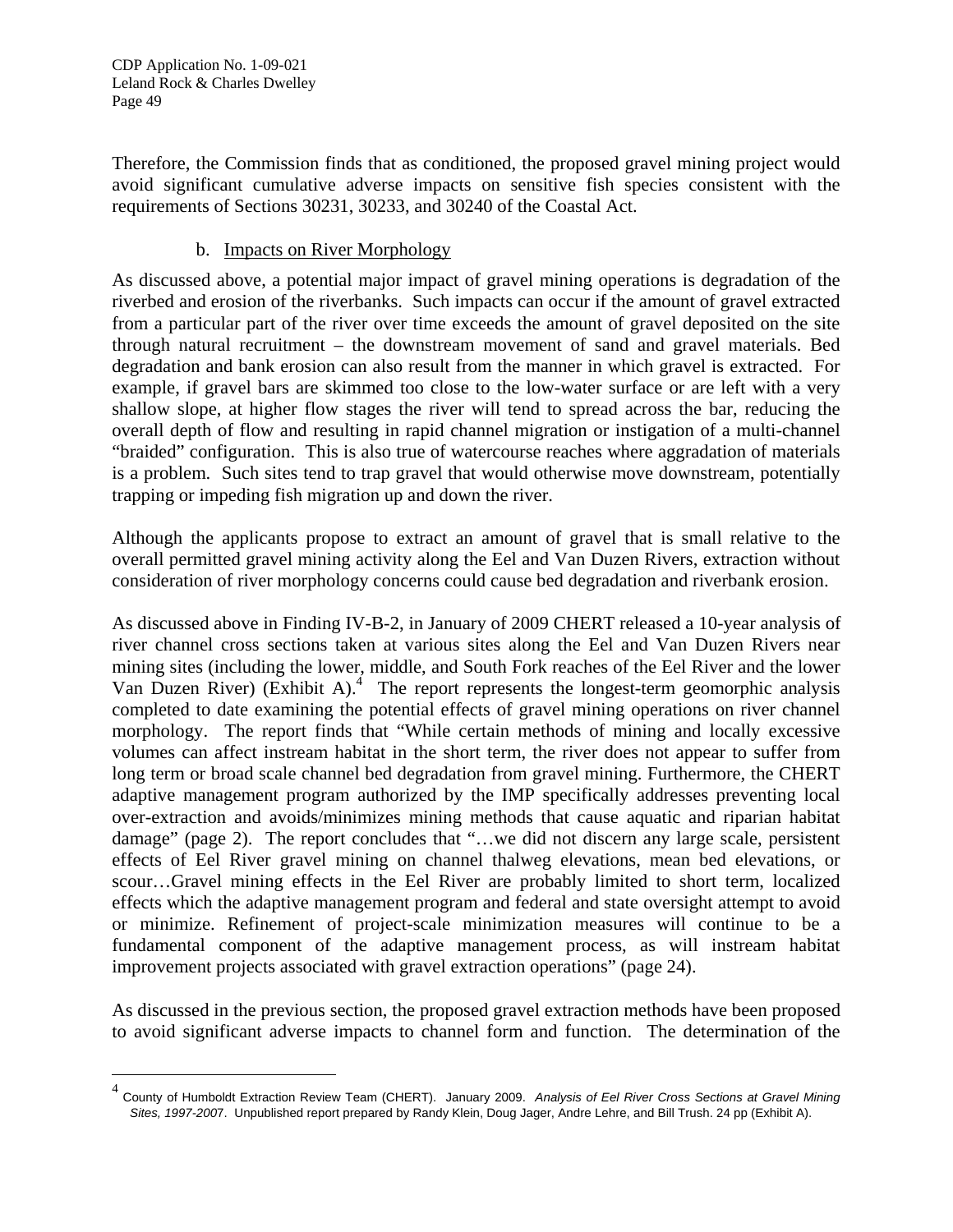Therefore, the Commission finds that as conditioned, the proposed gravel mining project would avoid significant cumulative adverse impacts on sensitive fish species consistent with the requirements of Sections 30231, 30233, and 30240 of the Coastal Act.

b. Impacts on River Morphology

As discussed above, a potential major impact of gravel mining operations is degradation of the riverbed and erosion of the riverbanks. Such impacts can occur if the amount of gravel extracted from a particular part of the river over time exceeds the amount of gravel deposited on the site through natural recruitment – the downstream movement of sand and gravel materials. Bed degradation and bank erosion can also result from the manner in which gravel is extracted. For example, if gravel bars are skimmed too close to the low-water surface or are left with a very shallow slope, at higher flow stages the river will tend to spread across the bar, reducing the overall depth of flow and resulting in rapid channel migration or instigation of a multi-channel "braided" configuration. This is also true of watercourse reaches where aggradation of materials is a problem. Such sites tend to trap gravel that would otherwise move downstream, potentially trapping or impeding fish migration up and down the river.

Although the applicants propose to extract an amount of gravel that is small relative to the overall permitted gravel mining activity along the Eel and Van Duzen Rivers, extraction without consideration of river morphology concerns could cause bed degradation and riverbank erosion.

As discussed above in Finding IV-B-2, in January of 2009 CHERT released a 10-year analysis of river channel cross sections taken at various sites along the Eel and Van Duzen Rivers near mining sites (including the lower, middle, and South Fork reaches of the Eel River and the lower Van Duzen River) (Exhibit A).[4] The report represents the longest-term geomorphic analysis completed to date examining the potential effects of gravel mining operations on river channel morphology. The report finds that "While certain methods of mining and locally excessive volumes can affect instream habitat in the short term, the river does not appear to suffer from long term or broad scale channel bed degradation from gravel mining. Furthermore, the CHERT adaptive management program authorized by the IMP specifically addresses preventing local over-extraction and avoids/minimizes mining methods that cause aquatic and riparian habitat damage" (page 2). The report concludes that "…we did not discern any large scale, persistent effects of Eel River gravel mining on channel thalweg elevations, mean bed elevations, or scour…Gravel mining effects in the Eel River are probably limited to short term, localized effects which the adaptive management program and federal and state oversight attempt to avoid or minimize. Refinement of project-scale minimization measures will continue to be a fundamental component of the adaptive management process, as will instream habitat improvement projects associated with gravel extraction operations" (page 24).

As discussed in the previous section, the proposed gravel extraction methods have been proposed to avoid significant adverse impacts to channel form and function. The determination of the

[4] County of Humboldt Extraction Review Team (CHERT). January 2009. *Analysis of Eel River Cross Sections at Gravel Mining Sites, 1997-2007*. Unpublished report prepared by Randy Klein, Doug Jager, Andre Lehre, and Bill Trush. 24 pp (Exhibit A).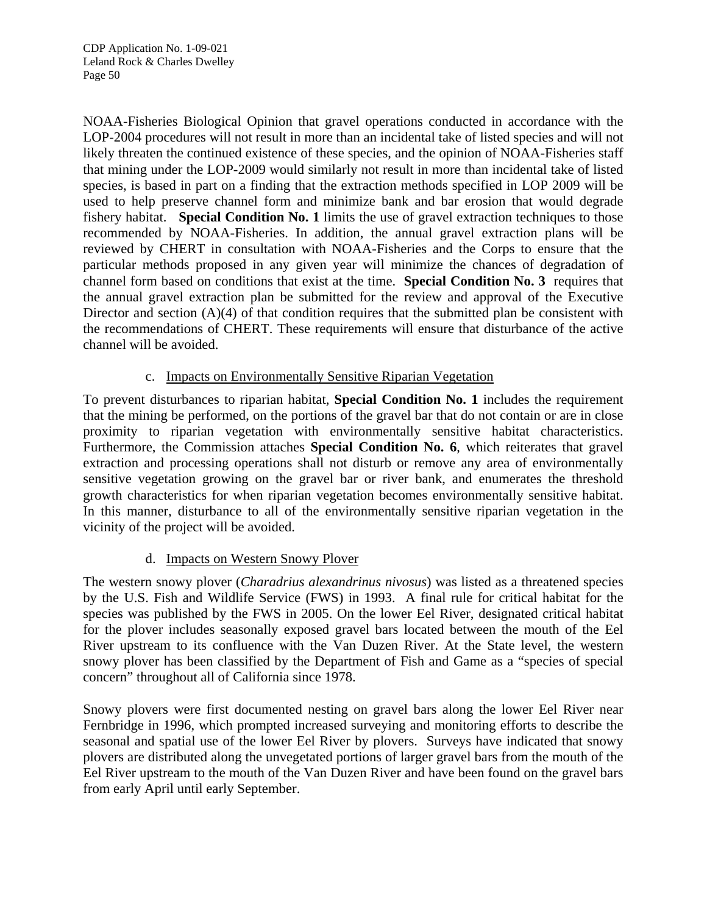NOAA-Fisheries Biological Opinion that gravel operations conducted in accordance with the LOP-2004 procedures will not result in more than an incidental take of listed species and will not likely threaten the continued existence of these species, and the opinion of NOAA-Fisheries staff that mining under the LOP-2009 would similarly not result in more than incidental take of listed species, is based in part on a finding that the extraction methods specified in LOP 2009 will be used to help preserve channel form and minimize bank and bar erosion that would degrade fishery habitat. **Special Condition No. 1** limits the use of gravel extraction techniques to those recommended by NOAA-Fisheries. In addition, the annual gravel extraction plans will be reviewed by CHERT in consultation with NOAA-Fisheries and the Corps to ensure that the particular methods proposed in any given year will minimize the chances of degradation of channel form based on conditions that exist at the time. **Special Condition No. 3** requires that the annual gravel extraction plan be submitted for the review and approval of the Executive Director and section (A)(4) of that condition requires that the submitted plan be consistent with the recommendations of CHERT. These requirements will ensure that disturbance of the active channel will be avoided.

c. Impacts on Environmentally Sensitive Riparian Vegetation

To prevent disturbances to riparian habitat, **Special Condition No. 1** includes the requirement that the mining be performed, on the portions of the gravel bar that do not contain or are in close proximity to riparian vegetation with environmentally sensitive habitat characteristics. Furthermore, the Commission attaches **Special Condition No. 6**, which reiterates that gravel extraction and processing operations shall not disturb or remove any area of environmentally sensitive vegetation growing on the gravel bar or river bank, and enumerates the threshold growth characteristics for when riparian vegetation becomes environmentally sensitive habitat. In this manner, disturbance to all of the environmentally sensitive riparian vegetation in the vicinity of the project will be avoided.

d. Impacts on Western Snowy Plover

The western snowy plover (*Charadrius alexandrinus nivosus*) was listed as a threatened species by the U.S. Fish and Wildlife Service (FWS) in 1993. A final rule for critical habitat for the species was published by the FWS in 2005. On the lower Eel River, designated critical habitat for the plover includes seasonally exposed gravel bars located between the mouth of the Eel River upstream to its confluence with the Van Duzen River. At the State level, the western snowy plover has been classified by the Department of Fish and Game as a "species of special concern" throughout all of California since 1978.

Snowy plovers were first documented nesting on gravel bars along the lower Eel River near Fernbridge in 1996, which prompted increased surveying and monitoring efforts to describe the seasonal and spatial use of the lower Eel River by plovers. Surveys have indicated that snowy plovers are distributed along the unvegetated portions of larger gravel bars from the mouth of the Eel River upstream to the mouth of the Van Duzen River and have been found on the gravel bars from early April until early September.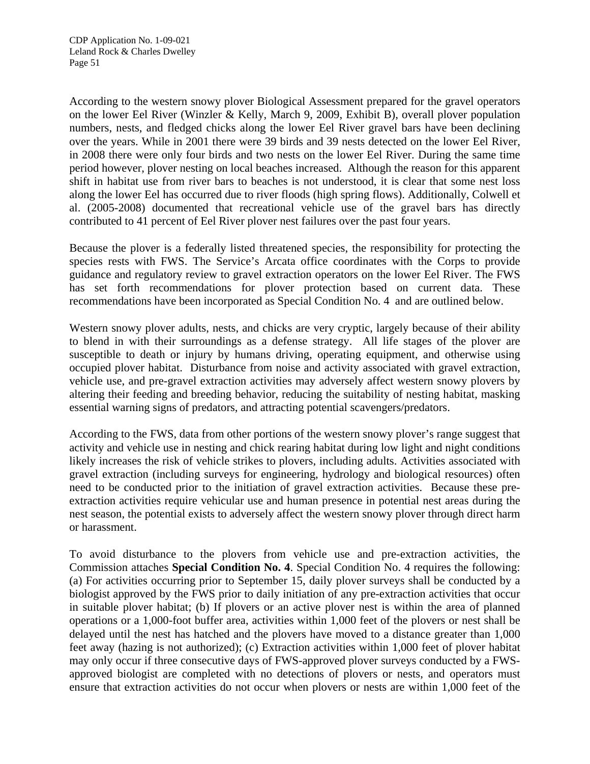According to the western snowy plover Biological Assessment prepared for the gravel operators on the lower Eel River (Winzler & Kelly, March 9, 2009, Exhibit B), overall plover population numbers, nests, and fledged chicks along the lower Eel River gravel bars have been declining over the years. While in 2001 there were 39 birds and 39 nests detected on the lower Eel River, in 2008 there were only four birds and two nests on the lower Eel River. During the same time period however, plover nesting on local beaches increased. Although the reason for this apparent shift in habitat use from river bars to beaches is not understood, it is clear that some nest loss along the lower Eel has occurred due to river floods (high spring flows). Additionally, Colwell et al. (2005-2008) documented that recreational vehicle use of the gravel bars has directly contributed to 41 percent of Eel River plover nest failures over the past four years.

Because the plover is a federally listed threatened species, the responsibility for protecting the species rests with FWS. The Service's Arcata office coordinates with the Corps to provide guidance and regulatory review to gravel extraction operators on the lower Eel River. The FWS has set forth recommendations for plover protection based on current data. These recommendations have been incorporated as Special Condition No. 4 and are outlined below.

Western snowy plover adults, nests, and chicks are very cryptic, largely because of their ability to blend in with their surroundings as a defense strategy. All life stages of the plover are susceptible to death or injury by humans driving, operating equipment, and otherwise using occupied plover habitat. Disturbance from noise and activity associated with gravel extraction, vehicle use, and pre-gravel extraction activities may adversely affect western snowy plovers by altering their feeding and breeding behavior, reducing the suitability of nesting habitat, masking essential warning signs of predators, and attracting potential scavengers/predators.

According to the FWS, data from other portions of the western snowy plover's range suggest that activity and vehicle use in nesting and chick rearing habitat during low light and night conditions likely increases the risk of vehicle strikes to plovers, including adults. Activities associated with gravel extraction (including surveys for engineering, hydrology and biological resources) often need to be conducted prior to the initiation of gravel extraction activities. Because these pre-extraction activities require vehicular use and human presence in potential nest areas during the nest season, the potential exists to adversely affect the western snowy plover through direct harm or harassment.

To avoid disturbance to the plovers from vehicle use and pre-extraction activities, the Commission attaches **Special Condition No. 4**. Special Condition No. 4 requires the following: (a) For activities occurring prior to September 15, daily plover surveys shall be conducted by a biologist approved by the FWS prior to daily initiation of any pre-extraction activities that occur in suitable plover habitat; (b) If plovers or an active plover nest is within the area of planned operations or a 1,000-foot buffer area, activities within 1,000 feet of the plovers or nest shall be delayed until the nest has hatched and the plovers have moved to a distance greater than 1,000 feet away (hazing is not authorized); (c) Extraction activities within 1,000 feet of plover habitat may only occur if three consecutive days of FWS-approved plover surveys conducted by a FWS-approved biologist are completed with no detections of plovers or nests, and operators must ensure that extraction activities do not occur when plovers or nests are within 1,000 feet of the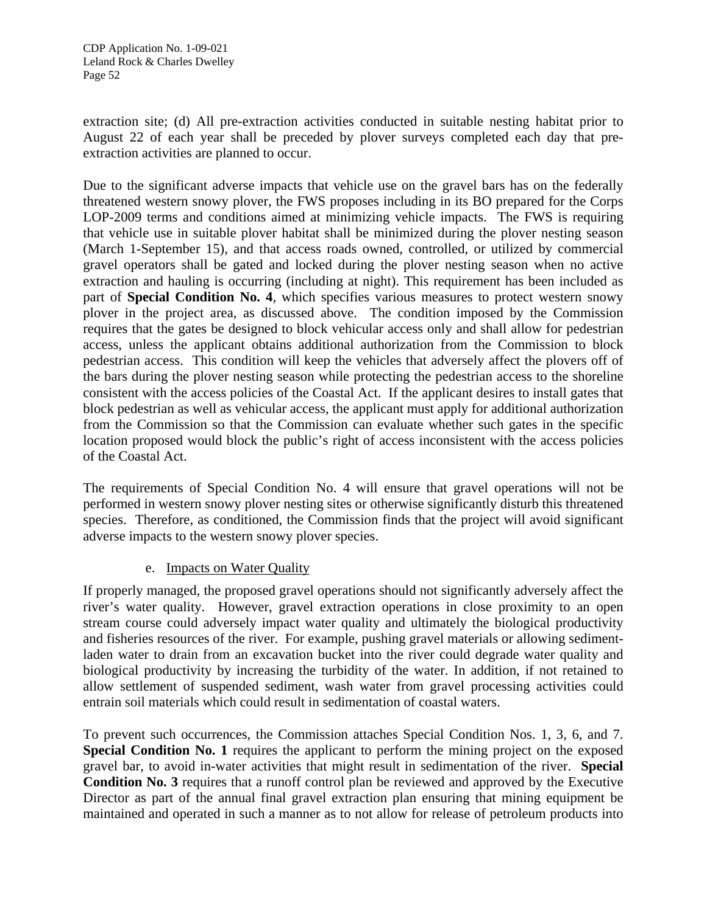extraction site; (d) All pre-extraction activities conducted in suitable nesting habitat prior to August 22 of each year shall be preceded by plover surveys completed each day that pre-extraction activities are planned to occur.

Due to the significant adverse impacts that vehicle use on the gravel bars has on the federally threatened western snowy plover, the FWS proposes including in its BO prepared for the Corps LOP-2009 terms and conditions aimed at minimizing vehicle impacts. The FWS is requiring that vehicle use in suitable plover habitat shall be minimized during the plover nesting season (March 1-September 15), and that access roads owned, controlled, or utilized by commercial gravel operators shall be gated and locked during the plover nesting season when no active extraction and hauling is occurring (including at night). This requirement has been included as part of **Special Condition No. 4**, which specifies various measures to protect western snowy plover in the project area, as discussed above. The condition imposed by the Commission requires that the gates be designed to block vehicular access only and shall allow for pedestrian access, unless the applicant obtains additional authorization from the Commission to block pedestrian access. This condition will keep the vehicles that adversely affect the plovers off of the bars during the plover nesting season while protecting the pedestrian access to the shoreline consistent with the access policies of the Coastal Act. If the applicant desires to install gates that block pedestrian as well as vehicular access, the applicant must apply for additional authorization from the Commission so that the Commission can evaluate whether such gates in the specific location proposed would block the public's right of access inconsistent with the access policies of the Coastal Act.

The requirements of Special Condition No. 4 will ensure that gravel operations will not be performed in western snowy plover nesting sites or otherwise significantly disturb this threatened species. Therefore, as conditioned, the Commission finds that the project will avoid significant adverse impacts to the western snowy plover species.

e. Impacts on Water Quality

If properly managed, the proposed gravel operations should not significantly adversely affect the river's water quality. However, gravel extraction operations in close proximity to an open stream course could adversely impact water quality and ultimately the biological productivity and fisheries resources of the river. For example, pushing gravel materials or allowing sediment-laden water to drain from an excavation bucket into the river could degrade water quality and biological productivity by increasing the turbidity of the water. In addition, if not retained to allow settlement of suspended sediment, wash water from gravel processing activities could entrain soil materials which could result in sedimentation of coastal waters.

To prevent such occurrences, the Commission attaches Special Condition Nos. 1, 3, 6, and 7. **Special Condition No. 1** requires the applicant to perform the mining project on the exposed gravel bar, to avoid in-water activities that might result in sedimentation of the river. **Special Condition No. 3** requires that a runoff control plan be reviewed and approved by the Executive Director as part of the annual final gravel extraction plan ensuring that mining equipment be maintained and operated in such a manner as to not allow for release of petroleum products into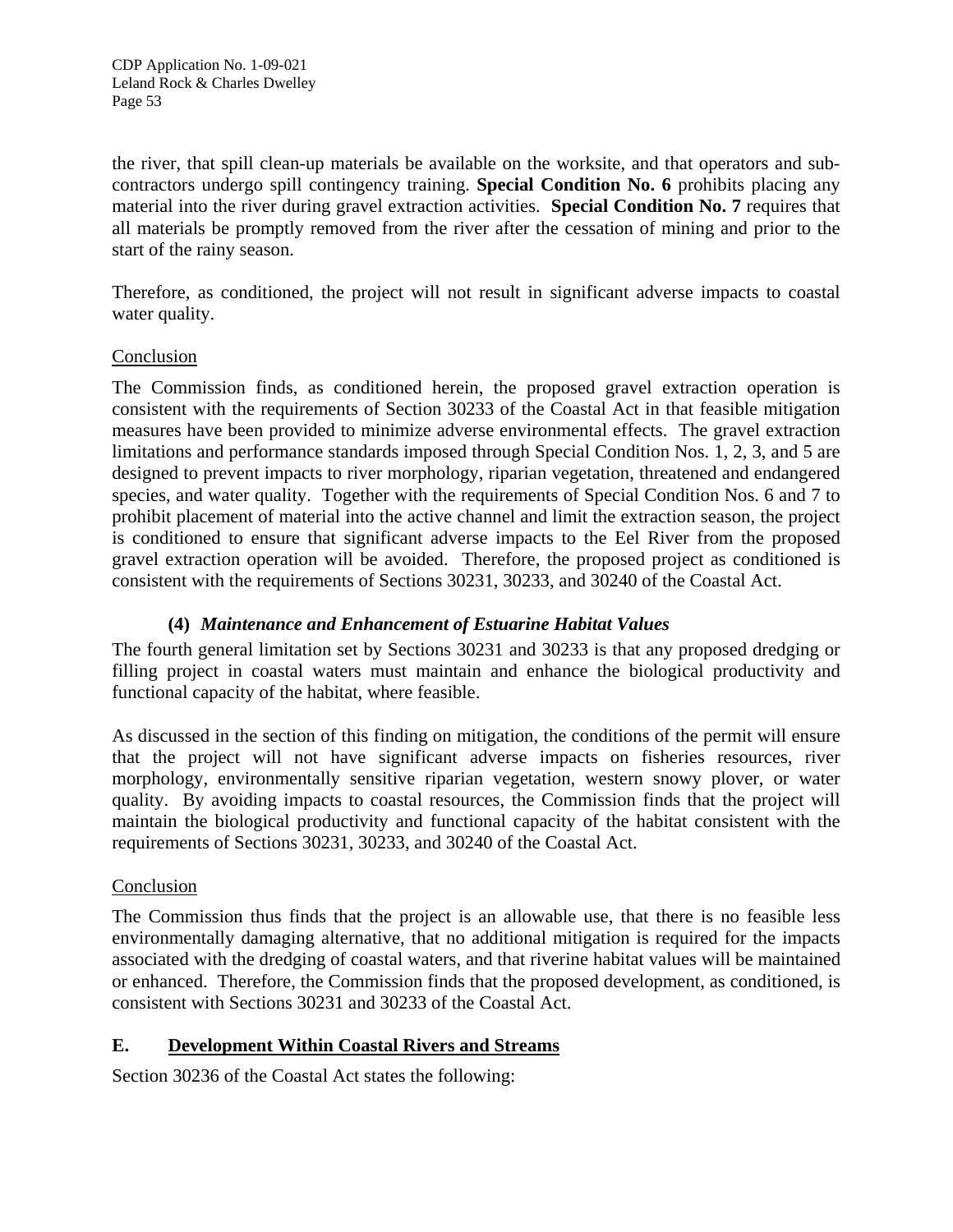the river, that spill clean-up materials be available on the worksite, and that operators and sub-contractors undergo spill contingency training. **Special Condition No. 6** prohibits placing any material into the river during gravel extraction activities. **Special Condition No. 7** requires that all materials be promptly removed from the river after the cessation of mining and prior to the start of the rainy season.

Therefore, as conditioned, the project will not result in significant adverse impacts to coastal water quality.

Conclusion

The Commission finds, as conditioned herein, the proposed gravel extraction operation is consistent with the requirements of Section 30233 of the Coastal Act in that feasible mitigation measures have been provided to minimize adverse environmental effects. The gravel extraction limitations and performance standards imposed through Special Condition Nos. 1, 2, 3, and 5 are designed to prevent impacts to river morphology, riparian vegetation, threatened and endangered species, and water quality. Together with the requirements of Special Condition Nos. 6 and 7 to prohibit placement of material into the active channel and limit the extraction season, the project is conditioned to ensure that significant adverse impacts to the Eel River from the proposed gravel extraction operation will be avoided. Therefore, the proposed project as conditioned is consistent with the requirements of Sections 30231, 30233, and 30240 of the Coastal Act.

**(4) *Maintenance and Enhancement of Estuarine Habitat Values***

The fourth general limitation set by Sections 30231 and 30233 is that any proposed dredging or filling project in coastal waters must maintain and enhance the biological productivity and functional capacity of the habitat, where feasible.

As discussed in the section of this finding on mitigation, the conditions of the permit will ensure that the project will not have significant adverse impacts on fisheries resources, river morphology, environmentally sensitive riparian vegetation, western snowy plover, or water quality. By avoiding impacts to coastal resources, the Commission finds that the project will maintain the biological productivity and functional capacity of the habitat consistent with the requirements of Sections 30231, 30233, and 30240 of the Coastal Act.

Conclusion

The Commission thus finds that the project is an allowable use, that there is no feasible less environmentally damaging alternative, that no additional mitigation is required for the impacts associated with the dredging of coastal waters, and that riverine habitat values will be maintained or enhanced. Therefore, the Commission finds that the proposed development, as conditioned, is consistent with Sections 30231 and 30233 of the Coastal Act.

## E. Development Within Coastal Rivers and Streams

Section 30236 of the Coastal Act states the following: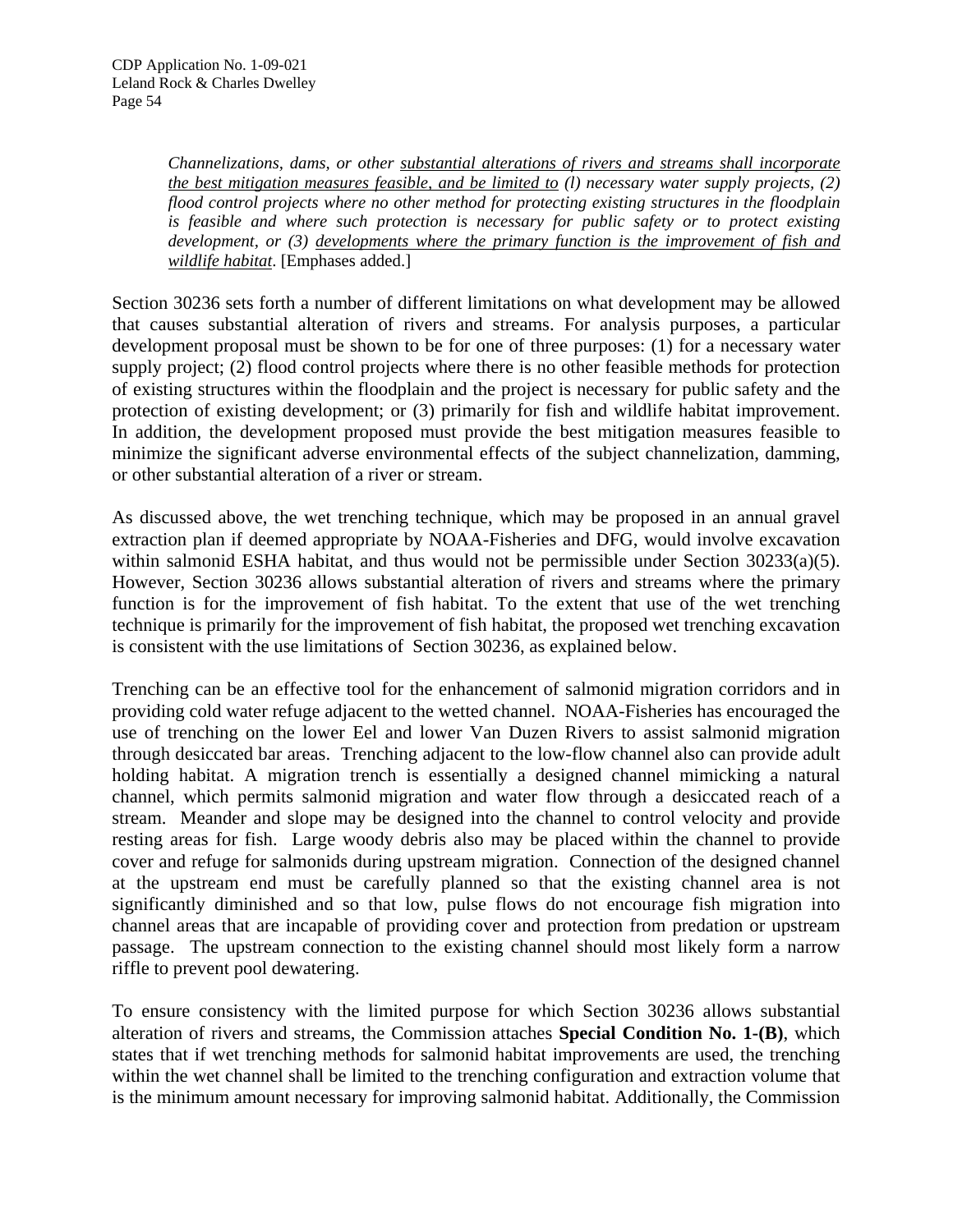> *Channelizations, dams, or other <u>substantial alterations of rivers and streams shall incorporate the best mitigation measures feasible, and be limited to</u> (l) necessary water supply projects, (2) flood control projects where no other method for protecting existing structures in the floodplain is feasible and where such protection is necessary for public safety or to protect existing development, or (3) <u>developments where the primary function is the improvement of fish and wildlife habitat</u>.* [Emphases added.]

Section 30236 sets forth a number of different limitations on what development may be allowed that causes substantial alteration of rivers and streams. For analysis purposes, a particular development proposal must be shown to be for one of three purposes: (1) for a necessary water supply project; (2) flood control projects where there is no other feasible methods for protection of existing structures within the floodplain and the project is necessary for public safety and the protection of existing development; or (3) primarily for fish and wildlife habitat improvement. In addition, the development proposed must provide the best mitigation measures feasible to minimize the significant adverse environmental effects of the subject channelization, damming, or other substantial alteration of a river or stream.

As discussed above, the wet trenching technique, which may be proposed in an annual gravel extraction plan if deemed appropriate by NOAA-Fisheries and DFG, would involve excavation within salmonid ESHA habitat, and thus would not be permissible under Section 30233(a)(5). However, Section 30236 allows substantial alteration of rivers and streams where the primary function is for the improvement of fish habitat. To the extent that use of the wet trenching technique is primarily for the improvement of fish habitat, the proposed wet trenching excavation is consistent with the use limitations of Section 30236, as explained below.

Trenching can be an effective tool for the enhancement of salmonid migration corridors and in providing cold water refuge adjacent to the wetted channel. NOAA-Fisheries has encouraged the use of trenching on the lower Eel and lower Van Duzen Rivers to assist salmonid migration through desiccated bar areas. Trenching adjacent to the low-flow channel also can provide adult holding habitat. A migration trench is essentially a designed channel mimicking a natural channel, which permits salmonid migration and water flow through a desiccated reach of a stream. Meander and slope may be designed into the channel to control velocity and provide resting areas for fish. Large woody debris also may be placed within the channel to provide cover and refuge for salmonids during upstream migration. Connection of the designed channel at the upstream end must be carefully planned so that the existing channel area is not significantly diminished and so that low, pulse flows do not encourage fish migration into channel areas that are incapable of providing cover and protection from predation or upstream passage. The upstream connection to the existing channel should most likely form a narrow riffle to prevent pool dewatering.

To ensure consistency with the limited purpose for which Section 30236 allows substantial alteration of rivers and streams, the Commission attaches **Special Condition No. 1-(B)**, which states that if wet trenching methods for salmonid habitat improvements are used, the trenching within the wet channel shall be limited to the trenching configuration and extraction volume that is the minimum amount necessary for improving salmonid habitat. Additionally, the Commission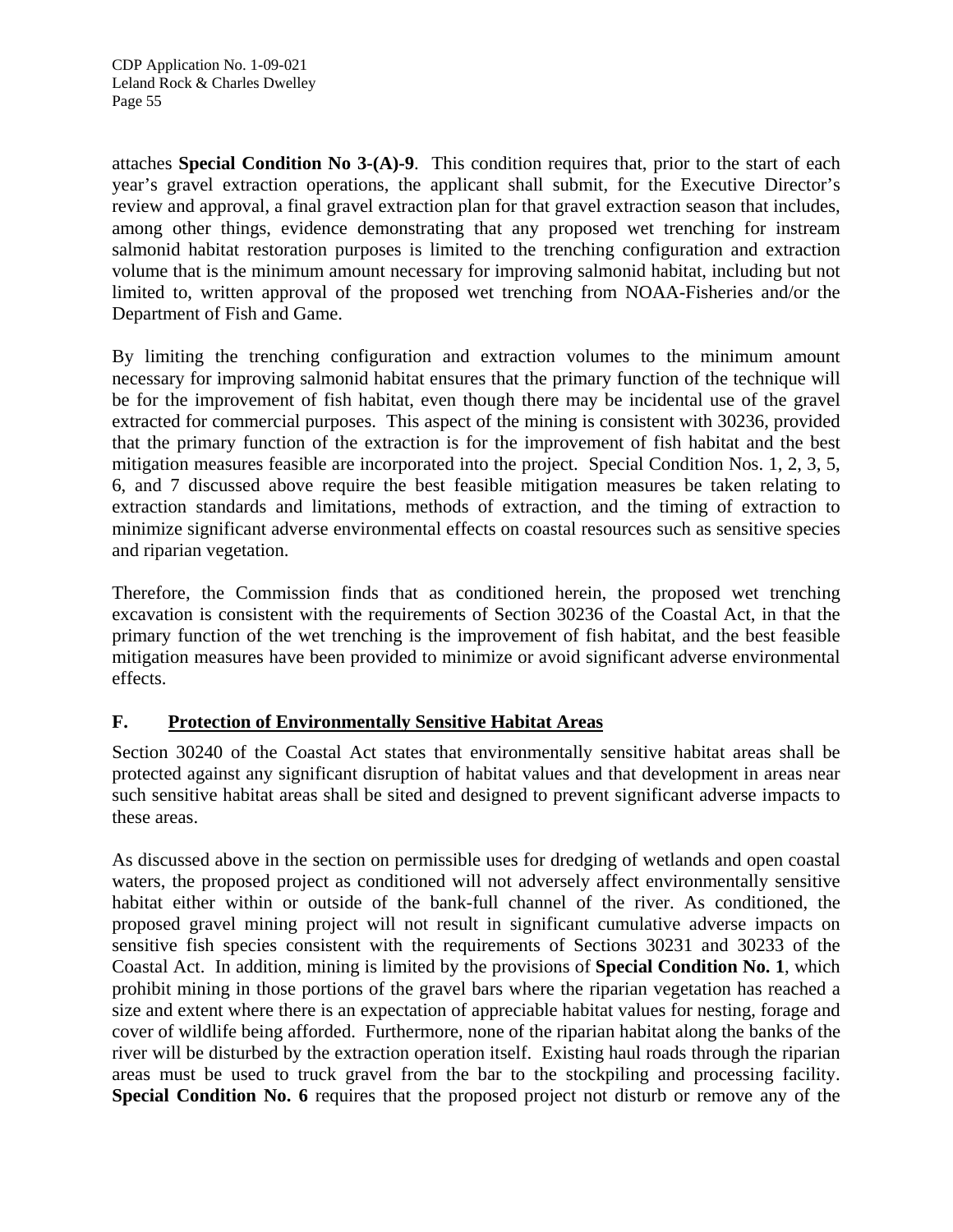attaches **Special Condition No 3-(A)-9**. This condition requires that, prior to the start of each year's gravel extraction operations, the applicant shall submit, for the Executive Director's review and approval, a final gravel extraction plan for that gravel extraction season that includes, among other things, evidence demonstrating that any proposed wet trenching for instream salmonid habitat restoration purposes is limited to the trenching configuration and extraction volume that is the minimum amount necessary for improving salmonid habitat, including but not limited to, written approval of the proposed wet trenching from NOAA-Fisheries and/or the Department of Fish and Game.

By limiting the trenching configuration and extraction volumes to the minimum amount necessary for improving salmonid habitat ensures that the primary function of the technique will be for the improvement of fish habitat, even though there may be incidental use of the gravel extracted for commercial purposes. This aspect of the mining is consistent with 30236, provided that the primary function of the extraction is for the improvement of fish habitat and the best mitigation measures feasible are incorporated into the project. Special Condition Nos. 1, 2, 3, 5, 6, and 7 discussed above require the best feasible mitigation measures be taken relating to extraction standards and limitations, methods of extraction, and the timing of extraction to minimize significant adverse environmental effects on coastal resources such as sensitive species and riparian vegetation.

Therefore, the Commission finds that as conditioned herein, the proposed wet trenching excavation is consistent with the requirements of Section 30236 of the Coastal Act, in that the primary function of the wet trenching is the improvement of fish habitat, and the best feasible mitigation measures have been provided to minimize or avoid significant adverse environmental effects.

## F. Protection of Environmentally Sensitive Habitat Areas

Section 30240 of the Coastal Act states that environmentally sensitive habitat areas shall be protected against any significant disruption of habitat values and that development in areas near such sensitive habitat areas shall be sited and designed to prevent significant adverse impacts to these areas.

As discussed above in the section on permissible uses for dredging of wetlands and open coastal waters, the proposed project as conditioned will not adversely affect environmentally sensitive habitat either within or outside of the bank-full channel of the river. As conditioned, the proposed gravel mining project will not result in significant cumulative adverse impacts on sensitive fish species consistent with the requirements of Sections 30231 and 30233 of the Coastal Act. In addition, mining is limited by the provisions of **Special Condition No. 1**, which prohibit mining in those portions of the gravel bars where the riparian vegetation has reached a size and extent where there is an expectation of appreciable habitat values for nesting, forage and cover of wildlife being afforded. Furthermore, none of the riparian habitat along the banks of the river will be disturbed by the extraction operation itself. Existing haul roads through the riparian areas must be used to truck gravel from the bar to the stockpiling and processing facility. **Special Condition No. 6** requires that the proposed project not disturb or remove any of the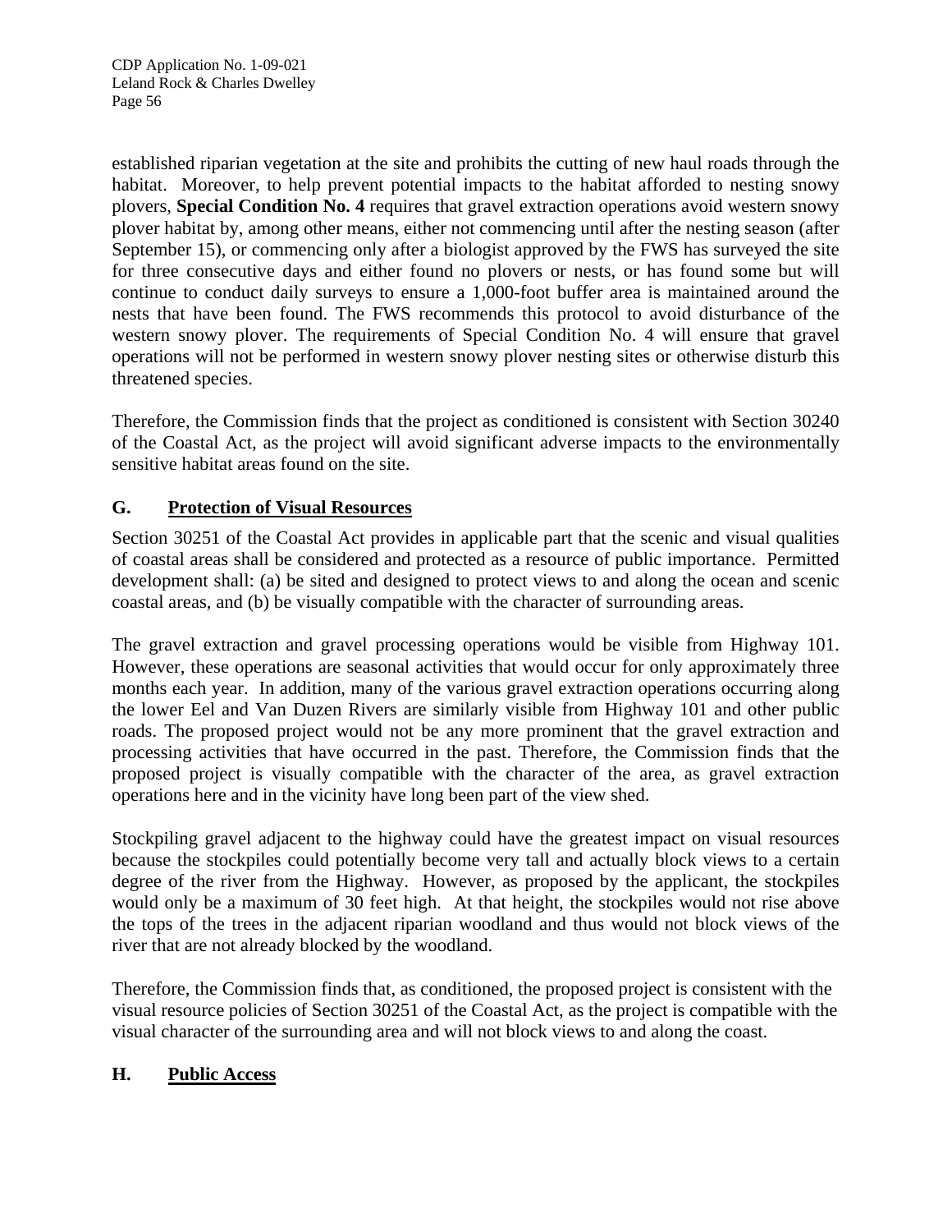established riparian vegetation at the site and prohibits the cutting of new haul roads through the habitat. Moreover, to help prevent potential impacts to the habitat afforded to nesting snowy plovers, **Special Condition No. 4** requires that gravel extraction operations avoid western snowy plover habitat by, among other means, either not commencing until after the nesting season (after September 15), or commencing only after a biologist approved by the FWS has surveyed the site for three consecutive days and either found no plovers or nests, or has found some but will continue to conduct daily surveys to ensure a 1,000-foot buffer area is maintained around the nests that have been found. The FWS recommends this protocol to avoid disturbance of the western snowy plover. The requirements of Special Condition No. 4 will ensure that gravel operations will not be performed in western snowy plover nesting sites or otherwise disturb this threatened species.

Therefore, the Commission finds that the project as conditioned is consistent with Section 30240 of the Coastal Act, as the project will avoid significant adverse impacts to the environmentally sensitive habitat areas found on the site.

## G. Protection of Visual Resources

Section 30251 of the Coastal Act provides in applicable part that the scenic and visual qualities of coastal areas shall be considered and protected as a resource of public importance. Permitted development shall: (a) be sited and designed to protect views to and along the ocean and scenic coastal areas, and (b) be visually compatible with the character of surrounding areas.

The gravel extraction and gravel processing operations would be visible from Highway 101. However, these operations are seasonal activities that would occur for only approximately three months each year. In addition, many of the various gravel extraction operations occurring along the lower Eel and Van Duzen Rivers are similarly visible from Highway 101 and other public roads. The proposed project would not be any more prominent that the gravel extraction and processing activities that have occurred in the past. Therefore, the Commission finds that the proposed project is visually compatible with the character of the area, as gravel extraction operations here and in the vicinity have long been part of the view shed.

Stockpiling gravel adjacent to the highway could have the greatest impact on visual resources because the stockpiles could potentially become very tall and actually block views to a certain degree of the river from the Highway. However, as proposed by the applicant, the stockpiles would only be a maximum of 30 feet high. At that height, the stockpiles would not rise above the tops of the trees in the adjacent riparian woodland and thus would not block views of the river that are not already blocked by the woodland.

Therefore, the Commission finds that, as conditioned, the proposed project is consistent with the visual resource policies of Section 30251 of the Coastal Act, as the project is compatible with the visual character of the surrounding area and will not block views to and along the coast.

## H. Public Access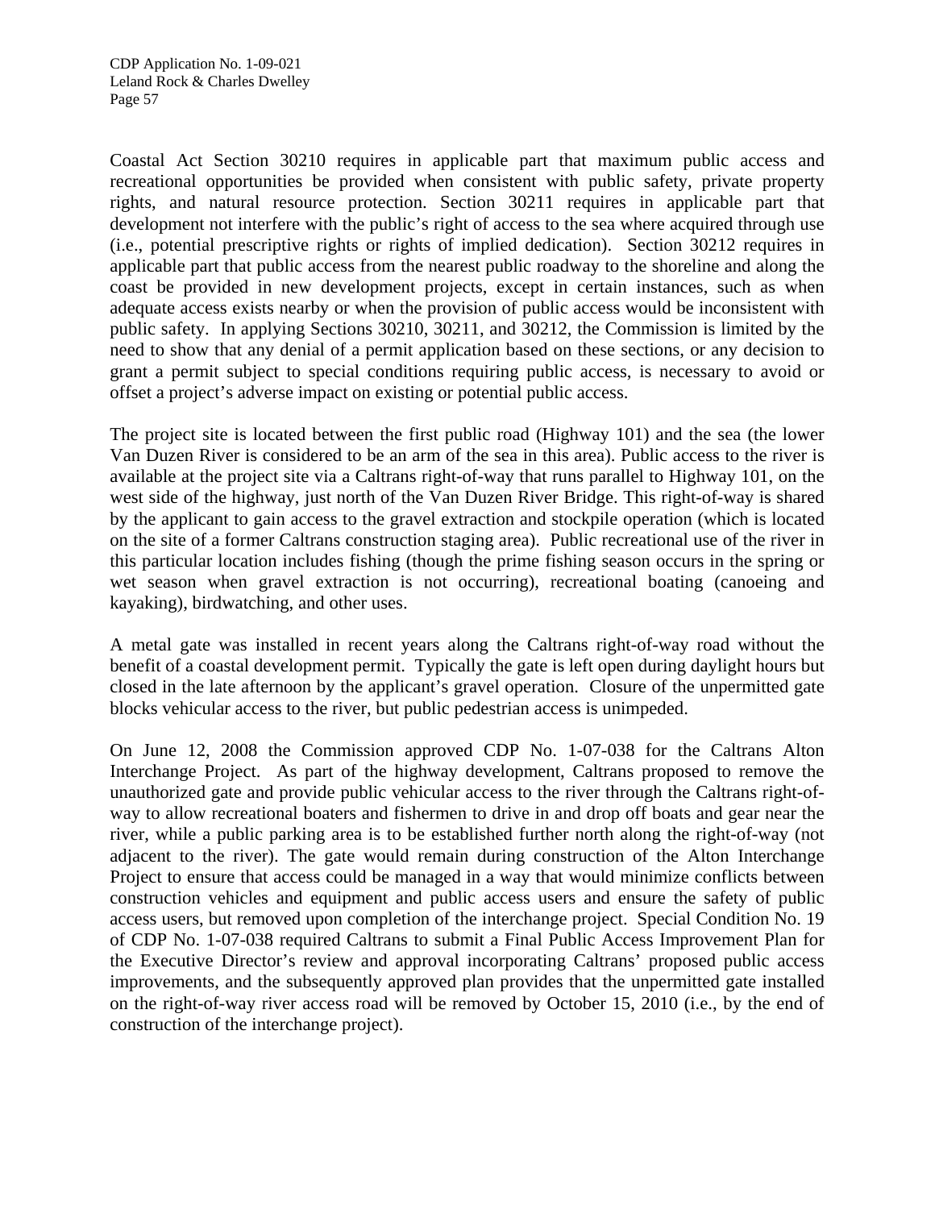Coastal Act Section 30210 requires in applicable part that maximum public access and recreational opportunities be provided when consistent with public safety, private property rights, and natural resource protection. Section 30211 requires in applicable part that development not interfere with the public's right of access to the sea where acquired through use (i.e., potential prescriptive rights or rights of implied dedication). Section 30212 requires in applicable part that public access from the nearest public roadway to the shoreline and along the coast be provided in new development projects, except in certain instances, such as when adequate access exists nearby or when the provision of public access would be inconsistent with public safety. In applying Sections 30210, 30211, and 30212, the Commission is limited by the need to show that any denial of a permit application based on these sections, or any decision to grant a permit subject to special conditions requiring public access, is necessary to avoid or offset a project's adverse impact on existing or potential public access.

The project site is located between the first public road (Highway 101) and the sea (the lower Van Duzen River is considered to be an arm of the sea in this area). Public access to the river is available at the project site via a Caltrans right-of-way that runs parallel to Highway 101, on the west side of the highway, just north of the Van Duzen River Bridge. This right-of-way is shared by the applicant to gain access to the gravel extraction and stockpile operation (which is located on the site of a former Caltrans construction staging area). Public recreational use of the river in this particular location includes fishing (though the prime fishing season occurs in the spring or wet season when gravel extraction is not occurring), recreational boating (canoeing and kayaking), birdwatching, and other uses.

A metal gate was installed in recent years along the Caltrans right-of-way road without the benefit of a coastal development permit. Typically the gate is left open during daylight hours but closed in the late afternoon by the applicant's gravel operation. Closure of the unpermitted gate blocks vehicular access to the river, but public pedestrian access is unimpeded.

On June 12, 2008 the Commission approved CDP No. 1-07-038 for the Caltrans Alton Interchange Project. As part of the highway development, Caltrans proposed to remove the unauthorized gate and provide public vehicular access to the river through the Caltrans right-of-way to allow recreational boaters and fishermen to drive in and drop off boats and gear near the river, while a public parking area is to be established further north along the right-of-way (not adjacent to the river). The gate would remain during construction of the Alton Interchange Project to ensure that access could be managed in a way that would minimize conflicts between construction vehicles and equipment and public access users and ensure the safety of public access users, but removed upon completion of the interchange project. Special Condition No. 19 of CDP No. 1-07-038 required Caltrans to submit a Final Public Access Improvement Plan for the Executive Director's review and approval incorporating Caltrans' proposed public access improvements, and the subsequently approved plan provides that the unpermitted gate installed on the right-of-way river access road will be removed by October 15, 2010 (i.e., by the end of construction of the interchange project).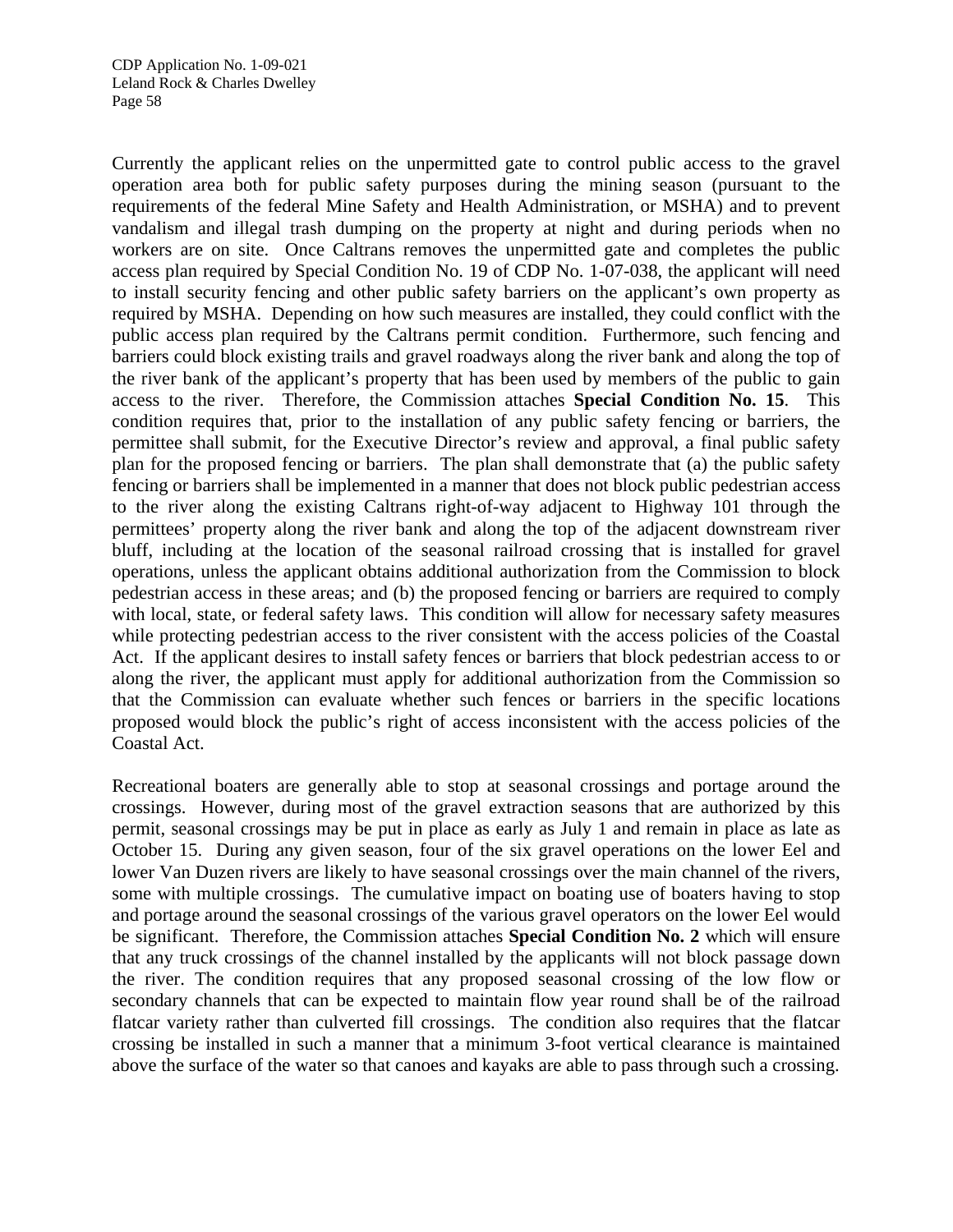Currently the applicant relies on the unpermitted gate to control public access to the gravel operation area both for public safety purposes during the mining season (pursuant to the requirements of the federal Mine Safety and Health Administration, or MSHA) and to prevent vandalism and illegal trash dumping on the property at night and during periods when no workers are on site. Once Caltrans removes the unpermitted gate and completes the public access plan required by Special Condition No. 19 of CDP No. 1-07-038, the applicant will need to install security fencing and other public safety barriers on the applicant's own property as required by MSHA. Depending on how such measures are installed, they could conflict with the public access plan required by the Caltrans permit condition. Furthermore, such fencing and barriers could block existing trails and gravel roadways along the river bank and along the top of the river bank of the applicant's property that has been used by members of the public to gain access to the river. Therefore, the Commission attaches **Special Condition No. 15**. This condition requires that, prior to the installation of any public safety fencing or barriers, the permittee shall submit, for the Executive Director's review and approval, a final public safety plan for the proposed fencing or barriers. The plan shall demonstrate that (a) the public safety fencing or barriers shall be implemented in a manner that does not block public pedestrian access to the river along the existing Caltrans right-of-way adjacent to Highway 101 through the permittees' property along the river bank and along the top of the adjacent downstream river bluff, including at the location of the seasonal railroad crossing that is installed for gravel operations, unless the applicant obtains additional authorization from the Commission to block pedestrian access in these areas; and (b) the proposed fencing or barriers are required to comply with local, state, or federal safety laws. This condition will allow for necessary safety measures while protecting pedestrian access to the river consistent with the access policies of the Coastal Act. If the applicant desires to install safety fences or barriers that block pedestrian access to or along the river, the applicant must apply for additional authorization from the Commission so that the Commission can evaluate whether such fences or barriers in the specific locations proposed would block the public's right of access inconsistent with the access policies of the Coastal Act.

Recreational boaters are generally able to stop at seasonal crossings and portage around the crossings. However, during most of the gravel extraction seasons that are authorized by this permit, seasonal crossings may be put in place as early as July 1 and remain in place as late as October 15. During any given season, four of the six gravel operations on the lower Eel and lower Van Duzen rivers are likely to have seasonal crossings over the main channel of the rivers, some with multiple crossings. The cumulative impact on boating use of boaters having to stop and portage around the seasonal crossings of the various gravel operators on the lower Eel would be significant. Therefore, the Commission attaches **Special Condition No. 2** which will ensure that any truck crossings of the channel installed by the applicants will not block passage down the river. The condition requires that any proposed seasonal crossing of the low flow or secondary channels that can be expected to maintain flow year round shall be of the railroad flatcar variety rather than culverted fill crossings. The condition also requires that the flatcar crossing be installed in such a manner that a minimum 3-foot vertical clearance is maintained above the surface of the water so that canoes and kayaks are able to pass through such a crossing.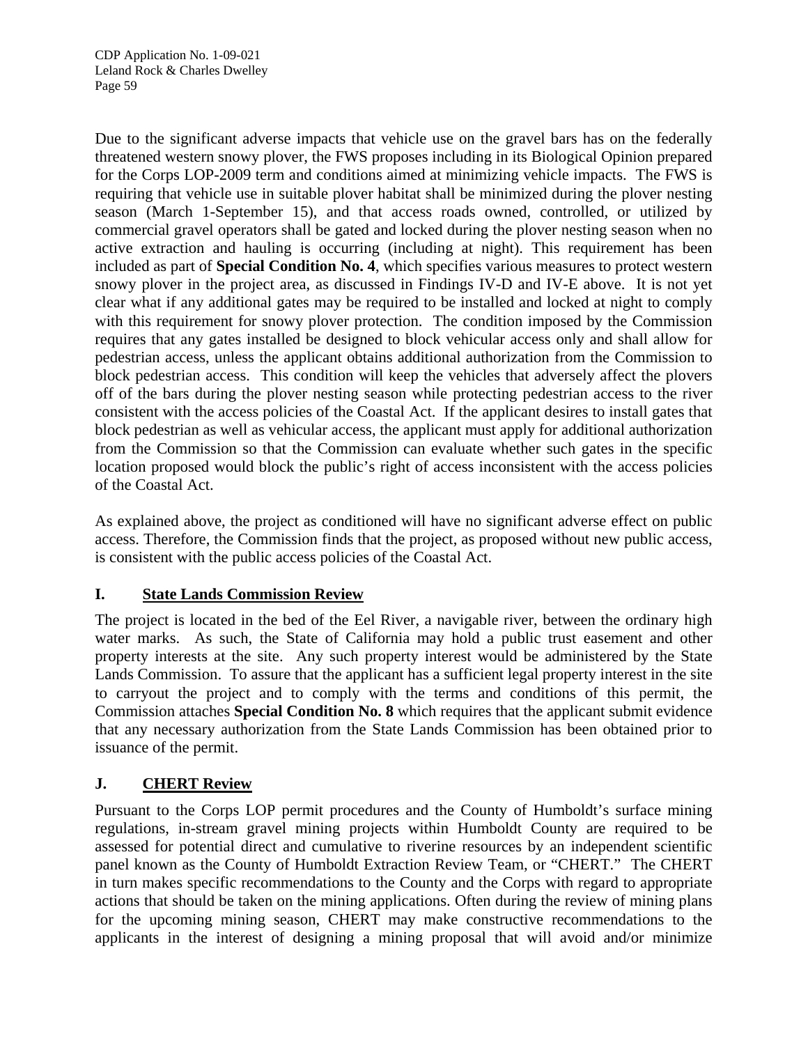Due to the significant adverse impacts that vehicle use on the gravel bars has on the federally threatened western snowy plover, the FWS proposes including in its Biological Opinion prepared for the Corps LOP-2009 term and conditions aimed at minimizing vehicle impacts. The FWS is requiring that vehicle use in suitable plover habitat shall be minimized during the plover nesting season (March 1-September 15), and that access roads owned, controlled, or utilized by commercial gravel operators shall be gated and locked during the plover nesting season when no active extraction and hauling is occurring (including at night). This requirement has been included as part of **Special Condition No. 4**, which specifies various measures to protect western snowy plover in the project area, as discussed in Findings IV-D and IV-E above. It is not yet clear what if any additional gates may be required to be installed and locked at night to comply with this requirement for snowy plover protection. The condition imposed by the Commission requires that any gates installed be designed to block vehicular access only and shall allow for pedestrian access, unless the applicant obtains additional authorization from the Commission to block pedestrian access. This condition will keep the vehicles that adversely affect the plovers off of the bars during the plover nesting season while protecting pedestrian access to the river consistent with the access policies of the Coastal Act. If the applicant desires to install gates that block pedestrian as well as vehicular access, the applicant must apply for additional authorization from the Commission so that the Commission can evaluate whether such gates in the specific location proposed would block the public's right of access inconsistent with the access policies of the Coastal Act.

As explained above, the project as conditioned will have no significant adverse effect on public access. Therefore, the Commission finds that the project, as proposed without new public access, is consistent with the public access policies of the Coastal Act.

## I. State Lands Commission Review

The project is located in the bed of the Eel River, a navigable river, between the ordinary high water marks. As such, the State of California may hold a public trust easement and other property interests at the site. Any such property interest would be administered by the State Lands Commission. To assure that the applicant has a sufficient legal property interest in the site to carryout the project and to comply with the terms and conditions of this permit, the Commission attaches **Special Condition No. 8** which requires that the applicant submit evidence that any necessary authorization from the State Lands Commission has been obtained prior to issuance of the permit.

## J. CHERT Review

Pursuant to the Corps LOP permit procedures and the County of Humboldt's surface mining regulations, in-stream gravel mining projects within Humboldt County are required to be assessed for potential direct and cumulative to riverine resources by an independent scientific panel known as the County of Humboldt Extraction Review Team, or "CHERT." The CHERT in turn makes specific recommendations to the County and the Corps with regard to appropriate actions that should be taken on the mining applications. Often during the review of mining plans for the upcoming mining season, CHERT may make constructive recommendations to the applicants in the interest of designing a mining proposal that will avoid and/or minimize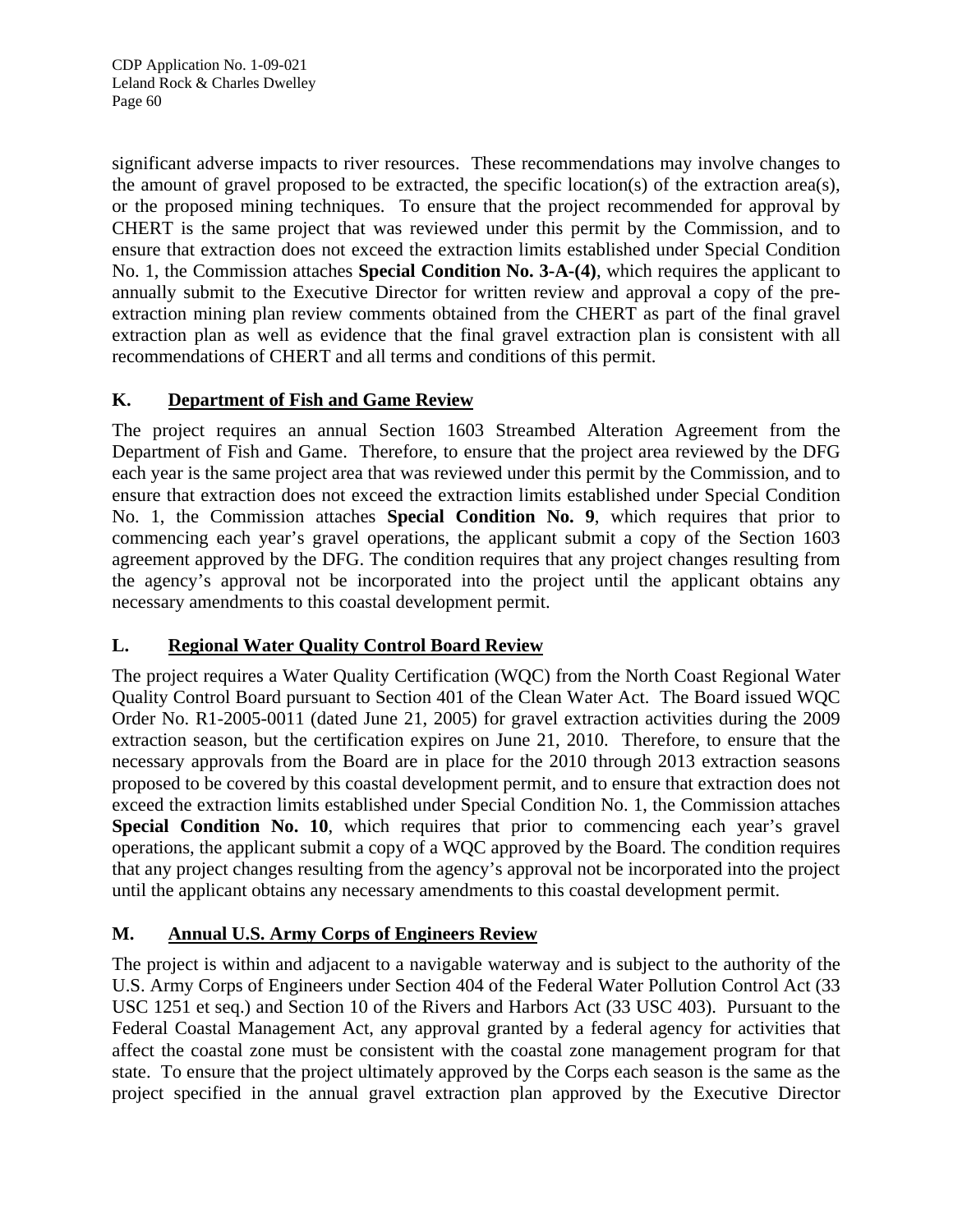significant adverse impacts to river resources. These recommendations may involve changes to the amount of gravel proposed to be extracted, the specific location(s) of the extraction area(s), or the proposed mining techniques. To ensure that the project recommended for approval by CHERT is the same project that was reviewed under this permit by the Commission, and to ensure that extraction does not exceed the extraction limits established under Special Condition No. 1, the Commission attaches **Special Condition No. 3-A-(4)**, which requires the applicant to annually submit to the Executive Director for written review and approval a copy of the pre-extraction mining plan review comments obtained from the CHERT as part of the final gravel extraction plan as well as evidence that the final gravel extraction plan is consistent with all recommendations of CHERT and all terms and conditions of this permit.

## K. Department of Fish and Game Review

The project requires an annual Section 1603 Streambed Alteration Agreement from the Department of Fish and Game. Therefore, to ensure that the project area reviewed by the DFG each year is the same project area that was reviewed under this permit by the Commission, and to ensure that extraction does not exceed the extraction limits established under Special Condition No. 1, the Commission attaches **Special Condition No. 9**, which requires that prior to commencing each year's gravel operations, the applicant submit a copy of the Section 1603 agreement approved by the DFG. The condition requires that any project changes resulting from the agency's approval not be incorporated into the project until the applicant obtains any necessary amendments to this coastal development permit.

## L. Regional Water Quality Control Board Review

The project requires a Water Quality Certification (WQC) from the North Coast Regional Water Quality Control Board pursuant to Section 401 of the Clean Water Act. The Board issued WQC Order No. R1-2005-0011 (dated June 21, 2005) for gravel extraction activities during the 2009 extraction season, but the certification expires on June 21, 2010. Therefore, to ensure that the necessary approvals from the Board are in place for the 2010 through 2013 extraction seasons proposed to be covered by this coastal development permit, and to ensure that extraction does not exceed the extraction limits established under Special Condition No. 1, the Commission attaches **Special Condition No. 10**, which requires that prior to commencing each year's gravel operations, the applicant submit a copy of a WQC approved by the Board. The condition requires that any project changes resulting from the agency's approval not be incorporated into the project until the applicant obtains any necessary amendments to this coastal development permit.

## M. Annual U.S. Army Corps of Engineers Review

The project is within and adjacent to a navigable waterway and is subject to the authority of the U.S. Army Corps of Engineers under Section 404 of the Federal Water Pollution Control Act (33 USC 1251 et seq.) and Section 10 of the Rivers and Harbors Act (33 USC 403). Pursuant to the Federal Coastal Management Act, any approval granted by a federal agency for activities that affect the coastal zone must be consistent with the coastal zone management program for that state. To ensure that the project ultimately approved by the Corps each season is the same as the project specified in the annual gravel extraction plan approved by the Executive Director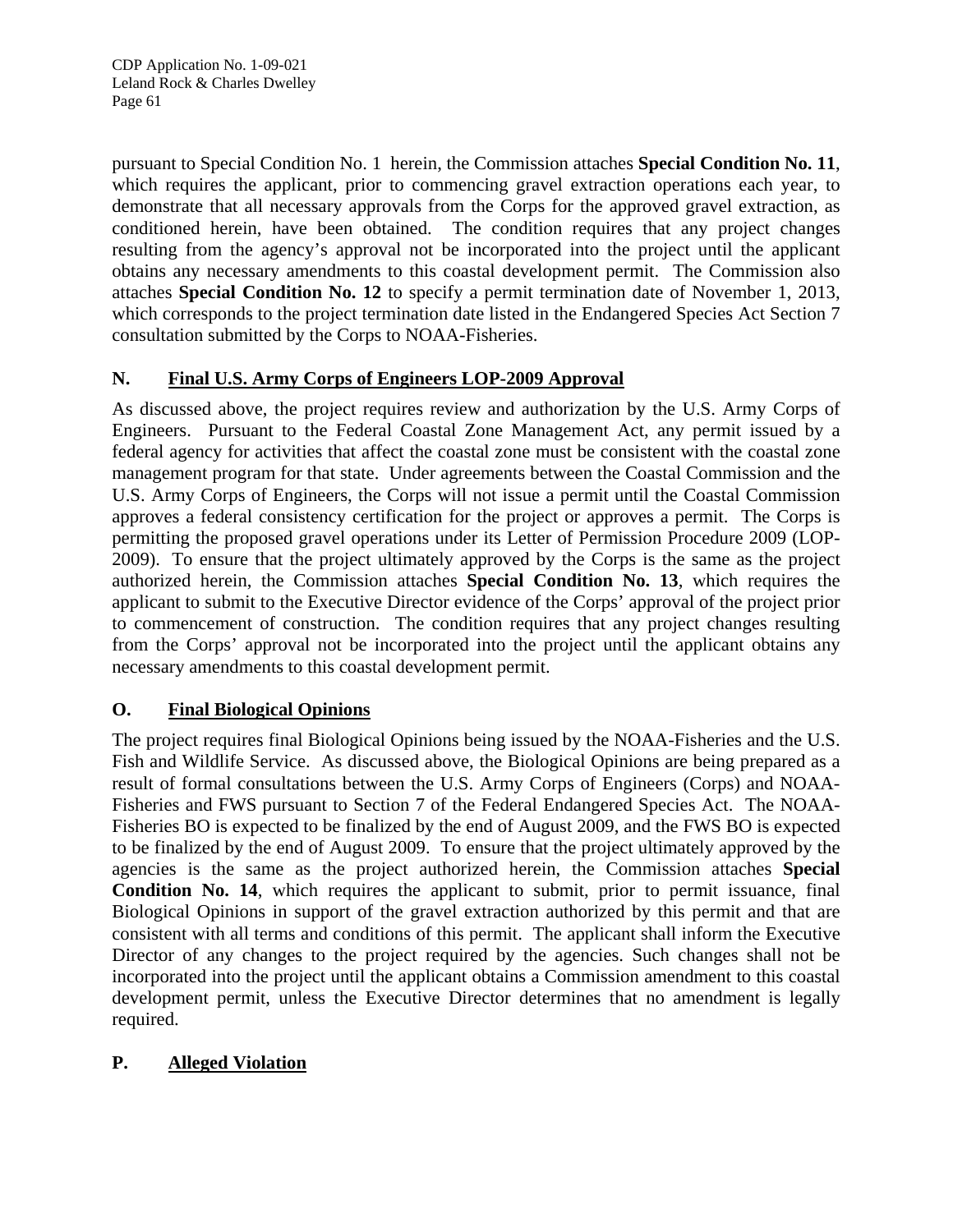pursuant to Special Condition No. 1 herein, the Commission attaches **Special Condition No. 11**, which requires the applicant, prior to commencing gravel extraction operations each year, to demonstrate that all necessary approvals from the Corps for the approved gravel extraction, as conditioned herein, have been obtained. The condition requires that any project changes resulting from the agency's approval not be incorporated into the project until the applicant obtains any necessary amendments to this coastal development permit. The Commission also attaches **Special Condition No. 12** to specify a permit termination date of November 1, 2013, which corresponds to the project termination date listed in the Endangered Species Act Section 7 consultation submitted by the Corps to NOAA-Fisheries.

## N. Final U.S. Army Corps of Engineers LOP-2009 Approval

As discussed above, the project requires review and authorization by the U.S. Army Corps of Engineers. Pursuant to the Federal Coastal Zone Management Act, any permit issued by a federal agency for activities that affect the coastal zone must be consistent with the coastal zone management program for that state. Under agreements between the Coastal Commission and the U.S. Army Corps of Engineers, the Corps will not issue a permit until the Coastal Commission approves a federal consistency certification for the project or approves a permit. The Corps is permitting the proposed gravel operations under its Letter of Permission Procedure 2009 (LOP-2009). To ensure that the project ultimately approved by the Corps is the same as the project authorized herein, the Commission attaches **Special Condition No. 13**, which requires the applicant to submit to the Executive Director evidence of the Corps' approval of the project prior to commencement of construction. The condition requires that any project changes resulting from the Corps' approval not be incorporated into the project until the applicant obtains any necessary amendments to this coastal development permit.

## O. Final Biological Opinions

The project requires final Biological Opinions being issued by the NOAA-Fisheries and the U.S. Fish and Wildlife Service. As discussed above, the Biological Opinions are being prepared as a result of formal consultations between the U.S. Army Corps of Engineers (Corps) and NOAA-Fisheries and FWS pursuant to Section 7 of the Federal Endangered Species Act. The NOAA-Fisheries BO is expected to be finalized by the end of August 2009, and the FWS BO is expected to be finalized by the end of August 2009. To ensure that the project ultimately approved by the agencies is the same as the project authorized herein, the Commission attaches **Special Condition No. 14**, which requires the applicant to submit, prior to permit issuance, final Biological Opinions in support of the gravel extraction authorized by this permit and that are consistent with all terms and conditions of this permit. The applicant shall inform the Executive Director of any changes to the project required by the agencies. Such changes shall not be incorporated into the project until the applicant obtains a Commission amendment to this coastal development permit, unless the Executive Director determines that no amendment is legally required.

## P. Alleged Violation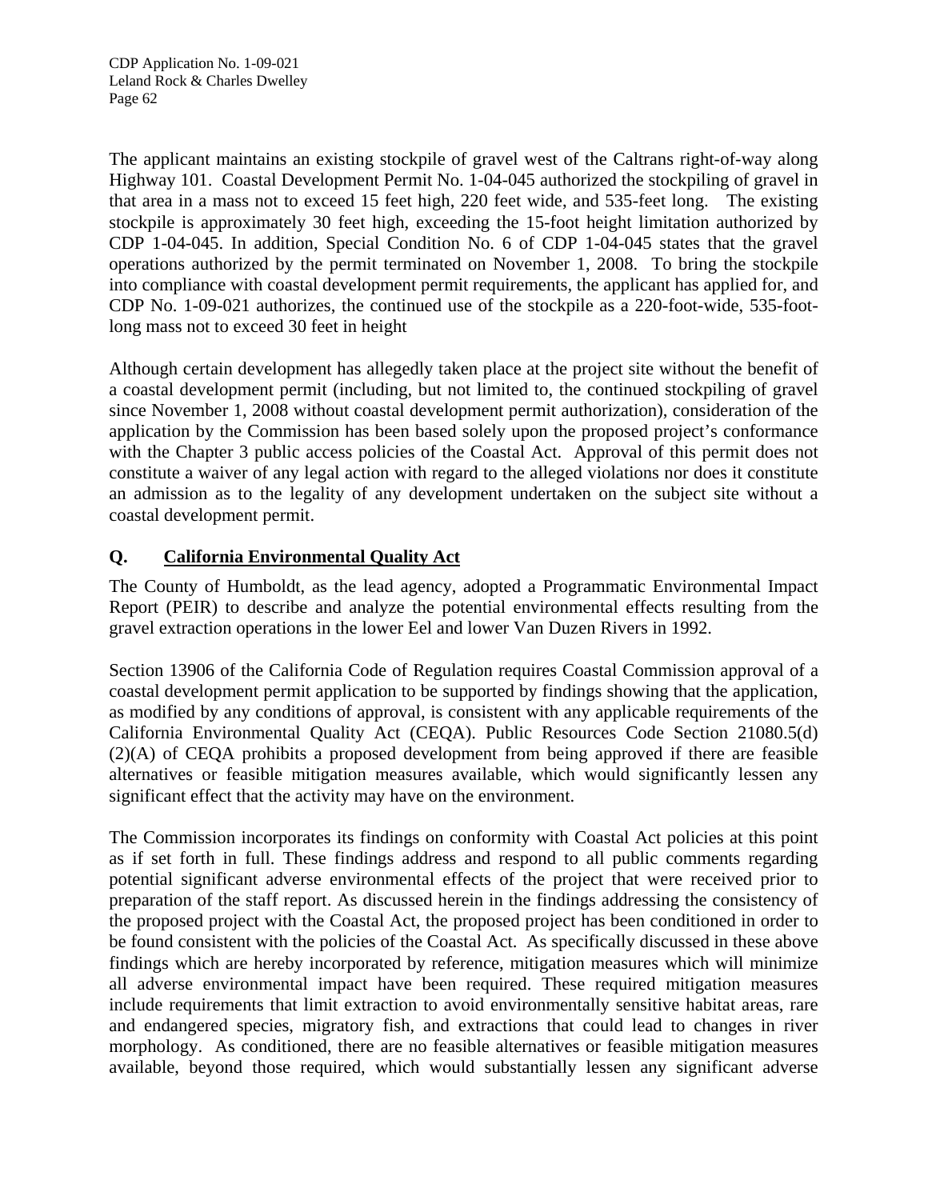The applicant maintains an existing stockpile of gravel west of the Caltrans right-of-way along Highway 101. Coastal Development Permit No. 1-04-045 authorized the stockpiling of gravel in that area in a mass not to exceed 15 feet high, 220 feet wide, and 535-feet long. The existing stockpile is approximately 30 feet high, exceeding the 15-foot height limitation authorized by CDP 1-04-045. In addition, Special Condition No. 6 of CDP 1-04-045 states that the gravel operations authorized by the permit terminated on November 1, 2008. To bring the stockpile into compliance with coastal development permit requirements, the applicant has applied for, and CDP No. 1-09-021 authorizes, the continued use of the stockpile as a 220-foot-wide, 535-foot-long mass not to exceed 30 feet in height

Although certain development has allegedly taken place at the project site without the benefit of a coastal development permit (including, but not limited to, the continued stockpiling of gravel since November 1, 2008 without coastal development permit authorization), consideration of the application by the Commission has been based solely upon the proposed project's conformance with the Chapter 3 public access policies of the Coastal Act. Approval of this permit does not constitute a waiver of any legal action with regard to the alleged violations nor does it constitute an admission as to the legality of any development undertaken on the subject site without a coastal development permit.

## Q. California Environmental Quality Act

The County of Humboldt, as the lead agency, adopted a Programmatic Environmental Impact Report (PEIR) to describe and analyze the potential environmental effects resulting from the gravel extraction operations in the lower Eel and lower Van Duzen Rivers in 1992.

Section 13906 of the California Code of Regulation requires Coastal Commission approval of a coastal development permit application to be supported by findings showing that the application, as modified by any conditions of approval, is consistent with any applicable requirements of the California Environmental Quality Act (CEQA). Public Resources Code Section 21080.5(d)(2)(A) of CEQA prohibits a proposed development from being approved if there are feasible alternatives or feasible mitigation measures available, which would significantly lessen any significant effect that the activity may have on the environment.

The Commission incorporates its findings on conformity with Coastal Act policies at this point as if set forth in full. These findings address and respond to all public comments regarding potential significant adverse environmental effects of the project that were received prior to preparation of the staff report. As discussed herein in the findings addressing the consistency of the proposed project with the Coastal Act, the proposed project has been conditioned in order to be found consistent with the policies of the Coastal Act. As specifically discussed in these above findings which are hereby incorporated by reference, mitigation measures which will minimize all adverse environmental impact have been required. These required mitigation measures include requirements that limit extraction to avoid environmentally sensitive habitat areas, rare and endangered species, migratory fish, and extractions that could lead to changes in river morphology. As conditioned, there are no feasible alternatives or feasible mitigation measures available, beyond those required, which would substantially lessen any significant adverse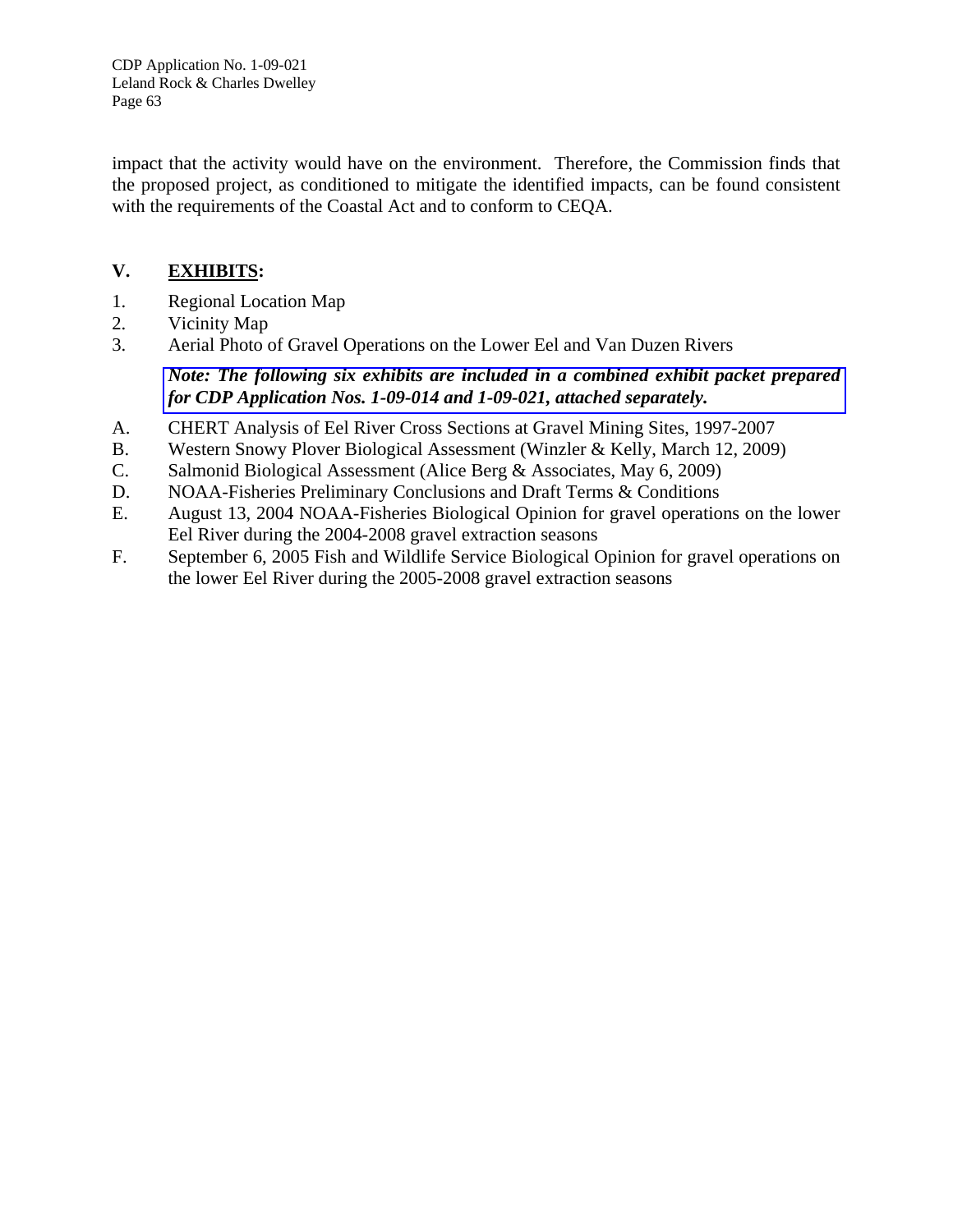impact that the activity would have on the environment. Therefore, the Commission finds that the proposed project, as conditioned to mitigate the identified impacts, can be found consistent with the requirements of the Coastal Act and to conform to CEQA.

## V. <u>EXHIBITS</u>:

1. Regional Location Map
2. Vicinity Map
3. Aerial Photo of Gravel Operations on the Lower Eel and Van Duzen Rivers

***Note: The following six exhibits are included in a combined exhibit packet prepared for CDP Application Nos. 1-09-014 and 1-09-021, attached separately.***

A. CHERT Analysis of Eel River Cross Sections at Gravel Mining Sites, 1997-2007
B. Western Snowy Plover Biological Assessment (Winzler & Kelly, March 12, 2009)
C. Salmonid Biological Assessment (Alice Berg & Associates, May 6, 2009)
D. NOAA-Fisheries Preliminary Conclusions and Draft Terms & Conditions
E. August 13, 2004 NOAA-Fisheries Biological Opinion for gravel operations on the lower Eel River during the 2004-2008 gravel extraction seasons
F. September 6, 2005 Fish and Wildlife Service Biological Opinion for gravel operations on the lower Eel River during the 2005-2008 gravel extraction seasons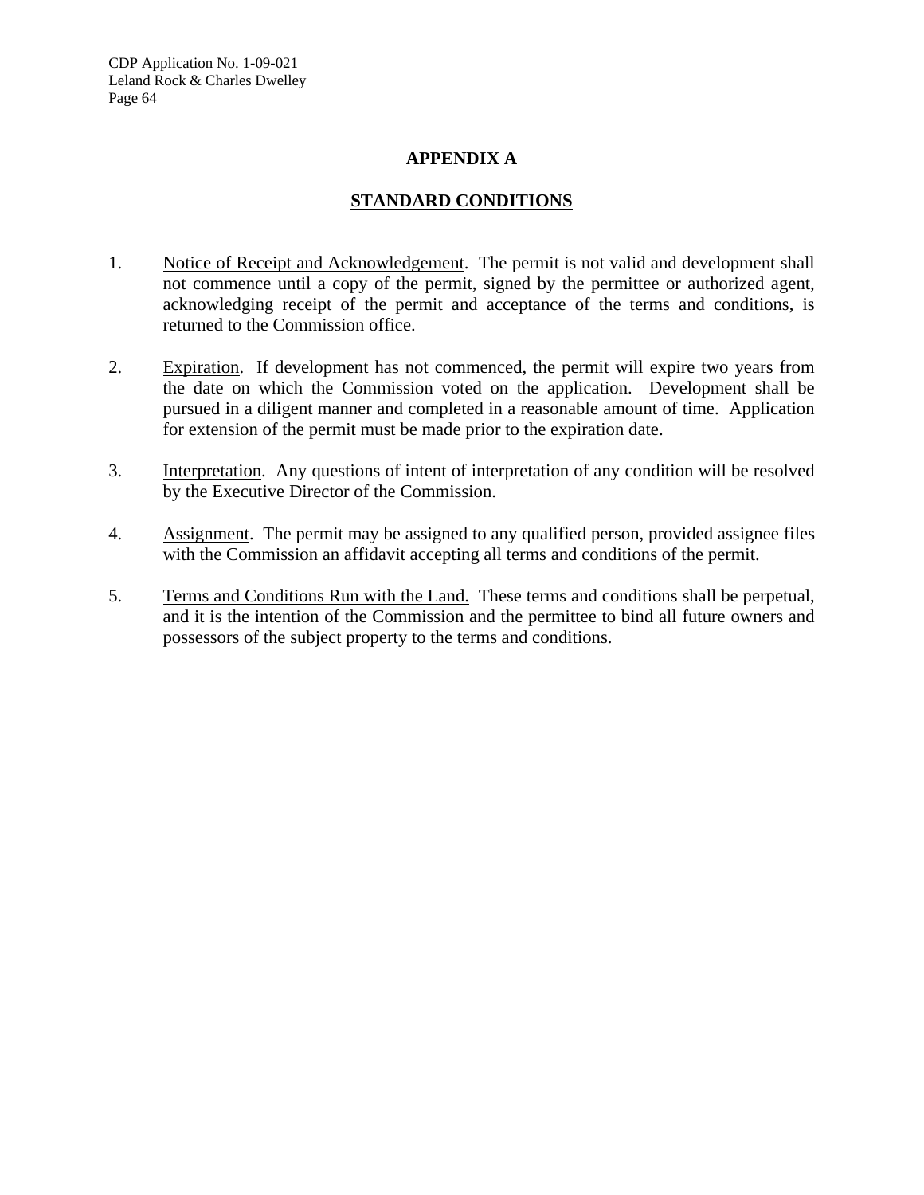# APPENDIX A

## STANDARD CONDITIONS

1. Notice of Receipt and Acknowledgement. The permit is not valid and development shall not commence until a copy of the permit, signed by the permittee or authorized agent, acknowledging receipt of the permit and acceptance of the terms and conditions, is returned to the Commission office.

2. Expiration. If development has not commenced, the permit will expire two years from the date on which the Commission voted on the application. Development shall be pursued in a diligent manner and completed in a reasonable amount of time. Application for extension of the permit must be made prior to the expiration date.

3. Interpretation. Any questions of intent of interpretation of any condition will be resolved by the Executive Director of the Commission.

4. Assignment. The permit may be assigned to any qualified person, provided assignee files with the Commission an affidavit accepting all terms and conditions of the permit.

5. Terms and Conditions Run with the Land. These terms and conditions shall be perpetual, and it is the intention of the Commission and the permittee to bind all future owners and possessors of the subject property to the terms and conditions.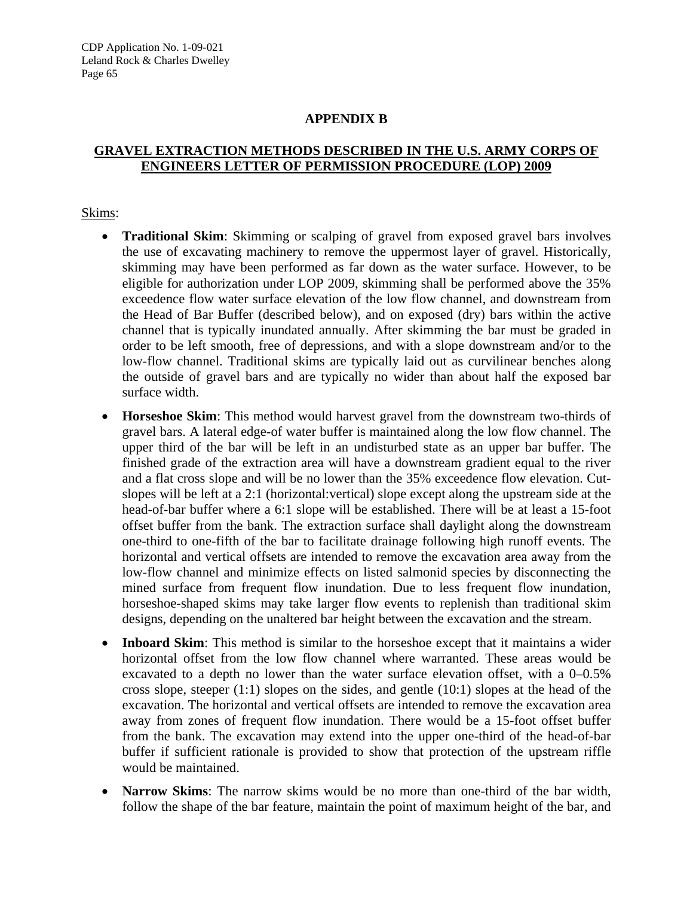## APPENDIX B

## GRAVEL EXTRACTION METHODS DESCRIBED IN THE U.S. ARMY CORPS OF ENGINEERS LETTER OF PERMISSION PROCEDURE (LOP) 2009

Skims:

- **Traditional Skim**: Skimming or scalping of gravel from exposed gravel bars involves the use of excavating machinery to remove the uppermost layer of gravel. Historically, skimming may have been performed as far down as the water surface. However, to be eligible for authorization under LOP 2009, skimming shall be performed above the 35% exceedence flow water surface elevation of the low flow channel, and downstream from the Head of Bar Buffer (described below), and on exposed (dry) bars within the active channel that is typically inundated annually. After skimming the bar must be graded in order to be left smooth, free of depressions, and with a slope downstream and/or to the low-flow channel. Traditional skims are typically laid out as curvilinear benches along the outside of gravel bars and are typically no wider than about half the exposed bar surface width.
- **Horseshoe Skim**: This method would harvest gravel from the downstream two-thirds of gravel bars. A lateral edge-of water buffer is maintained along the low flow channel. The upper third of the bar will be left in an undisturbed state as an upper bar buffer. The finished grade of the extraction area will have a downstream gradient equal to the river and a flat cross slope and will be no lower than the 35% exceedence flow elevation. Cut-slopes will be left at a 2:1 (horizontal:vertical) slope except along the upstream side at the head-of-bar buffer where a 6:1 slope will be established. There will be at least a 15-foot offset buffer from the bank. The extraction surface shall daylight along the downstream one-third to one-fifth of the bar to facilitate drainage following high runoff events. The horizontal and vertical offsets are intended to remove the excavation area away from the low-flow channel and minimize effects on listed salmonid species by disconnecting the mined surface from frequent flow inundation. Due to less frequent flow inundation, horseshoe-shaped skims may take larger flow events to replenish than traditional skim designs, depending on the unaltered bar height between the excavation and the stream.
- **Inboard Skim**: This method is similar to the horseshoe except that it maintains a wider horizontal offset from the low flow channel where warranted. These areas would be excavated to a depth no lower than the water surface elevation offset, with a 0–0.5% cross slope, steeper (1:1) slopes on the sides, and gentle (10:1) slopes at the head of the excavation. The horizontal and vertical offsets are intended to remove the excavation area away from zones of frequent flow inundation. There would be a 15-foot offset buffer from the bank. The excavation may extend into the upper one-third of the head-of-bar buffer if sufficient rationale is provided to show that protection of the upstream riffle would be maintained.
- **Narrow Skims**: The narrow skims would be no more than one-third of the bar width, follow the shape of the bar feature, maintain the point of maximum height of the bar, and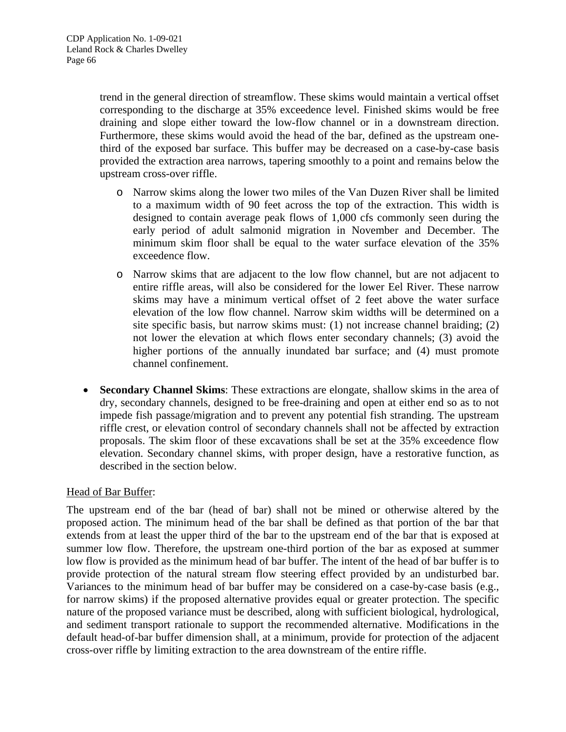trend in the general direction of streamflow. These skims would maintain a vertical offset corresponding to the discharge at 35% exceedence level. Finished skims would be free draining and slope either toward the low-flow channel or in a downstream direction. Furthermore, these skims would avoid the head of the bar, defined as the upstream one-third of the exposed bar surface. This buffer may be decreased on a case-by-case basis provided the extraction area narrows, tapering smoothly to a point and remains below the upstream cross-over riffle.

- Narrow skims along the lower two miles of the Van Duzen River shall be limited to a maximum width of 90 feet across the top of the extraction. This width is designed to contain average peak flows of 1,000 cfs commonly seen during the early period of adult salmonid migration in November and December. The minimum skim floor shall be equal to the water surface elevation of the 35% exceedence flow.
- Narrow skims that are adjacent to the low flow channel, but are not adjacent to entire riffle areas, will also be considered for the lower Eel River. These narrow skims may have a minimum vertical offset of 2 feet above the water surface elevation of the low flow channel. Narrow skim widths will be determined on a site specific basis, but narrow skims must: (1) not increase channel braiding; (2) not lower the elevation at which flows enter secondary channels; (3) avoid the higher portions of the annually inundated bar surface; and (4) must promote channel confinement.

- **Secondary Channel Skims**: These extractions are elongate, shallow skims in the area of dry, secondary channels, designed to be free-draining and open at either end so as to not impede fish passage/migration and to prevent any potential fish stranding. The upstream riffle crest, or elevation control of secondary channels shall not be affected by extraction proposals. The skim floor of these excavations shall be set at the 35% exceedence flow elevation. Secondary channel skims, with proper design, have a restorative function, as described in the section below.

Head of Bar Buffer:

The upstream end of the bar (head of bar) shall not be mined or otherwise altered by the proposed action. The minimum head of the bar shall be defined as that portion of the bar that extends from at least the upper third of the bar to the upstream end of the bar that is exposed at summer low flow. Therefore, the upstream one-third portion of the bar as exposed at summer low flow is provided as the minimum head of bar buffer. The intent of the head of bar buffer is to provide protection of the natural stream flow steering effect provided by an undisturbed bar. Variances to the minimum head of bar buffer may be considered on a case-by-case basis (e.g., for narrow skims) if the proposed alternative provides equal or greater protection. The specific nature of the proposed variance must be described, along with sufficient biological, hydrological, and sediment transport rationale to support the recommended alternative. Modifications in the default head-of-bar buffer dimension shall, at a minimum, provide for protection of the adjacent cross-over riffle by limiting extraction to the area downstream of the entire riffle.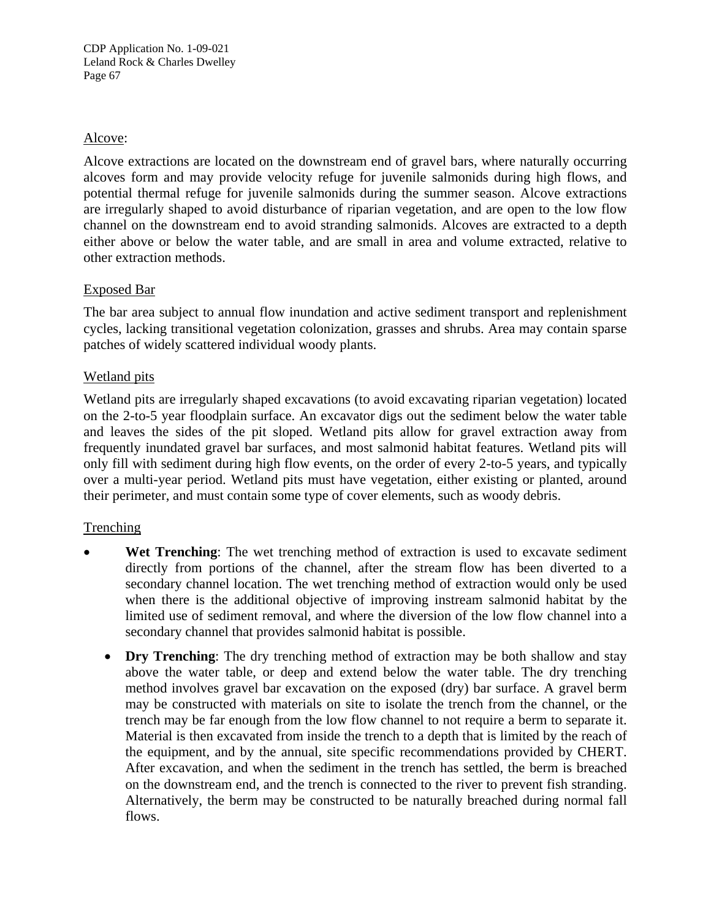<u>Alcove</u>:

Alcove extractions are located on the downstream end of gravel bars, where naturally occurring alcoves form and may provide velocity refuge for juvenile salmonids during high flows, and potential thermal refuge for juvenile salmonids during the summer season. Alcove extractions are irregularly shaped to avoid disturbance of riparian vegetation, and are open to the low flow channel on the downstream end to avoid stranding salmonids. Alcoves are extracted to a depth either above or below the water table, and are small in area and volume extracted, relative to other extraction methods.

<u>Exposed Bar</u>

The bar area subject to annual flow inundation and active sediment transport and replenishment cycles, lacking transitional vegetation colonization, grasses and shrubs. Area may contain sparse patches of widely scattered individual woody plants.

<u>Wetland pits</u>

Wetland pits are irregularly shaped excavations (to avoid excavating riparian vegetation) located on the 2-to-5 year floodplain surface. An excavator digs out the sediment below the water table and leaves the sides of the pit sloped. Wetland pits allow for gravel extraction away from frequently inundated gravel bar surfaces, and most salmonid habitat features. Wetland pits will only fill with sediment during high flow events, on the order of every 2-to-5 years, and typically over a multi-year period. Wetland pits must have vegetation, either existing or planted, around their perimeter, and must contain some type of cover elements, such as woody debris.

<u>Trenching</u>

- **Wet Trenching**: The wet trenching method of extraction is used to excavate sediment directly from portions of the channel, after the stream flow has been diverted to a secondary channel location. The wet trenching method of extraction would only be used when there is the additional objective of improving instream salmonid habitat by the limited use of sediment removal, and where the diversion of the low flow channel into a secondary channel that provides salmonid habitat is possible.
- **Dry Trenching**: The dry trenching method of extraction may be both shallow and stay above the water table, or deep and extend below the water table. The dry trenching method involves gravel bar excavation on the exposed (dry) bar surface. A gravel berm may be constructed with materials on site to isolate the trench from the channel, or the trench may be far enough from the low flow channel to not require a berm to separate it. Material is then excavated from inside the trench to a depth that is limited by the reach of the equipment, and by the annual, site specific recommendations provided by CHERT. After excavation, and when the sediment in the trench has settled, the berm is breached on the downstream end, and the trench is connected to the river to prevent fish stranding. Alternatively, the berm may be constructed to be naturally breached during normal fall flows.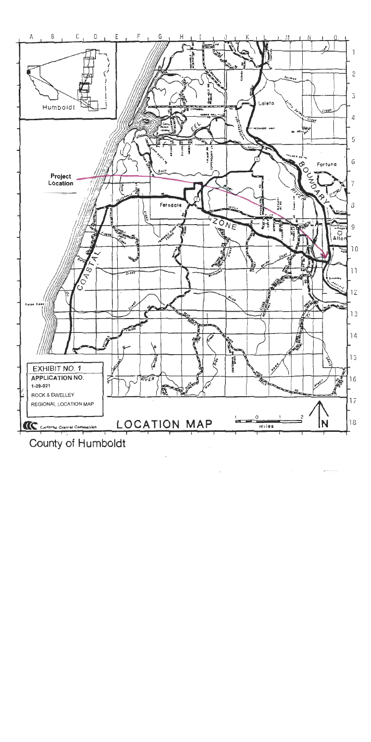Project Location

Humboldt

EXHIBIT NO. 1

APPLICATION NO.

1-09-021

ROCK & DWELLEY

REGIONAL LOCATION MAP

California Coastal Commission

LOCATION MAP

County of Humboldt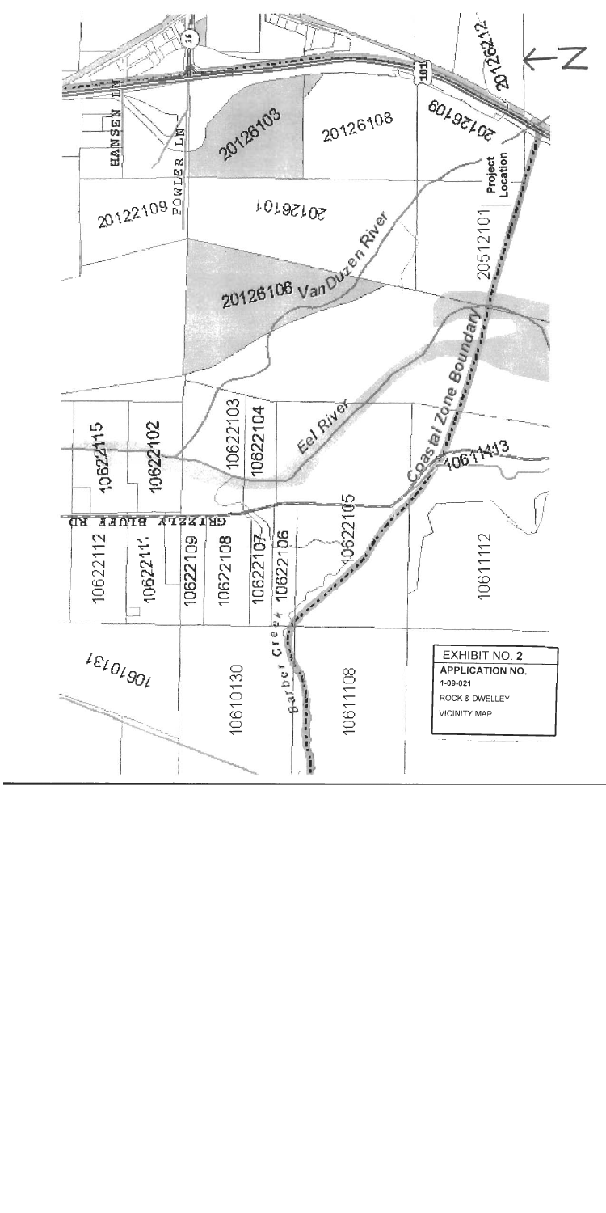EXHIBIT NO. 2

APPLICATION NO.

1-09-021

ROCK & DWELLEY

VICINITY MAP

←N

HANSEN LN

FOWLER LN

36

101

GRIZZLY BLUFF RD

Project Location

Van Duzen River

Eel River

Coastal Zone Boundary

Barber Creek

20126103

20126108

20126109

20126212

20122109

20126101

20512101

20126106

10622115

10622102

10622103

10622104

10611413

10622112

10622111

10622109

10622108

10622107

10622106

10622105

10611112

10610131

10610130

10611108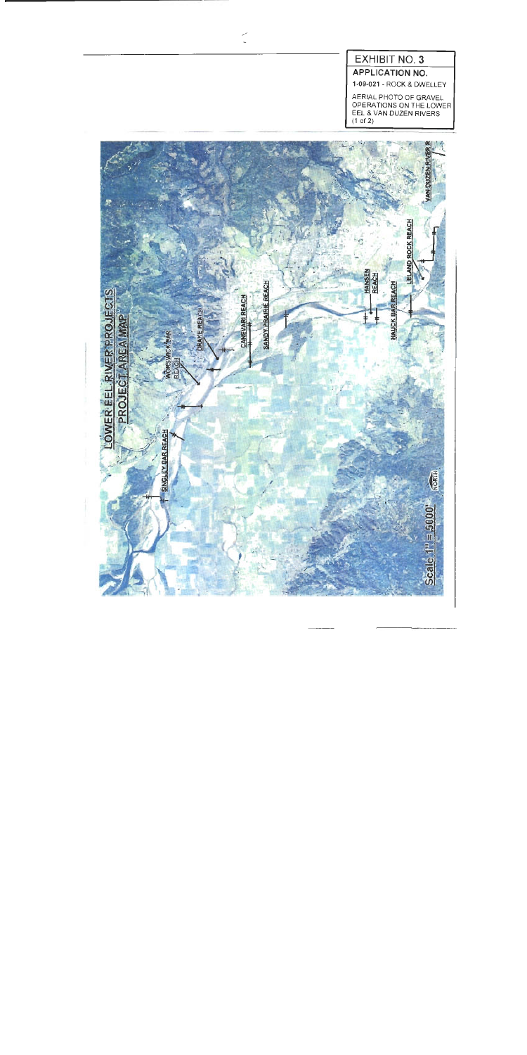EXHIBIT NO. 3

**APPLICATION NO.**

1-09-021 - ROCK & DWELLEY

AERIAL PHOTO OF GRAVEL OPERATIONS ON THE LOWER EEL & VAN DUZEN RIVERS (1 of 2)

LOWER EEL RIVER PROJECTS
PROJECT AREA MAP

SINGLEY BAR REACH

WORSWICK BAR REACH

DRAKE REACH

CANEVARI REACH

SANDY PRAIRIE REACH

HANSEN REACH

HAUCK BAR REACH

LELAND ROCK REACH

VAN DUZEN RIVER R

Scale 1" = 5000'

NORTH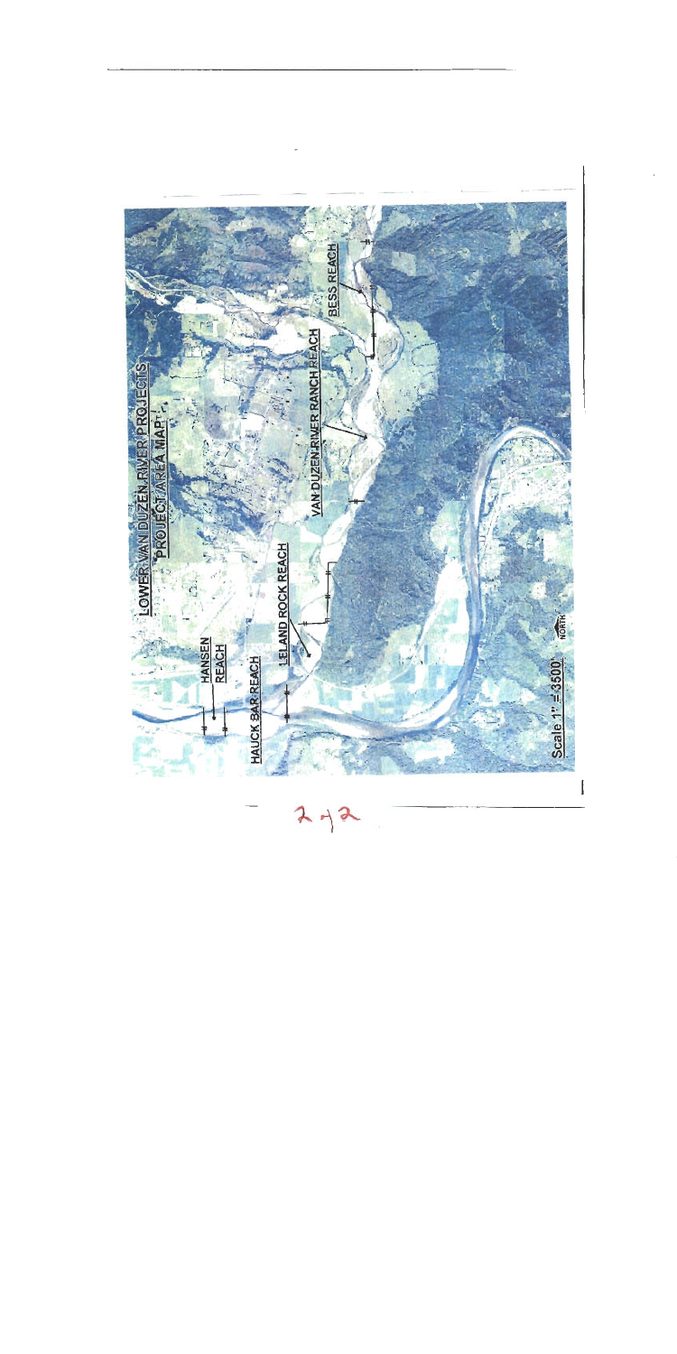LOWER VAN DUZEN RIVER PROJECTS
PROJECT AREA MAP

HANSEN REACH

HAUCK BAR REACH

LELAND ROCK REACH

VAN DUZEN RIVER RANCH REACH

BESS REACH

Scale 1" = 3500'

NORTH